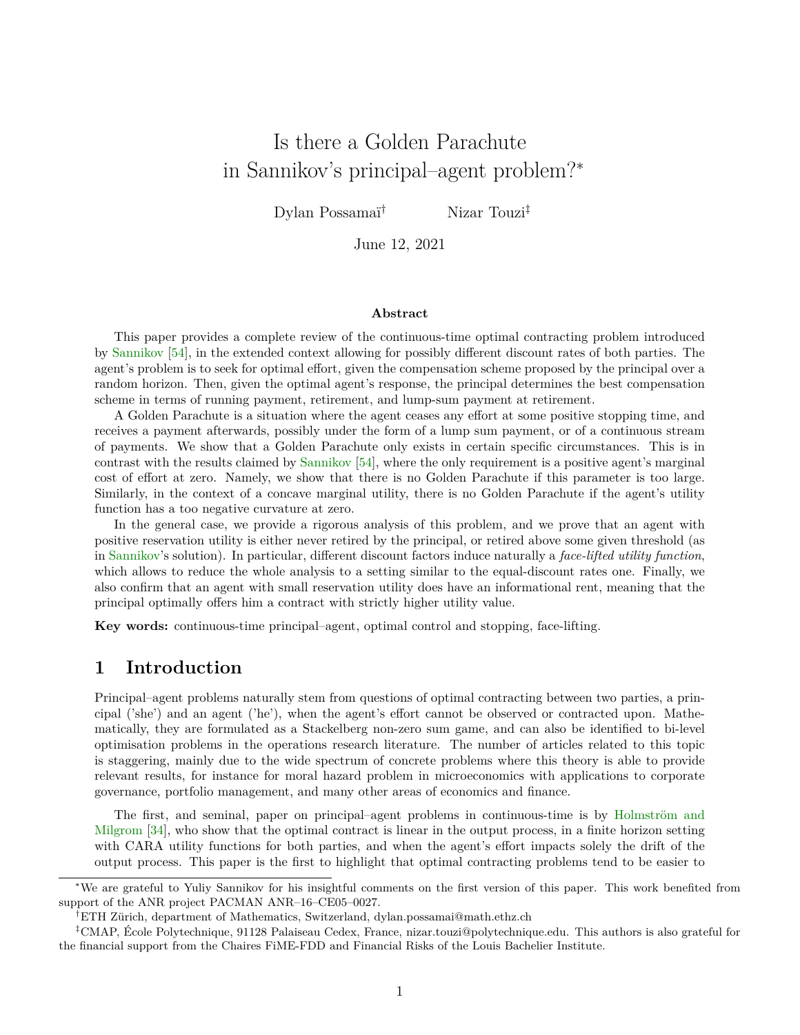# Is there a Golden Parachute in Sannikov's principal–agent problem?*

Dylan Possamaï[†] Nizar Touzi[‡]

June 12, 2021

### Abstract

This paper provides a complete review of the continuous-time optimal contracting problem introduced by Sannikov [54], in the extended context allowing for possibly different discount rates of both parties. The agent's problem is to seek for optimal effort, given the compensation scheme proposed by the principal over a random horizon. Then, given the optimal agent's response, the principal determines the best compensation scheme in terms of running payment, retirement, and lump-sum payment at retirement.

A Golden Parachute is a situation where the agent ceases any effort at some positive stopping time, and receives a payment afterwards, possibly under the form of a lump sum payment, or of a continuous stream of payments. We show that a Golden Parachute only exists in certain specific circumstances. This is in contrast with the results claimed by Sannikov [54], where the only requirement is a positive agent's marginal cost of effort at zero. Namely, we show that there is no Golden Parachute if this parameter is too large. Similarly, in the context of a concave marginal utility, there is no Golden Parachute if the agent's utility function has a too negative curvature at zero.

In the general case, we provide a rigorous analysis of this problem, and we prove that an agent with positive reservation utility is either never retired by the principal, or retired above some given threshold (as in Sannikov's solution). In particular, different discount factors induce naturally a *face-lifted utility function*, which allows to reduce the whole analysis to a setting similar to the equal-discount rates one. Finally, we also confirm that an agent with small reservation utility does have an informational rent, meaning that the principal optimally offers him a contract with strictly higher utility value.

**Key words:** continuous-time principal–agent, optimal control and stopping, face-lifting.

## 1 Introduction

Principal–agent problems naturally stem from questions of optimal contracting between two parties, a principal ('she') and an agent ('he'), when the agent's effort cannot be observed or contracted upon. Mathematically, they are formulated as a Stackelberg non-zero sum game, and can also be identified to bi-level optimisation problems in the operations research literature. The number of articles related to this topic is staggering, mainly due to the wide spectrum of concrete problems where this theory is able to provide relevant results, for instance for moral hazard problem in microeconomics with applications to corporate governance, portfolio management, and many other areas of economics and finance.

The first, and seminal, paper on principal–agent problems in continuous-time is by Holmström and Milgrom [34], who show that the optimal contract is linear in the output process, in a finite horizon setting with CARA utility functions for both parties, and when the agent's effort impacts solely the drift of the output process. This paper is the first to highlight that optimal contracting problems tend to be easier to

---

*We are grateful to Yuliy Sannikov for his insightful comments on the first version of this paper. This work benefited from support of the ANR project PACMAN ANR–16–CE05–0027.

[†]ETH Zürich, department of Mathematics, Switzerland, dylan.possamai@math.ethz.ch

[‡]CMAP, École Polytechnique, 91128 Palaiseau Cedex, France, nizar.touzi@polytechnique.edu. This authors is also grateful for the financial support from the Chaires FiME-FDD and Financial Risks of the Louis Bachelier Institute.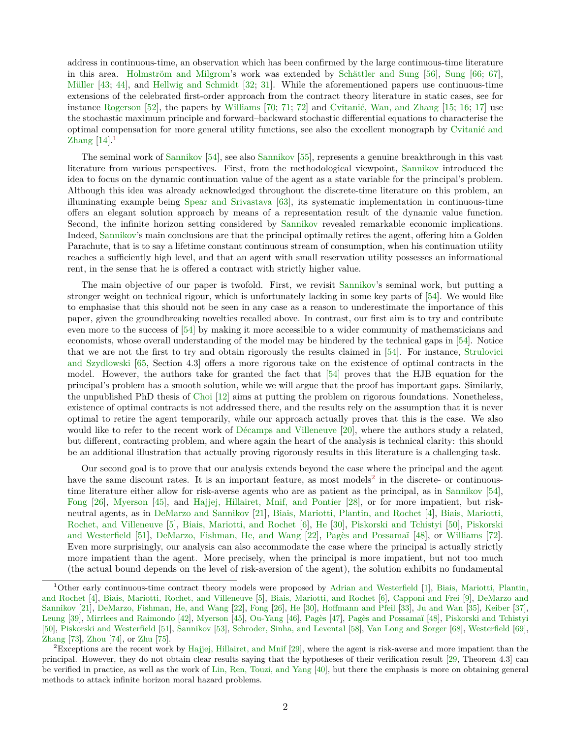address in continuous-time, an observation which has been confirmed by the large continuous-time literature in this area. Holmström and Milgrom's work was extended by Schättler and Sung [56], Sung [66; 67], Müller [43; 44], and Hellwig and Schmidt [32; 31]. While the aforementioned papers use continuous-time extensions of the celebrated first-order approach from the contract theory literature in static cases, see for instance Rogerson [52], the papers by Williams [70; 71; 72] and Cvitanić, Wan, and Zhang [15; 16; 17] use the stochastic maximum principle and forward–backward stochastic differential equations to characterise the optimal compensation for more general utility functions, see also the excellent monograph by Cvitanić and Zhang [14].[1]

The seminal work of Sannikov [54], see also Sannikov [55], represents a genuine breakthrough in this vast literature from various perspectives. First, from the methodological viewpoint, Sannikov introduced the idea to focus on the dynamic continuation value of the agent as a state variable for the principal's problem. Although this idea was already acknowledged throughout the discrete-time literature on this problem, an illuminating example being Spear and Srivastava [63], its systematic implementation in continuous-time offers an elegant solution approach by means of a representation result of the dynamic value function. Second, the infinite horizon setting considered by Sannikov revealed remarkable economic implications. Indeed, Sannikov's main conclusions are that the principal optimally retires the agent, offering him a Golden Parachute, that is to say a lifetime constant continuous stream of consumption, when his continuation utility reaches a sufficiently high level, and that an agent with small reservation utility possesses an informational rent, in the sense that he is offered a contract with strictly higher value.

The main objective of our paper is twofold. First, we revisit Sannikov's seminal work, but putting a stronger weight on technical rigour, which is unfortunately lacking in some key parts of [54]. We would like to emphasise that this should not be seen in any case as a reason to underestimate the importance of this paper, given the groundbreaking novelties recalled above. In contrast, our first aim is to try and contribute even more to the success of [54] by making it more accessible to a wider community of mathematicians and economists, whose overall understanding of the model may be hindered by the technical gaps in [54]. Notice that we are not the first to try and obtain rigorously the results claimed in [54]. For instance, Strulovici and Szydlowski [65, Section 4.3] offers a more rigorous take on the existence of optimal contracts in the model. However, the authors take for granted the fact that [54] proves that the HJB equation for the principal's problem has a smooth solution, while we will argue that the proof has important gaps. Similarly, the unpublished PhD thesis of Choi [12] aims at putting the problem on rigorous foundations. Nonetheless, existence of optimal contracts is not addressed there, and the results rely on the assumption that it is never optimal to retire the agent temporarily, while our approach actually proves that this is the case. We also would like to refer to the recent work of Décamps and Villeneuve [20], where the authors study a related, but different, contracting problem, and where again the heart of the analysis is technical clarity: this should be an additional illustration that actually proving rigorously results in this literature is a challenging task.

Our second goal is to prove that our analysis extends beyond the case where the principal and the agent have the same discount rates. It is an important feature, as most models[2] in the discrete- or continuous-time literature either allow for risk-averse agents who are as patient as the principal, as in Sannikov [54], Fong [26], Myerson [45], and Hajjej, Hillairet, Mnif, and Pontier [28], or for more impatient, but risk-neutral agents, as in DeMarzo and Sannikov [21], Biais, Mariotti, Plantin, and Rochet [4], Biais, Mariotti, Rochet, and Villeneuve [5], Biais, Mariotti, and Rochet [6], He [30], Piskorski and Tchistyi [50], Piskorski and Westerfield [51], DeMarzo, Fishman, He, and Wang [22], Pagès and Possamaï [48], or Williams [72]. Even more surprisingly, our analysis can also accommodate the case where the principal is actually strictly more impatient than the agent. More precisely, when the principal is more impatient, but not too much (the actual bound depends on the level of risk-aversion of the agent), the solution exhibits no fundamental

[1] Other early continuous-time contract theory models were proposed by Adrian and Westerfield [1], Biais, Mariotti, Plantin, and Rochet [4], Biais, Mariotti, Rochet, and Villeneuve [5], Biais, Mariotti, and Rochet [6], Capponi and Frei [9], DeMarzo and Sannikov [21], DeMarzo, Fishman, He, and Wang [22], Fong [26], He [30], Hoffmann and Pfeil [33], Ju and Wan [35], Keiber [37], Leung [39], Mirrlees and Raimondo [42], Myerson [45], Ou-Yang [46], Pagès [47], Pagès and Possamaï [48], Piskorski and Tchistyi [50], Piskorski and Westerfield [51], Sannikov [53], Schroder, Sinha, and Levental [58], Van Long and Sorger [68], Westerfield [69], Zhang [73], Zhou [74], or Zhu [75].

[2] Exceptions are the recent work by Hajjej, Hillairet, and Mnif [29], where the agent is risk-averse and more impatient than the principal. However, they do not obtain clear results saying that the hypotheses of their verification result [29, Theorem 4.3] can be verified in practice, as well as the work of Lin, Ren, Touzi, and Yang [40], but there the emphasis is more on obtaining general methods to attack infinite horizon moral hazard problems.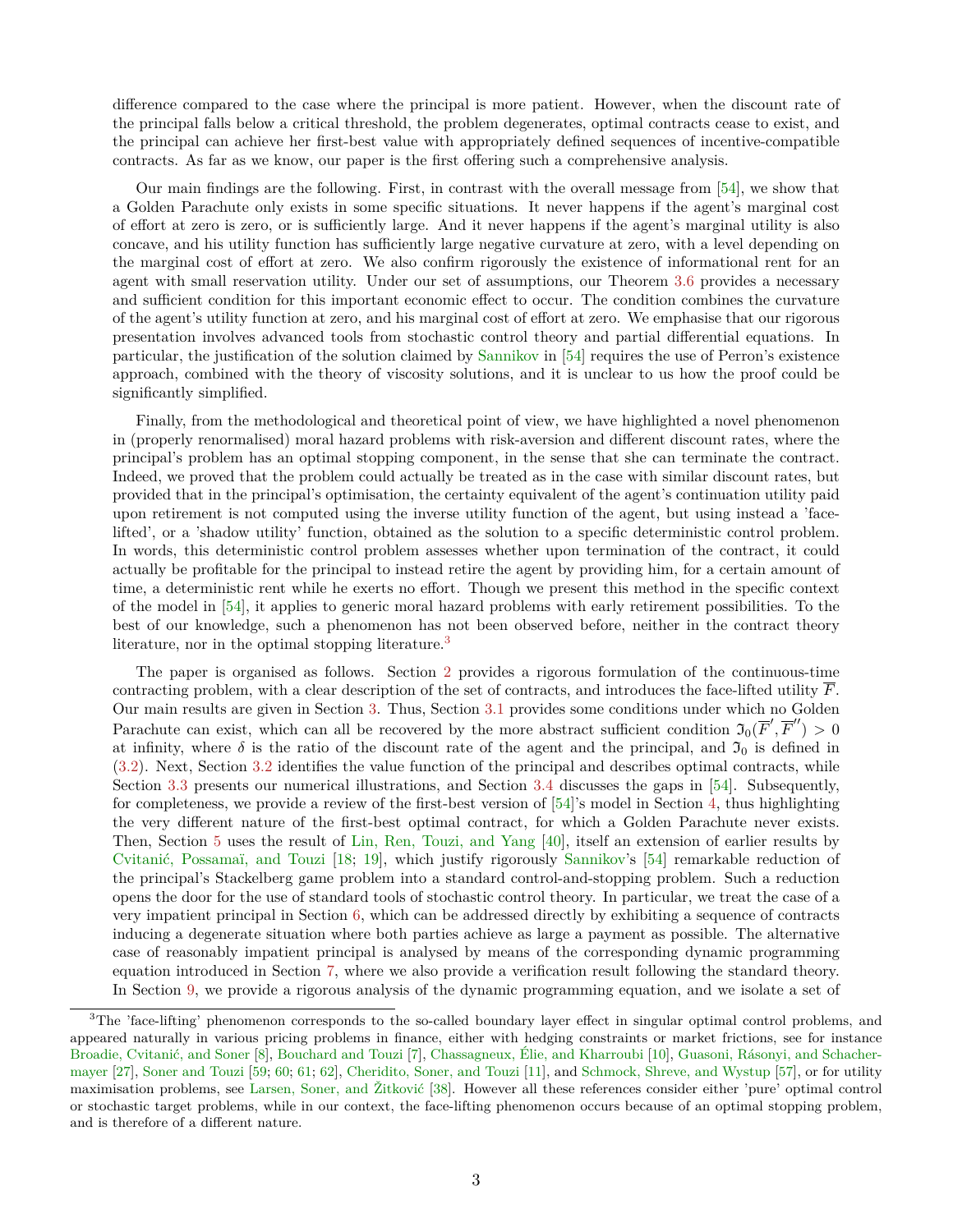difference compared to the case where the principal is more patient. However, when the discount rate of the principal falls below a critical threshold, the problem degenerates, optimal contracts cease to exist, and the principal can achieve her first-best value with appropriately defined sequences of incentive-compatible contracts. As far as we know, our paper is the first offering such a comprehensive analysis.

Our main findings are the following. First, in contrast with the overall message from [54], we show that a Golden Parachute only exists in some specific situations. It never happens if the agent's marginal cost of effort at zero is zero, or is sufficiently large. And it never happens if the agent's marginal utility is also concave, and his utility function has sufficiently large negative curvature at zero, with a level depending on the marginal cost of effort at zero. We also confirm rigorously the existence of informational rent for an agent with small reservation utility. Under our set of assumptions, our Theorem 3.6 provides a necessary and sufficient condition for this important economic effect to occur. The condition combines the curvature of the agent's utility function at zero, and his marginal cost of effort at zero. We emphasise that our rigorous presentation involves advanced tools from stochastic control theory and partial differential equations. In particular, the justification of the solution claimed by Sannikov in [54] requires the use of Perron's existence approach, combined with the theory of viscosity solutions, and it is unclear to us how the proof could be significantly simplified.

Finally, from the methodological and theoretical point of view, we have highlighted a novel phenomenon in (properly renormalised) moral hazard problems with risk-aversion and different discount rates, where the principal's problem has an optimal stopping component, in the sense that she can terminate the contract. Indeed, we proved that the problem could actually be treated as in the case with similar discount rates, but provided that in the principal's optimisation, the certainty equivalent of the agent's continuation utility paid upon retirement is not computed using the inverse utility function of the agent, but using instead a 'face-lifted', or a 'shadow utility' function, obtained as the solution to a specific deterministic control problem. In words, this deterministic control problem assesses whether upon termination of the contract, it could actually be profitable for the principal to instead retire the agent by providing him, for a certain amount of time, a deterministic rent while he exerts no effort. Though we present this method in the specific context of the model in [54], it applies to generic moral hazard problems with early retirement possibilities. To the best of our knowledge, such a phenomenon has not been observed before, neither in the contract theory literature, nor in the optimal stopping literature.[3]

The paper is organised as follows. Section 2 provides a rigorous formulation of the continuous-time contracting problem, with a clear description of the set of contracts, and introduces the face-lifted utility $\overline{F}$. Our main results are given in Section 3. Thus, Section 3.1 provides some conditions under which no Golden Parachute can exist, which can all be recovered by the more abstract sufficient condition $\mathfrak{I}_0(\overline{F}', \overline{F}'') > 0$ at infinity, where $\delta$ is the ratio of the discount rate of the agent and the principal, and $\mathfrak{I}_0$ is defined in (3.2). Next, Section 3.2 identifies the value function of the principal and describes optimal contracts, while Section 3.3 presents our numerical illustrations, and Section 3.4 discusses the gaps in [54]. Subsequently, for completeness, we provide a review of the first-best version of [54]'s model in Section 4, thus highlighting the very different nature of the first-best optimal contract, for which a Golden Parachute never exists. Then, Section 5 uses the result of Lin, Ren, Touzi, and Yang [40], itself an extension of earlier results by Cvitanić, Possamaï, and Touzi [18; 19], which justify rigorously Sannikov's [54] remarkable reduction of the principal's Stackelberg game problem into a standard control-and-stopping problem. Such a reduction opens the door for the use of standard tools of stochastic control theory. In particular, we treat the case of a very impatient principal in Section 6, which can be addressed directly by exhibiting a sequence of contracts inducing a degenerate situation where both parties achieve as large a payment as possible. The alternative case of reasonably impatient principal is analysed by means of the corresponding dynamic programming equation introduced in Section 7, where we also provide a verification result following the standard theory. In Section 9, we provide a rigorous analysis of the dynamic programming equation, and we isolate a set of

[3] The 'face-lifting' phenomenon corresponds to the so-called boundary layer effect in singular optimal control problems, and appeared naturally in various pricing problems in finance, either with hedging constraints or market frictions, see for instance Broadie, Cvitanić, and Soner [8], Bouchard and Touzi [7], Chassagneux, Élie, and Kharroubi [10], Guasoni, Rásonyi, and Schachermayer [27], Soner and Touzi [59; 60; 61; 62], Cheridito, Soner, and Touzi [11], and Schmock, Shreve, and Wystup [57], or for utility maximisation problems, see Larsen, Soner, and Žitković [38]. However all these references consider either 'pure' optimal control or stochastic target problems, while in our context, the face-lifting phenomenon occurs because of an optimal stopping problem, and is therefore of a different nature.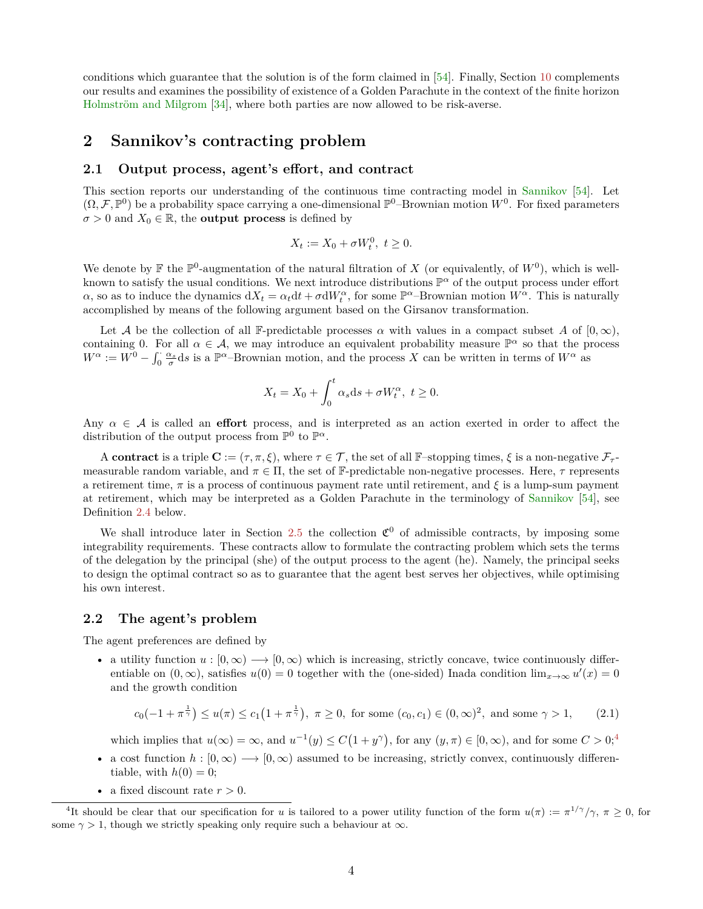conditions which guarantee that the solution is of the form claimed in [54]. Finally, Section 10 complements our results and examines the possibility of existence of a Golden Parachute in the context of the finite horizon Holmström and Milgrom [34], where both parties are now allowed to be risk-averse.

## 2 Sannikov's contracting problem

### 2.1 Output process, agent's effort, and contract

This section reports our understanding of the continuous time contracting model in Sannikov [54]. Let $(\Omega, \mathcal{F}, \mathbb{P}^0)$ be a probability space carrying a one-dimensional $\mathbb{P}^0$–Brownian motion $W^0$. For fixed parameters $\sigma > 0$ and $X_0 \in \mathbb{R}$, the **output process** is defined by

$$X_t := X_0 + \sigma W^0_t,\ t \geq 0.$$

We denote by $\mathbb{F}$ the $\mathbb{P}^0$-augmentation of the natural filtration of $X$ (or equivalently, of $W^0$), which is well-known to satisfy the usual conditions. We next introduce distributions $\mathbb{P}^\alpha$ of the output process under effort $\alpha$, so as to induce the dynamics $\mathrm{d}X_t = \alpha_t \mathrm{d}t + \sigma \mathrm{d}W^\alpha_t$, for some $\mathbb{P}^\alpha$–Brownian motion $W^\alpha$. This is naturally accomplished by means of the following argument based on the Girsanov transformation.

Let $\mathcal{A}$ be the collection of all $\mathbb{F}$-predictable processes $\alpha$ with values in a compact subset $A$ of $[0,\infty)$, containing 0. For all $\alpha \in \mathcal{A}$, we may introduce an equivalent probability measure $\mathbb{P}^\alpha$ so that the process $W^\alpha := W^0 - \int_0^\cdot \frac{\alpha_s}{\sigma}\mathrm{d}s$ is a $\mathbb{P}^\alpha$–Brownian motion, and the process $X$ can be written in terms of $W^\alpha$ as

$$X_t = X_0 + \int_0^t \alpha_s \mathrm{d}s + \sigma W^\alpha_t,\ t \geq 0.$$

Any $\alpha \in \mathcal{A}$ is called an **effort** process, and is interpreted as an action exerted in order to affect the distribution of the output process from $\mathbb{P}^0$ to $\mathbb{P}^\alpha$.

A **contract** is a triple $\mathbf{C} := (\tau, \pi, \xi)$, where $\tau \in \mathcal{T}$, the set of all $\mathbb{F}$–stopping times, $\xi$ is a non-negative $\mathcal{F}_\tau$-measurable random variable, and $\pi \in \Pi$, the set of $\mathbb{F}$-predictable non-negative processes. Here, $\tau$ represents a retirement time, $\pi$ is a process of continuous payment rate until retirement, and $\xi$ is a lump-sum payment at retirement, which may be interpreted as a Golden Parachute in the terminology of Sannikov [54], see Definition 2.4 below.

We shall introduce later in Section 2.5 the collection $\mathfrak{C}^0$ of admissible contracts, by imposing some integrability requirements. These contracts allow to formulate the contracting problem which sets the terms of the delegation by the principal (she) of the output process to the agent (he). Namely, the principal seeks to design the optimal contract so as to guarantee that the agent best serves her objectives, while optimising his own interest.

### 2.2 The agent's problem

The agent preferences are defined by

- a utility function $u : [0,\infty) \longrightarrow [0,\infty)$ which is increasing, strictly concave, twice continuously differentiable on $(0,\infty)$, satisfies $u(0) = 0$ together with the (one-sided) Inada condition $\lim_{x\to\infty} u'(x) = 0$ and the growth condition

$$c_0\big(-1 + \pi^{\frac{1}{\gamma}}\big) \leq u(\pi) \leq c_1\big(1 + \pi^{\frac{1}{\gamma}}\big),\ \pi \geq 0,\ \text{for some } (c_0, c_1) \in (0,\infty)^2,\ \text{and some } \gamma > 1, \tag{2.1}$$

  which implies that $u(\infty) = \infty$, and $u^{-1}(y) \leq C\big(1 + y^\gamma\big)$, for any $(y,\pi) \in [0,\infty)$, and for some $C > 0$;[4]
- a cost function $h : [0,\infty) \longrightarrow [0,\infty)$ assumed to be increasing, strictly convex, continuously differentiable, with $h(0) = 0$;
- a fixed discount rate $r > 0$.

[4] It should be clear that our specification for $u$ is tailored to a power utility function of the form $u(\pi) := \pi^{1/\gamma}/\gamma$, $\pi \geq 0$, for some $\gamma > 1$, though we strictly speaking only require such a behaviour at $\infty$.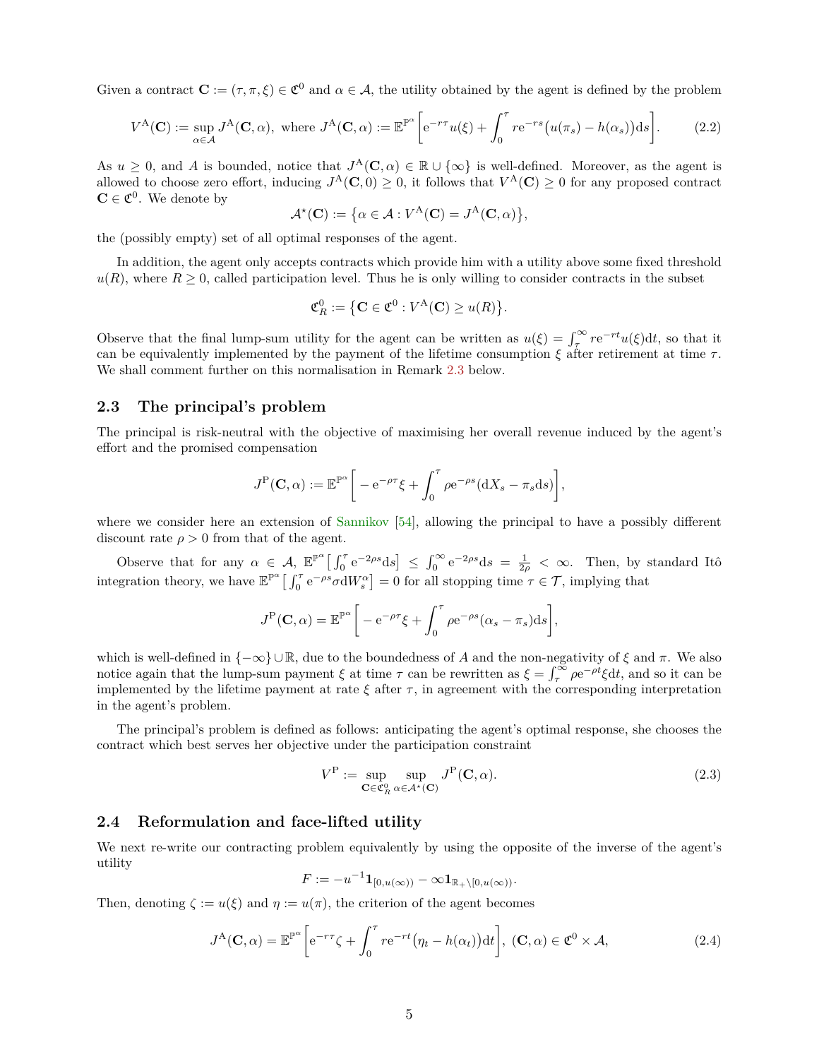Given a contract $\mathbf{C} := (\tau, \pi, \xi) \in \mathfrak{C}^0$ and $\alpha \in \mathcal{A}$, the utility obtained by the agent is defined by the problem

$$V^{\mathrm{A}}(\mathbf{C}) := \sup_{\alpha \in \mathcal{A}} J^{\mathrm{A}}(\mathbf{C}, \alpha), \text{ where } J^{\mathrm{A}}(\mathbf{C}, \alpha) := \mathbb{E}^{\mathbb{P}^\alpha}\bigg[\mathrm{e}^{-r\tau} u(\xi) + \int_0^\tau r\mathrm{e}^{-rs}\big(u(\pi_s) - h(\alpha_s)\big)\mathrm{d}s\bigg]. \tag{2.2}$$

As $u \geq 0$, and $A$ is bounded, notice that $J^{\mathrm{A}}(\mathbf{C}, \alpha) \in \mathbb{R} \cup \{\infty\}$ is well-defined. Moreover, as the agent is allowed to choose zero effort, inducing $J^{\mathrm{A}}(\mathbf{C}, 0) \geq 0$, it follows that $V^{\mathrm{A}}(\mathbf{C}) \geq 0$ for any proposed contract $\mathbf{C} \in \mathfrak{C}^0$. We denote by

$$\mathcal{A}^\star(\mathbf{C}) := \big\{\alpha \in \mathcal{A} : V^{\mathrm{A}}(\mathbf{C}) = J^{\mathrm{A}}(\mathbf{C}, \alpha)\big\},$$

the (possibly empty) set of all optimal responses of the agent.

In addition, the agent only accepts contracts which provide him with a utility above some fixed threshold $u(R)$, where $R \geq 0$, called participation level. Thus he is only willing to consider contracts in the subset

$$\mathfrak{C}^0_R := \big\{\mathbf{C} \in \mathfrak{C}^0 : V^{\mathrm{A}}(\mathbf{C}) \geq u(R)\big\}.$$

Observe that the final lump-sum utility for the agent can be written as $u(\xi) = \int_\tau^\infty r\mathrm{e}^{-rt}u(\xi)\mathrm{d}t$, so that it can be equivalently implemented by the payment of the lifetime consumption $\xi$ after retirement at time $\tau$. We shall comment further on this normalisation in Remark 2.3 below.

## 2.3 The principal's problem

The principal is risk-neutral with the objective of maximising her overall revenue induced by the agent's effort and the promised compensation

$$J^{\mathrm{P}}(\mathbf{C}, \alpha) := \mathbb{E}^{\mathbb{P}^\alpha}\bigg[-\mathrm{e}^{-\rho\tau}\xi + \int_0^\tau \rho\mathrm{e}^{-\rho s}(\mathrm{d}X_s - \pi_s\mathrm{d}s)\bigg],$$

where we consider here an extension of Sannikov [54], allowing the principal to have a possibly different discount rate $\rho > 0$ from that of the agent.

Observe that for any $\alpha \in \mathcal{A}$, $\mathbb{E}^{\mathbb{P}^\alpha}\big[\int_0^\tau \mathrm{e}^{-2\rho s}\mathrm{d}s\big] \leq \int_0^\infty \mathrm{e}^{-2\rho s}\mathrm{d}s = \frac{1}{2\rho} < \infty$. Then, by standard Itô integration theory, we have $\mathbb{E}^{\mathbb{P}^\alpha}\big[\int_0^\tau \mathrm{e}^{-\rho s}\sigma\mathrm{d}W^\alpha_s\big] = 0$ for all stopping time $\tau \in \mathcal{T}$, implying that

$$J^{\mathrm{P}}(\mathbf{C}, \alpha) = \mathbb{E}^{\mathbb{P}^\alpha}\bigg[-\mathrm{e}^{-\rho\tau}\xi + \int_0^\tau \rho\mathrm{e}^{-\rho s}(\alpha_s - \pi_s)\mathrm{d}s\bigg],$$

which is well-defined in $\{-\infty\} \cup \mathbb{R}$, due to the boundedness of $A$ and the non-negativity of $\xi$ and $\pi$. We also notice again that the lump-sum payment $\xi$ at time $\tau$ can be rewritten as $\xi = \int_\tau^\infty \rho\mathrm{e}^{-\rho t}\xi\mathrm{d}t$, and so it can be implemented by the lifetime payment at rate $\xi$ after $\tau$, in agreement with the corresponding interpretation in the agent's problem.

The principal's problem is defined as follows: anticipating the agent's optimal response, she chooses the contract which best serves her objective under the participation constraint

$$V^{\mathrm{P}} := \sup_{\mathbf{C} \in \mathfrak{C}^0_R} \sup_{\alpha \in \mathcal{A}^\star(\mathbf{C})} J^{\mathrm{P}}(\mathbf{C}, \alpha). \tag{2.3}$$

## 2.4 Reformulation and face-lifted utility

We next re-write our contracting problem equivalently by using the opposite of the inverse of the agent's utility

$$F := -u^{-1}\mathbf{1}_{[0, u(\infty))} - \infty\mathbf{1}_{\mathbb{R}_+ \setminus [0, u(\infty))}.$$

Then, denoting $\zeta := u(\xi)$ and $\eta := u(\pi)$, the criterion of the agent becomes

$$J^{\mathrm{A}}(\mathbf{C}, \alpha) = \mathbb{E}^{\mathbb{P}^\alpha}\bigg[\mathrm{e}^{-r\tau}\zeta + \int_0^\tau r\mathrm{e}^{-rt}\big(\eta_t - h(\alpha_t)\big)\mathrm{d}t\bigg], \ (\mathbf{C}, \alpha) \in \mathfrak{C}^0 \times \mathcal{A}, \tag{2.4}$$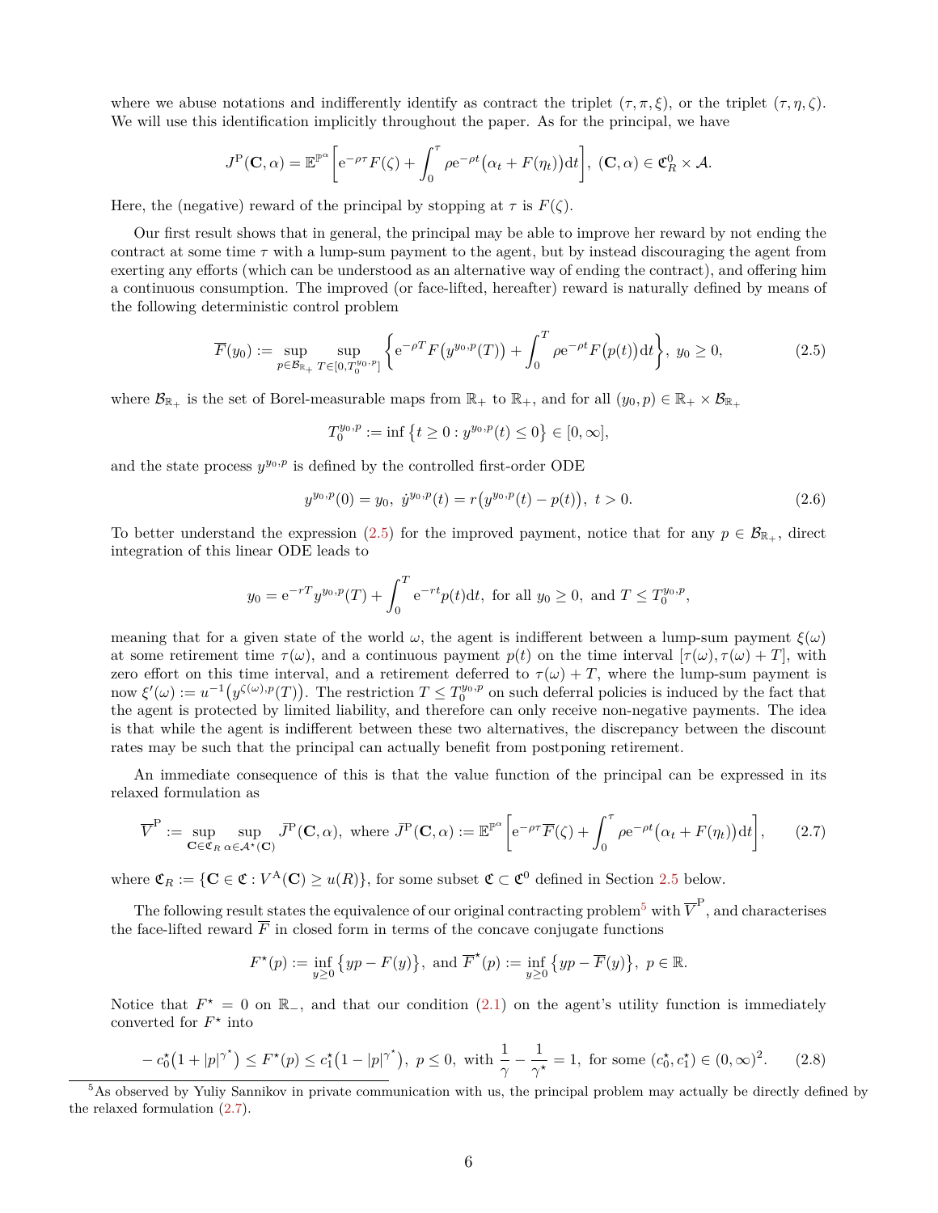where we abuse notations and indifferently identify as contract the triplet $(\tau,\pi,\xi)$, or the triplet $(\tau,\eta,\zeta)$. We will use this identification implicitly throughout the paper. As for the principal, we have

$$J^{\mathrm{P}}(\mathbf{C},\alpha)=\mathbb{E}^{\mathbb{P}^\alpha}\bigg[\mathrm{e}^{-\rho\tau}F(\zeta)+\int_0^\tau \rho\mathrm{e}^{-\rho t}\big(\alpha_t+F(\eta_t)\big)\mathrm{d}t\bigg],\ (\mathbf{C},\alpha)\in\mathfrak{C}_R^0\times\mathcal{A}.$$

Here, the (negative) reward of the principal by stopping at $\tau$ is $F(\zeta)$.

Our first result shows that in general, the principal may be able to improve her reward by not ending the contract at some time $\tau$ with a lump-sum payment to the agent, but by instead discouraging the agent from exerting any efforts (which can be understood as an alternative way of ending the contract), and offering him a continuous consumption. The improved (or face-lifted, hereafter) reward is naturally defined by means of the following deterministic control problem

$$\overline{F}(y_0):=\sup_{p\in\mathcal{B}_{\mathbb{R}_+}}\sup_{T\in[0,T_0^{y_0,p}]}\bigg\{\mathrm{e}^{-\rho T}F\big(y^{y_0,p}(T)\big)+\int_0^T\rho\mathrm{e}^{-\rho t}F\big(p(t)\big)\mathrm{d}t\bigg\},\ y_0\geq 0, \tag{2.5}$$

where $\mathcal{B}_{\mathbb{R}_+}$ is the set of Borel-measurable maps from $\mathbb{R}_+$ to $\mathbb{R}_+$, and for all $(y_0,p)\in\mathbb{R}_+\times\mathcal{B}_{\mathbb{R}_+}$

$$T_0^{y_0,p}:=\inf\big\{t\geq 0: y^{y_0,p}(t)\leq 0\big\}\in[0,\infty],$$

and the state process $y^{y_0,p}$ is defined by the controlled first-order ODE

$$y^{y_0,p}(0)=y_0,\ \dot y^{y_0,p}(t)=r\big(y^{y_0,p}(t)-p(t)\big),\ t>0. \tag{2.6}$$

To better understand the expression (2.5) for the improved payment, notice that for any $p\in\mathcal{B}_{\mathbb{R}_+}$, direct integration of this linear ODE leads to

$$y_0=\mathrm{e}^{-rT}y^{y_0,p}(T)+\int_0^T\mathrm{e}^{-rt}p(t)\mathrm{d}t,\ \text{for all}\ y_0\geq 0,\ \text{and}\ T\leq T_0^{y_0,p},$$

meaning that for a given state of the world $\omega$, the agent is indifferent between a lump-sum payment $\xi(\omega)$ at some retirement time $\tau(\omega)$, and a continuous payment $p(t)$ on the time interval $[\tau(\omega),\tau(\omega)+T]$, with zero effort on this time interval, and a retirement deferred to $\tau(\omega)+T$, where the lump-sum payment is now $\xi'(\omega):=u^{-1}\big(y^{\zeta(\omega),p}(T)\big)$. The restriction $T\leq T_0^{y_0,p}$ on such deferral policies is induced by the fact that the agent is protected by limited liability, and therefore can only receive non-negative payments. The idea is that while the agent is indifferent between these two alternatives, the discrepancy between the discount rates may be such that the principal can actually benefit from postponing retirement.

An immediate consequence of this is that the value function of the principal can be expressed in its relaxed formulation as

$$\overline{V}^{\mathrm{P}}:=\sup_{\mathbf{C}\in\mathfrak{C}_R}\sup_{\alpha\in\mathcal{A}^\star(\mathbf{C})}\bar J^{\mathrm{P}}(\mathbf{C},\alpha),\ \text{where}\ \bar J^{\mathrm{P}}(\mathbf{C},\alpha):=\mathbb{E}^{\mathbb{P}^\alpha}\bigg[\mathrm{e}^{-\rho\tau}\overline{F}(\zeta)+\int_0^\tau\rho\mathrm{e}^{-\rho t}\big(\alpha_t+F(\eta_t)\big)\mathrm{d}t\bigg], \tag{2.7}$$

where $\mathfrak{C}_R:=\{\mathbf{C}\in\mathfrak{C}: V^{\mathrm{A}}(\mathbf{C})\geq u(R)\}$, for some subset $\mathfrak{C}\subset\mathfrak{C}^0$ defined in Section 2.5 below.

The following result states the equivalence of our original contracting problem[5] with $\overline{V}^{\mathrm{P}}$, and characterises the face-lifted reward $\overline{F}$ in closed form in terms of the concave conjugate functions

$$F^\star(p):=\inf_{y\geq 0}\big\{yp-F(y)\big\},\ \text{and}\ \overline{F}^\star(p):=\inf_{y\geq 0}\big\{yp-\overline{F}(y)\big\},\ p\in\mathbb{R}.$$

Notice that $F^\star=0$ on $\mathbb{R}_-$, and that our condition (2.1) on the agent's utility function is immediately converted for $F^\star$ into

$$-c_0^\star\big(1+|p|^{\gamma^\star}\big)\leq F^\star(p)\leq c_1^\star\big(1-|p|^{\gamma^\star}\big),\ p\leq 0,\ \text{with}\ \frac{1}{\gamma}-\frac{1}{\gamma^\star}=1,\ \text{for some}\ (c_0^\star,c_1^\star)\in(0,\infty)^2. \tag{2.8}$$

[5] As observed by Yuliy Sannikov in private communication with us, the principal problem may actually be directly defined by the relaxed formulation (2.7).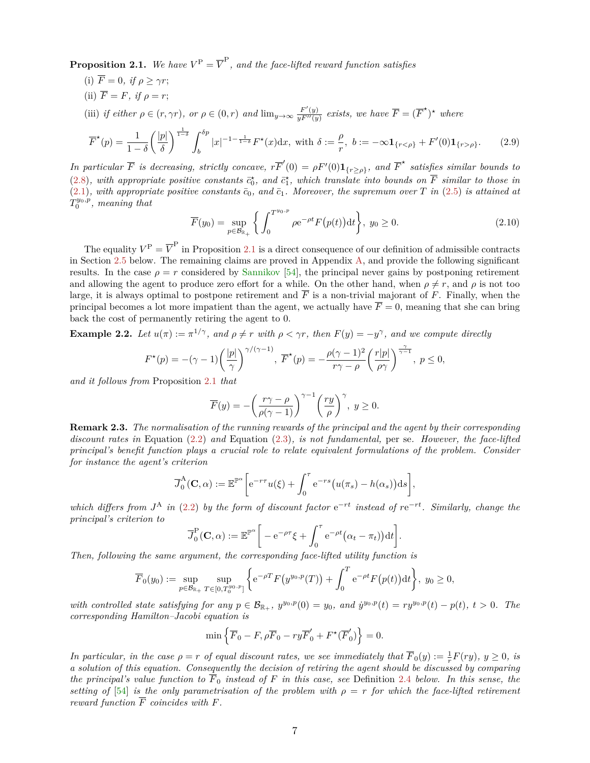**Proposition 2.1.** *We have $V^{\mathrm{P}} = \overline{V}^{\mathrm{P}}$, and the face-lifted reward function satisfies*

(i) *$\overline{F} = 0$, if $\rho \geq \gamma r$;*

(ii) *$\overline{F} = F$, if $\rho = r$;*

(iii) *if either $\rho \in (r, \gamma r)$, or $\rho \in (0, r)$ and $\lim_{y\to\infty} \frac{F'(y)}{yF''(y)}$ exists, we have $\overline{F} = (\overline{F}^\star)^\star$ where*

$$\overline{F}^\star(p) = \frac{1}{1-\delta}\bigg(\frac{|p|}{\delta}\bigg)^{\frac{1}{1-\delta}} \int_b^{\delta p} |x|^{-1-\frac{1}{1-\delta}} F^\star(x)\mathrm{d}x, \text{ with } \delta := \frac{\rho}{r},\; b := -\infty \mathbf{1}_{\{r<\rho\}} + F'(0)\mathbf{1}_{\{r>\rho\}}. \tag{2.9}$$

*In particular $\overline{F}$ is decreasing, strictly concave, $r\overline{F}'(0) = \rho F'(0)\mathbf{1}_{\{r\geq\rho\}}$, and $\overline{F}^\star$ satisfies similar bounds to (2.8), with appropriate positive constants $\bar{c}_0^\star$, and $\bar{c}_1^\star$, which translate into bounds on $\overline{F}$ similar to those in (2.1), with appropriate positive constants $\bar{c}_0$, and $\bar{c}_1$. Moreover, the supremum over $T$ in (2.5) is attained at $T_0^{y_0,p}$, meaning that*

$$\overline{F}(y_0) = \sup_{p\in\mathcal{B}_{\mathbb{R}_+}} \bigg\{ \int_0^{T^{y_0,p}} \rho \mathrm{e}^{-\rho t} F\big(p(t)\big)\mathrm{d}t \bigg\},\; y_0 \geq 0. \tag{2.10}$$

The equality $V^{\mathrm{P}} = \overline{V}^{\mathrm{P}}$ in Proposition 2.1 is a direct consequence of our definition of admissible contracts in Section 2.5 below. The remaining claims are proved in Appendix A, and provide the following significant results. In the case $\rho = r$ considered by Sannikov [54], the principal never gains by postponing retirement and allowing the agent to produce zero effort for a while. On the other hand, when $\rho \neq r$, and $\rho$ is not too large, it is always optimal to postpone retirement and $\overline{F}$ is a non-trivial majorant of $F$. Finally, when the principal becomes a lot more impatient than the agent, we actually have $\overline{F} = 0$, meaning that she can bring back the cost of permanently retiring the agent to 0.

**Example 2.2.** *Let $u(\pi) := \pi^{1/\gamma}$, and $\rho \neq r$ with $\rho < \gamma r$, then $F(y) = -y^\gamma$, and we compute directly*

$$F^\star(p) = -(\gamma-1)\bigg(\frac{|p|}{\gamma}\bigg)^{\gamma/(\gamma-1)},\; \overline{F}^\star(p) = -\frac{\rho(\gamma-1)^2}{r\gamma-\rho}\bigg(\frac{r|p|}{\rho\gamma}\bigg)^{\frac{\gamma}{\gamma-1}},\; p \leq 0,$$

*and it follows from* Proposition 2.1 *that*

$$\overline{F}(y) = -\bigg(\frac{r\gamma-\rho}{\rho(\gamma-1)}\bigg)^{\gamma-1}\bigg(\frac{ry}{\rho}\bigg)^\gamma,\; y \geq 0.$$

**Remark 2.3.** *The normalisation of the running rewards of the principal and the agent by their corresponding discount rates in* Equation (2.2) *and* Equation (2.3), *is not fundamental,* per se. *However, the face-lifted principal's benefit function plays a crucial role to relate equivalent formulations of the problem. Consider for instance the agent's criterion*

$$\overline{J}_0^{\mathrm{A}}(\mathbf{C}, \alpha) := \mathbb{E}^{\mathbb{P}^\alpha}\bigg[\mathrm{e}^{-r\tau}u(\xi) + \int_0^\tau \mathrm{e}^{-rs}\big(u(\pi_s) - h(\alpha_s)\big)\mathrm{d}s\bigg],$$

*which differs from $J^{\mathrm{A}}$ in (2.2) by the form of discount factor $\mathrm{e}^{-rt}$ instead of $r\mathrm{e}^{-rt}$. Similarly, change the principal's criterion to*

$$\overline{J}_0^{\mathrm{P}}(\mathbf{C}, \alpha) := \mathbb{E}^{\mathbb{P}^\alpha}\bigg[-\mathrm{e}^{-\rho\tau}\xi + \int_0^\tau \mathrm{e}^{-\rho t}\big(\alpha_t - \pi_t\big)\mathrm{d}t\bigg].$$

*Then, following the same argument, the corresponding face-lifted utility function is*

$$\overline{F}_0(y_0) := \sup_{p\in\mathcal{B}_{\mathbb{R}_+}} \sup_{T\in[0,T_0^{y_0,p}]} \bigg\{\mathrm{e}^{-\rho T}F\big(y^{y_0,p}(T)\big) + \int_0^T \mathrm{e}^{-\rho t}F\big(p(t)\big)\mathrm{d}t\bigg\},\; y_0 \geq 0,$$

*with controlled state satisfying for any $p \in \mathcal{B}_{\mathbb{R}_+}$, $y^{y_0,p}(0) = y_0$, and $\dot{y}^{y_0,p}(t) = ry^{y_0,p}(t) - p(t)$, $t > 0$. The corresponding Hamilton–Jacobi equation is*

$$\min\Big\{\overline{F}_0 - F, \rho\overline{F}_0 - ry\overline{F}_0' + F^\star(\overline{F}_0')\Big\} = 0.$$

*In particular, in the case $\rho = r$ of equal discount rates, we see immediately that $\overline{F}_0(y) := \frac{1}{r}F(ry)$, $y \geq 0$, is a solution of this equation. Consequently the decision of retiring the agent should be discussed by comparing the principal's value function to $\overline{F}_0$ instead of $F$ in this case, see* Definition 2.4 *below. In this sense, the setting of [54] is the only parametrisation of the problem with $\rho = r$ for which the face-lifted retirement reward function $\overline{F}$ coincides with $F$.*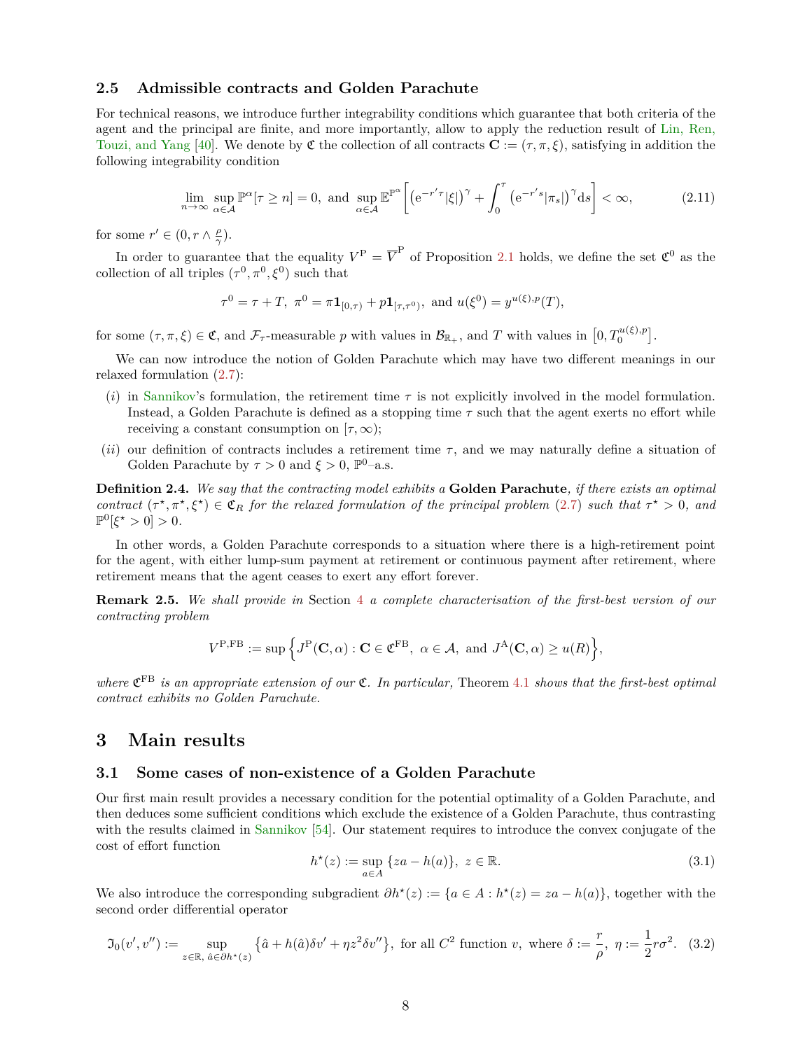### 2.5 Admissible contracts and Golden Parachute

For technical reasons, we introduce further integrability conditions which guarantee that both criteria of the agent and the principal are finite, and more importantly, allow to apply the reduction result of Lin, Ren, Touzi, and Yang [40]. We denote by $\mathfrak{C}$ the collection of all contracts $\mathbf{C} := (\tau, \pi, \xi)$, satisfying in addition the following integrability condition

$$\lim_{n\to\infty} \sup_{\alpha\in\mathcal{A}} \mathbb{P}^{\alpha}[\tau \geq n] = 0, \text{ and } \sup_{\alpha\in\mathcal{A}} \mathbb{E}^{\mathbb{P}^{\alpha}}\bigg[\big(\mathrm{e}^{-r'\tau}|\xi|\big)^{\gamma} + \int_0^{\tau} \big(\mathrm{e}^{-r's}|\pi_s|\big)^{\gamma}\mathrm{d}s\bigg] < \infty, \tag{2.11}$$

for some $r' \in (0, r \wedge \frac{\rho}{\gamma})$.

In order to guarantee that the equality $V^{\mathrm{P}} = \overline{V}^{\mathrm{P}}$ of Proposition 2.1 holds, we define the set $\mathfrak{C}^0$ as the collection of all triples $(\tau^0, \pi^0, \xi^0)$ such that

$$\tau^0 = \tau + T, \; \pi^0 = \pi \mathbf{1}_{[0,\tau)} + p\mathbf{1}_{[\tau,\tau^0)}, \text{ and } u(\xi^0) = y^{u(\xi),p}(T),$$

for some $(\tau, \pi, \xi) \in \mathfrak{C}$, and $\mathcal{F}_\tau$-measurable $p$ with values in $\mathcal{B}_{\mathbb{R}_+}$, and $T$ with values in $\big[0, T_0^{u(\xi),p}\big]$.

We can now introduce the notion of Golden Parachute which may have two different meanings in our relaxed formulation (2.7):

- $(i)$ in Sannikov's formulation, the retirement time $\tau$ is not explicitly involved in the model formulation. Instead, a Golden Parachute is defined as a stopping time $\tau$ such that the agent exerts no effort while receiving a constant consumption on $[\tau, \infty)$;
- $(ii)$ our definition of contracts includes a retirement time $\tau$, and we may naturally define a situation of Golden Parachute by $\tau > 0$ and $\xi > 0$, $\mathbb{P}^0$–a.s.

**Definition 2.4.** *We say that the contracting model exhibits a* **Golden Parachute***, if there exists an optimal contract* $(\tau^\star, \pi^\star, \xi^\star) \in \mathfrak{C}_R$ *for the relaxed formulation of the principal problem* (2.7) *such that* $\tau^\star > 0$*, and* $\mathbb{P}^0[\xi^\star > 0] > 0$.

In other words, a Golden Parachute corresponds to a situation where there is a high-retirement point for the agent, with either lump-sum payment at retirement or continuous payment after retirement, where retirement means that the agent ceases to exert any effort forever.

**Remark 2.5.** *We shall provide in* Section 4 *a complete characterisation of the first-best version of our contracting problem*

$$V^{\mathrm{P,FB}} := \sup\Big\{J^{\mathrm{P}}(\mathbf{C}, \alpha) : \mathbf{C} \in \mathfrak{C}^{\mathrm{FB}}, \; \alpha \in \mathcal{A}, \text{ and } J^{\mathrm{A}}(\mathbf{C}, \alpha) \geq u(R)\Big\},$$

*where* $\mathfrak{C}^{\mathrm{FB}}$ *is an appropriate extension of our* $\mathfrak{C}$*. In particular,* Theorem 4.1 *shows that the first-best optimal contract exhibits no Golden Parachute.*

## 3 Main results

### 3.1 Some cases of non-existence of a Golden Parachute

Our first main result provides a necessary condition for the potential optimality of a Golden Parachute, and then deduces some sufficient conditions which exclude the existence of a Golden Parachute, thus contrasting with the results claimed in Sannikov [54]. Our statement requires to introduce the convex conjugate of the cost of effort function

$$h^\star(z) := \sup_{a\in A}\{za - h(a)\}, \; z \in \mathbb{R}. \tag{3.1}$$

We also introduce the corresponding subgradient $\partial h^\star(z) := \{a \in A : h^\star(z) = za - h(a)\}$, together with the second order differential operator

$$\mathfrak{I}_0(v', v'') := \sup_{z\in\mathbb{R},\; \hat{a}\in\partial h^\star(z)} \big\{\hat{a} + h(\hat{a})\delta v' + \eta z^2 \delta v''\big\}, \text{ for all } C^2 \text{ function } v, \text{ where } \delta := \frac{r}{\rho}, \; \eta := \frac{1}{2}r\sigma^2. \tag{3.2}$$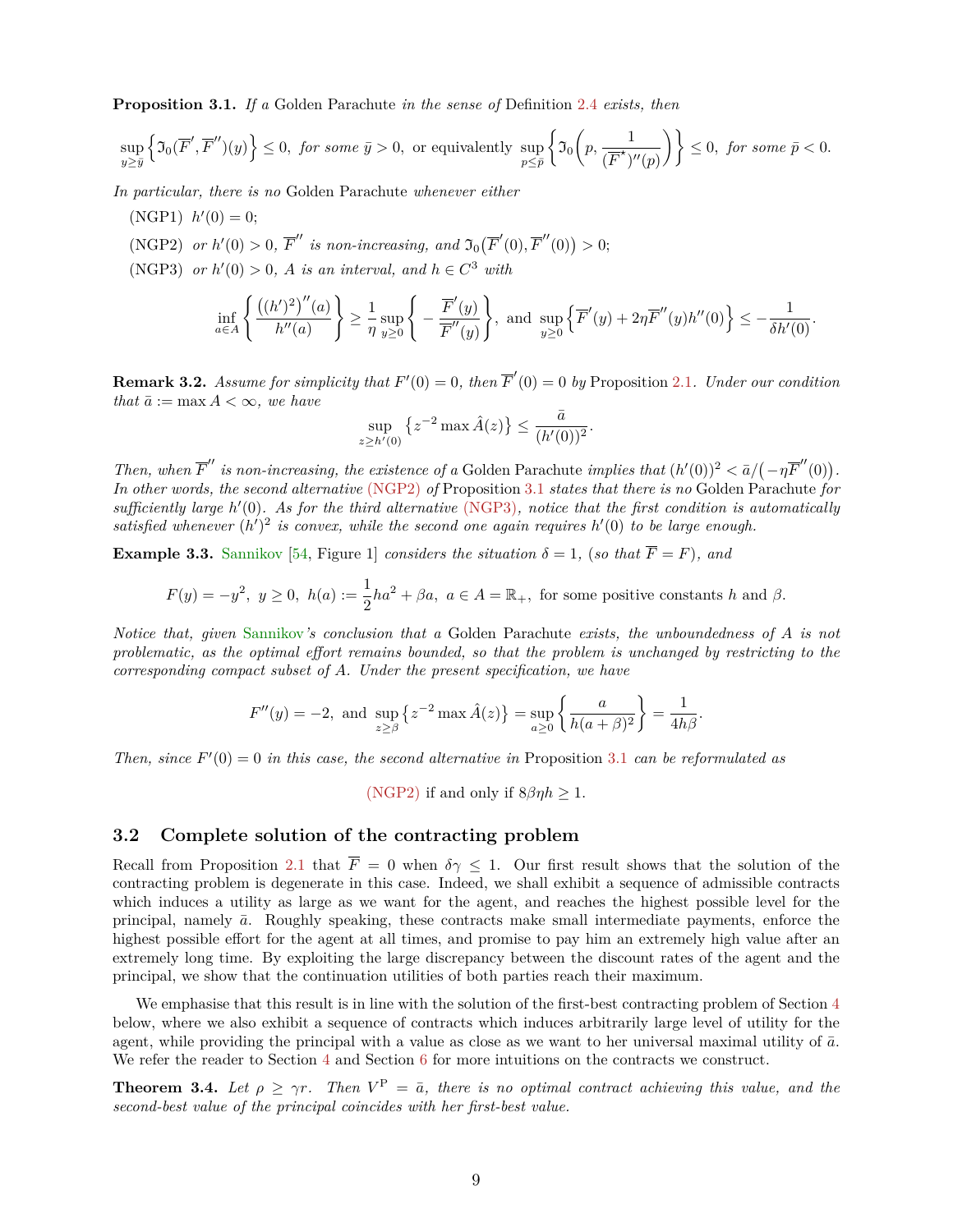**Proposition 3.1.** *If a* Golden Parachute *in the sense of* Definition 2.4 *exists, then*

$$\sup_{y\geq \bar y}\Big\{\mathfrak{I}_0(\overline{F}',\overline{F}'')(y)\Big\}\leq 0,\ \text{for some } \bar y>0,\ \text{or equivalently } \sup_{p\leq \bar p}\bigg\{\mathfrak{I}_0\bigg(p,\frac{1}{(\overline{F}^\star)''(p)}\bigg)\bigg\}\leq 0,\ \text{for some } \bar p<0.$$

*In particular, there is no* Golden Parachute *whenever either*

(NGP1) $h'(0)=0$;

(NGP2) *or* $h'(0)>0$, $\overline{F}''$ *is non-increasing, and* $\mathfrak{I}_0\big(\overline{F}'(0),\overline{F}''(0)\big)>0$;

(NGP3) *or* $h'(0)>0$, $A$ *is an interval, and* $h\in C^3$ *with*

$$\inf_{a\in A}\bigg\{\frac{\big((h')^2\big)''(a)}{h''(a)}\bigg\}\geq \frac{1}{\eta}\sup_{y\geq 0}\bigg\{-\frac{\overline{F}'(y)}{\overline{F}''(y)}\bigg\},\ \text{and } \sup_{y\geq 0}\Big\{\overline{F}'(y)+2\eta\overline{F}''(y)h''(0)\Big\}\leq -\frac{1}{\delta h'(0)}.$$

**Remark 3.2.** *Assume for simplicity that* $F'(0)=0$*, then* $\overline{F}'(0)=0$ *by* Proposition 2.1*. Under our condition that* $\bar a:=\max A<\infty$*, we have*

$$\sup_{z\geq h'(0)}\big\{z^{-2}\max \hat A(z)\big\}\leq \frac{\bar a}{(h'(0))^2}.$$

*Then, when* $\overline{F}''$ *is non-increasing, the existence of a* Golden Parachute *implies that* $(h'(0))^2<\bar a/\big(-\eta\overline{F}''(0)\big)$*. In other words, the second alternative (NGP2) of* Proposition 3.1 *states that there is no* Golden Parachute *for sufficiently large* $h'(0)$*. As for the third alternative (NGP3), notice that the first condition is automatically satisfied whenever* $(h')^2$ *is convex, while the second one again requires* $h'(0)$ *to be large enough.*

**Example 3.3.** Sannikov [54, Figure 1] *considers the situation* $\delta=1$*, (so that* $\overline{F}=F$*), and*

$$F(y)=-y^2,\ y\geq 0,\ h(a):=\frac{1}{2}ha^2+\beta a,\ a\in A=\mathbb{R}_+,\ \text{for some positive constants } h \text{ and } \beta.$$

*Notice that, given* Sannikov*'s conclusion that a* Golden Parachute *exists, the unboundedness of* $A$ *is not problematic, as the optimal effort remains bounded, so that the problem is unchanged by restricting to the corresponding compact subset of* $A$*. Under the present specification, we have*

$$F''(y)=-2,\ \text{and } \sup_{z\geq\beta}\big\{z^{-2}\max\hat A(z)\big\}=\sup_{a\geq 0}\bigg\{\frac{a}{h(a+\beta)^2}\bigg\}=\frac{1}{4h\beta}.$$

*Then, since* $F'(0)=0$ *in this case, the second alternative in* Proposition 3.1 *can be reformulated as*

$$\text{(NGP2) if and only if } 8\beta\eta h\geq 1.$$

### 3.2 Complete solution of the contracting problem

Recall from Proposition 2.1 that $\overline{F}=0$ when $\delta\gamma\leq 1$. Our first result shows that the solution of the contracting problem is degenerate in this case. Indeed, we shall exhibit a sequence of admissible contracts which induces a utility as large as we want for the agent, and reaches the highest possible level for the principal, namely $\bar a$. Roughly speaking, these contracts make small intermediate payments, enforce the highest possible effort for the agent at all times, and promise to pay him an extremely high value after an extremely long time. By exploiting the large discrepancy between the discount rates of the agent and the principal, we show that the continuation utilities of both parties reach their maximum.

We emphasise that this result is in line with the solution of the first-best contracting problem of Section 4 below, where we also exhibit a sequence of contracts which induces arbitrarily large level of utility for the agent, while providing the principal with a value as close as we want to her universal maximal utility of $\bar a$. We refer the reader to Section 4 and Section 6 for more intuitions on the contracts we construct.

**Theorem 3.4.** *Let* $\rho\geq\gamma r$*. Then* $V^{\rm P}=\bar a$*, there is no optimal contract achieving this value, and the second-best value of the principal coincides with her first-best value.*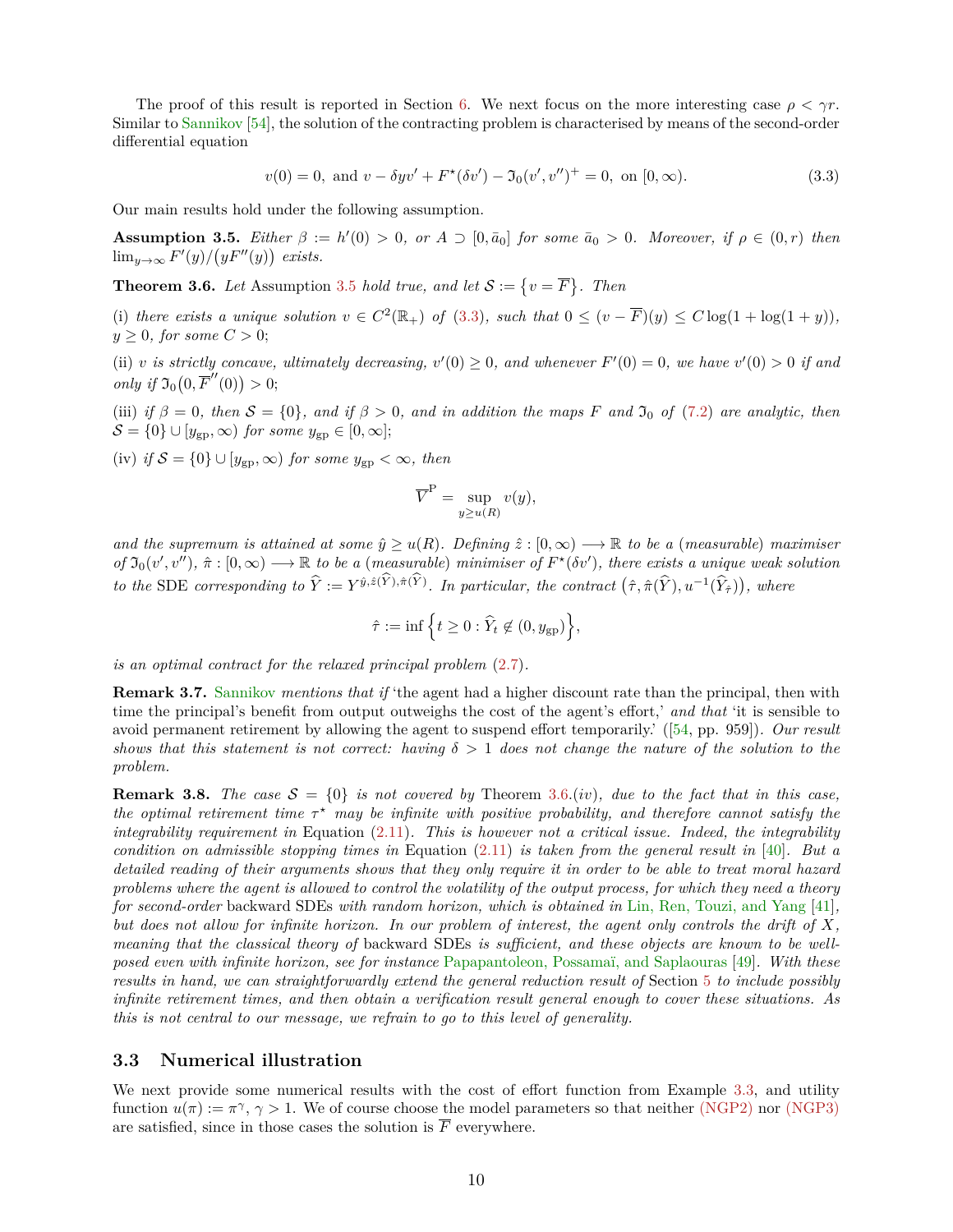The proof of this result is reported in Section 6. We next focus on the more interesting case $\rho < \gamma r$. Similar to Sannikov [54], the solution of the contracting problem is characterised by means of the second-order differential equation

$$v(0) = 0, \text{ and } v - \delta y v' + F^\star(\delta v') - \mathfrak{I}_0(v', v'')^+ = 0, \text{ on } [0, \infty). \tag{3.3}$$

Our main results hold under the following assumption.

**Assumption 3.5.** *Either $\beta := h'(0) > 0$, or $A \supset [0, \bar{a}_0]$ for some $\bar{a}_0 > 0$. Moreover, if $\rho \in (0, r)$ then $\lim_{y\to\infty} F'(y)/\big(yF''(y)\big)$ exists.*

**Theorem 3.6.** *Let* Assumption 3.5 *hold true, and let $\mathcal{S} := \big\{v = \overline{F}\big\}$. Then*

(i) *there exists a unique solution $v \in C^2(\mathbb{R}_+)$ of (3.3), such that $0 \leq (v - \overline{F})(y) \leq C \log(1 + \log(1 + y))$, $y \geq 0$, for some $C > 0$;*

(ii) *$v$ is strictly concave, ultimately decreasing, $v'(0) \geq 0$, and whenever $F'(0) = 0$, we have $v'(0) > 0$ if and only if $\mathfrak{I}_0\big(0, \overline{F}''(0)\big) > 0$;*

(iii) *if $\beta = 0$, then $\mathcal{S} = \{0\}$, and if $\beta > 0$, and in addition the maps $F$ and $\mathfrak{I}_0$ of (7.2) are analytic, then $\mathcal{S} = \{0\} \cup [y_{\rm gp}, \infty)$ for some $y_{\rm gp} \in [0, \infty]$;*

(iv) *if $\mathcal{S} = \{0\} \cup [y_{\rm gp}, \infty)$ for some $y_{\rm gp} < \infty$, then*

$$\overline{V}^{\rm P} = \sup_{y \geq u(R)} v(y),$$

*and the supremum is attained at some $\hat{y} \geq u(R)$. Defining $\hat{z} : [0, \infty) \longrightarrow \mathbb{R}$ to be a (measurable) maximiser of $\mathfrak{I}_0(v', v'')$, $\hat{\pi} : [0, \infty) \longrightarrow \mathbb{R}$ to be a (measurable) minimiser of $F^\star(\delta v')$, there exists a unique weak solution to the* SDE *corresponding to $\widehat{Y} := Y^{\hat{y}, \hat{z}(\widehat{Y}), \hat{\pi}(\widehat{Y})}$. In particular, the contract $\big(\hat{\tau}, \hat{\pi}(\widehat{Y}), u^{-1}(\widehat{Y}_{\hat{\tau}})\big)$, where*

$$\hat{\tau} := \inf\Big\{t \geq 0 : \widehat{Y}_t \notin (0, y_{\rm gp})\Big\},$$

*is an optimal contract for the relaxed principal problem (2.7).*

**Remark 3.7.** Sannikov *mentions that if* 'the agent had a higher discount rate than the principal, then with time the principal's benefit from output outweighs the cost of the agent's effort,' *and that* 'it is sensible to avoid permanent retirement by allowing the agent to suspend effort temporarily.' ([54, pp. 959]). *Our result shows that this statement is not correct: having $\delta > 1$ does not change the nature of the solution to the problem.*

**Remark 3.8.** *The case $\mathcal{S} = \{0\}$ is not covered by* Theorem 3.6.*(iv), due to the fact that in this case, the optimal retirement time $\tau^\star$ may be infinite with positive probability, and therefore cannot satisfy the integrability requirement in* Equation (2.11)*. This is however not a critical issue. Indeed, the integrability condition on admissible stopping times in* Equation (2.11) *is taken from the general result in [40]. But a detailed reading of their arguments shows that they only require it in order to be able to treat moral hazard problems where the agent is allowed to control the volatility of the output process, for which they need a theory for second-order* backward SDEs *with random horizon, which is obtained in* Lin, Ren, Touzi, and Yang [41]*, but does not allow for infinite horizon. In our problem of interest, the agent only controls the drift of $X$, meaning that the classical theory of* backward SDEs *is sufficient, and these objects are known to be well-posed even with infinite horizon, see for instance* Papapantoleon, Possamaï, and Saplaouras [49]*. With these results in hand, we can straightforwardly extend the general reduction result of* Section 5 *to include possibly infinite retirement times, and then obtain a verification result general enough to cover these situations. As this is not central to our message, we refrain to go to this level of generality.*

### 3.3 Numerical illustration

We next provide some numerical results with the cost of effort function from Example 3.3, and utility function $u(\pi) := \pi^\gamma$, $\gamma > 1$. We of course choose the model parameters so that neither (NGP2) nor (NGP3) are satisfied, since in those cases the solution is $\overline{F}$ everywhere.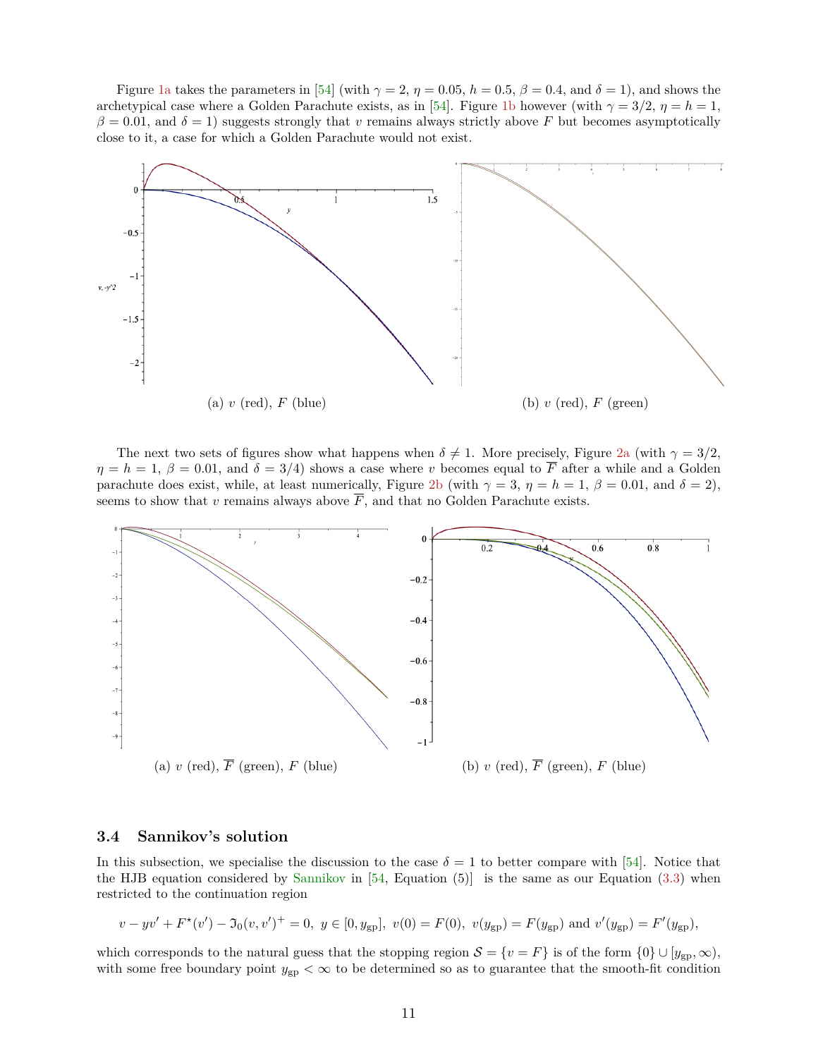Figure 1a takes the parameters in [54] (with $\gamma = 2$, $\eta = 0.05$, $h = 0.5$, $\beta = 0.4$, and $\delta = 1$), and shows the archetypical case where a Golden Parachute exists, as in [54]. Figure 1b however (with $\gamma = 3/2$, $\eta = h = 1$, $\beta = 0.01$, and $\delta = 1$) suggests strongly that $v$ remains always strictly above $F$ but becomes asymptotically close to it, a case for which a Golden Parachute would not exist.

(a) $v$ (red), $F$ (blue)

(b) $v$ (red), $F$ (green)

The next two sets of figures show what happens when $\delta \neq 1$. More precisely, Figure 2a (with $\gamma = 3/2$, $\eta = h = 1$, $\beta = 0.01$, and $\delta = 3/4$) shows a case where $v$ becomes equal to $\overline{F}$ after a while and a Golden parachute does exist, while, at least numerically, Figure 2b (with $\gamma = 3$, $\eta = h = 1$, $\beta = 0.01$, and $\delta = 2$), seems to show that $v$ remains always above $\overline{F}$, and that no Golden Parachute exists.

(a) $v$ (red), $\overline{F}$ (green), $F$ (blue)

(b) $v$ (red), $\overline{F}$ (green), $F$ (blue)

### 3.4 Sannikov's solution

In this subsection, we specialise the discussion to the case $\delta = 1$ to better compare with [54]. Notice that the HJB equation considered by Sannikov in [54, Equation (5)] is the same as our Equation (3.3) when restricted to the continuation region

$$v - yv' + F^{\star}(v') - \mathfrak{I}_0(v, v')^+ = 0,\ y \in [0, y_{\text{gp}}],\ v(0) = F(0),\ v(y_{\text{gp}}) = F(y_{\text{gp}}) \text{ and } v'(y_{\text{gp}}) = F'(y_{\text{gp}}),$$

which corresponds to the natural guess that the stopping region $\mathcal{S} = \{v = F\}$ is of the form $\{0\} \cup [y_{\text{gp}}, \infty)$, with some free boundary point $y_{\text{gp}} < \infty$ to be determined so as to guarantee that the smooth-fit condition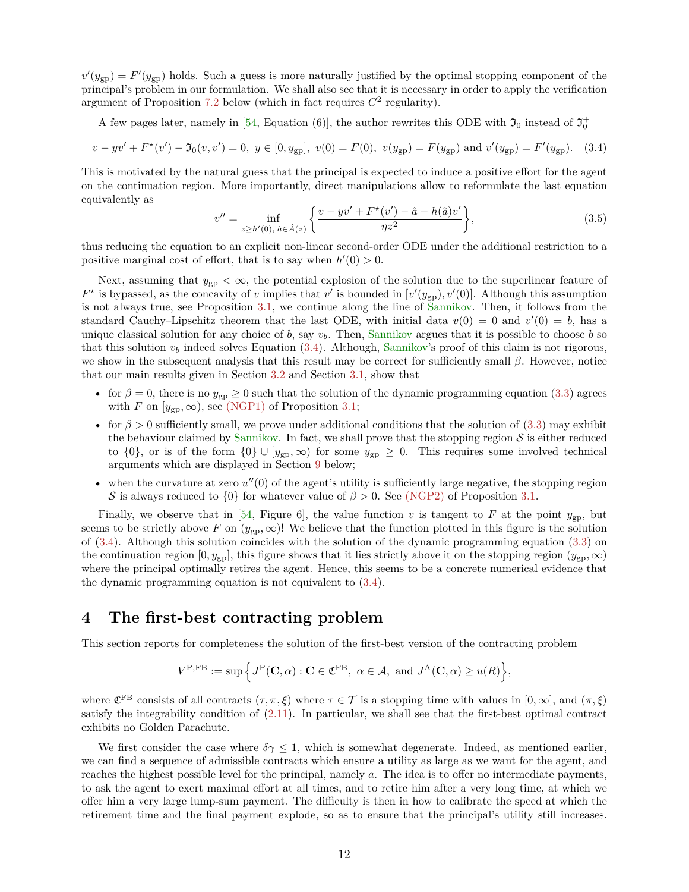$v'(y_{\rm gp}) = F'(y_{\rm gp})$ holds. Such a guess is more naturally justified by the optimal stopping component of the principal's problem in our formulation. We shall also see that it is necessary in order to apply the verification argument of Proposition 7.2 below (which in fact requires $C^2$ regularity).

A few pages later, namely in [54, Equation (6)], the author rewrites this ODE with $\mathfrak{I}_0$ instead of $\mathfrak{I}_0^+$

$$v - yv' + F^\star(v') - \mathfrak{I}_0(v, v') = 0,\ y \in [0, y_{\rm gp}],\ v(0) = F(0),\ v(y_{\rm gp}) = F(y_{\rm gp}) \text{ and } v'(y_{\rm gp}) = F'(y_{\rm gp}). \quad (3.4)$$

This is motivated by the natural guess that the principal is expected to induce a positive effort for the agent on the continuation region. More importantly, direct manipulations allow to reformulate the last equation equivalently as

$$v'' = \inf_{z \geq h'(0),\ \hat{a} \in \hat{A}(z)} \bigg\{ \frac{v - yv' + F^\star(v') - \hat{a} - h(\hat{a})v'}{\eta z^2} \bigg\}, \quad (3.5)$$

thus reducing the equation to an explicit non-linear second-order ODE under the additional restriction to a positive marginal cost of effort, that is to say when $h'(0) > 0$.

Next, assuming that $y_{\rm gp} < \infty$, the potential explosion of the solution due to the superlinear feature of $F^\star$ is bypassed, as the concavity of $v$ implies that $v'$ is bounded in $[v'(y_{\rm gp}), v'(0)]$. Although this assumption is not always true, see Proposition 3.1, we continue along the line of Sannikov. Then, it follows from the standard Cauchy–Lipschitz theorem that the last ODE, with initial data $v(0) = 0$ and $v'(0) = b$, has a unique classical solution for any choice of $b$, say $v_b$. Then, Sannikov argues that it is possible to choose $b$ so that this solution $v_b$ indeed solves Equation (3.4). Although, Sannikov's proof of this claim is not rigorous, we show in the subsequent analysis that this result may be correct for sufficiently small $\beta$. However, notice that our main results given in Section 3.2 and Section 3.1, show that

- for $\beta = 0$, there is no $y_{\rm gp} \geq 0$ such that the solution of the dynamic programming equation (3.3) agrees with $F$ on $[y_{\rm gp}, \infty)$, see (NGP1) of Proposition 3.1;
- for $\beta > 0$ sufficiently small, we prove under additional conditions that the solution of (3.3) may exhibit the behaviour claimed by Sannikov. In fact, we shall prove that the stopping region $\mathcal{S}$ is either reduced to $\{0\}$, or is of the form $\{0\} \cup [y_{\rm gp}, \infty)$ for some $y_{\rm gp} \geq 0$. This requires some involved technical arguments which are displayed in Section 9 below;
- when the curvature at zero $u''(0)$ of the agent's utility is sufficiently large negative, the stopping region $\mathcal{S}$ is always reduced to $\{0\}$ for whatever value of $\beta > 0$. See (NGP2) of Proposition 3.1.

Finally, we observe that in [54, Figure 6], the value function $v$ is tangent to $F$ at the point $y_{\rm gp}$, but seems to be strictly above $F$ on $(y_{\rm gp}, \infty)$! We believe that the function plotted in this figure is the solution of (3.4). Although this solution coincides with the solution of the dynamic programming equation (3.3) on the continuation region $[0, y_{\rm gp}]$, this figure shows that it lies strictly above it on the stopping region $(y_{\rm gp}, \infty)$ where the principal optimally retires the agent. Hence, this seems to be a concrete numerical evidence that the dynamic programming equation is not equivalent to (3.4).

# 4 The first-best contracting problem

This section reports for completeness the solution of the first-best version of the contracting problem

$$V^{\rm P,FB} := \sup \Big\{ J^{\rm P}(\mathbf{C}, \alpha) : \mathbf{C} \in \mathfrak{C}^{\rm FB},\ \alpha \in \mathcal{A}, \text{ and } J^{\rm A}(\mathbf{C}, \alpha) \geq u(R) \Big\},$$

where $\mathfrak{C}^{\rm FB}$ consists of all contracts $(\tau, \pi, \xi)$ where $\tau \in \mathcal{T}$ is a stopping time with values in $[0, \infty]$, and $(\pi, \xi)$ satisfy the integrability condition of (2.11). In particular, we shall see that the first-best optimal contract exhibits no Golden Parachute.

We first consider the case where $\delta\gamma \leq 1$, which is somewhat degenerate. Indeed, as mentioned earlier, we can find a sequence of admissible contracts which ensure a utility as large as we want for the agent, and reaches the highest possible level for the principal, namely $\bar{a}$. The idea is to offer no intermediate payments, to ask the agent to exert maximal effort at all times, and to retire him after a very long time, at which we offer him a very large lump-sum payment. The difficulty is then in how to calibrate the speed at which the retirement time and the final payment explode, so as to ensure that the principal's utility still increases.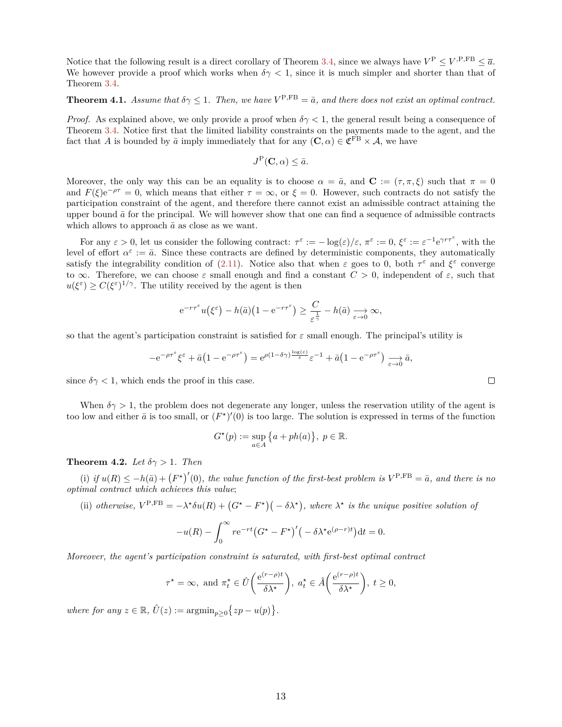Notice that the following result is a direct corollary of Theorem 3.4, since we always have $V^{\mathrm{P}} \leq V^{,\mathrm{P,FB}} \leq \bar{a}$. We however provide a proof which works when $\delta\gamma < 1$, since it is much simpler and shorter than that of Theorem 3.4.

**Theorem 4.1.** *Assume that $\delta\gamma \leq 1$. Then, we have $V^{\mathrm{P,FB}} = \bar{a}$, and there does not exist an optimal contract.*

*Proof.* As explained above, we only provide a proof when $\delta\gamma < 1$, the general result being a consequence of Theorem 3.4. Notice first that the limited liability constraints on the payments made to the agent, and the fact that $A$ is bounded by $\bar{a}$ imply immediately that for any $(\mathbf{C}, \alpha) \in \mathfrak{C}^{\mathrm{FB}} \times \mathcal{A}$, we have

$$J^{\mathrm{P}}(\mathbf{C}, \alpha) \leq \bar{a}.$$

Moreover, the only way this can be an equality is to choose $\alpha = \bar{a}$, and $\mathbf{C} := (\tau, \pi, \xi)$ such that $\pi = 0$ and $F(\xi)\mathrm{e}^{-\rho\tau} = 0$, which means that either $\tau = \infty$, or $\xi = 0$. However, such contracts do not satisfy the participation constraint of the agent, and therefore there cannot exist an admissible contract attaining the upper bound $\bar{a}$ for the principal. We will however show that one can find a sequence of admissible contracts which allows to approach $\bar{a}$ as close as we want.

For any $\varepsilon > 0$, let us consider the following contract: $\tau^\varepsilon := -\log(\varepsilon)/\varepsilon$, $\pi^\varepsilon := 0$, $\xi^\varepsilon := \varepsilon^{-1}\mathrm{e}^{\gamma r \tau^\varepsilon}$, with the level of effort $\alpha^\varepsilon := \bar{a}$. Since these contracts are defined by deterministic components, they automatically satisfy the integrability condition of (2.11). Notice also that when $\varepsilon$ goes to 0, both $\tau^\varepsilon$ and $\xi^\varepsilon$ converge to $\infty$. Therefore, we can choose $\varepsilon$ small enough and find a constant $C > 0$, independent of $\varepsilon$, such that $u(\xi^\varepsilon) \geq C(\xi^\varepsilon)^{1/\gamma}$. The utility received by the agent is then

$$\mathrm{e}^{-r\tau^\varepsilon} u\big(\xi^\varepsilon\big) - h(\bar{a})\big(1 - \mathrm{e}^{-r\tau^\varepsilon}\big) \geq \frac{C}{\varepsilon^{\frac{1}{\gamma}}} - h(\bar{a}) \underset{\varepsilon \to 0}{\longrightarrow} \infty,$$

so that the agent's participation constraint is satisfied for $\varepsilon$ small enough. The principal's utility is

$$-\mathrm{e}^{-\rho\tau^\varepsilon}\xi^\varepsilon + \bar{a}\big(1 - \mathrm{e}^{-\rho\tau^\varepsilon}\big) = \mathrm{e}^{\rho(1-\delta\gamma)\frac{\log(\varepsilon)}{\varepsilon}}\varepsilon^{-1} + \bar{a}\big(1 - \mathrm{e}^{-\rho\tau^\varepsilon}\big) \underset{\varepsilon \to 0}{\longrightarrow} \bar{a},$$

since $\delta\gamma < 1$, which ends the proof in this case. $\square$

When $\delta\gamma > 1$, the problem does not degenerate any longer, unless the reservation utility of the agent is too low and either $\bar{a}$ is too small, or $(F^\star)'(0)$ is too large. The solution is expressed in terms of the function

$$G^\star(p) := \sup_{a \in A}\big\{a + ph(a)\big\},\; p \in \mathbb{R}.$$

**Theorem 4.2.** *Let $\delta\gamma > 1$. Then*

(i) *if $u(R) \leq -h(\bar{a}) + \big(F^\star\big)'(0)$, the value function of the first-best problem is $V^{\mathrm{P,FB}} = \bar{a}$, and there is no optimal contract which achieves this value*;

(ii) *otherwise, $V^{\mathrm{P,FB}} = -\lambda^\star\delta u(R) + \big(G^\star - F^\star\big)\big(-\delta\lambda^\star\big)$, where $\lambda^\star$ is the unique positive solution of*

$$-u(R) - \int_0^\infty r\mathrm{e}^{-rt}\big(G^\star - F^\star\big)'\big(-\delta\lambda^\star\mathrm{e}^{(\rho-r)t}\big)\mathrm{d}t = 0.$$

*Moreover, the agent's participation constraint is saturated, with first-best optimal contract*

$$\tau^\star = \infty, \text{ and } \pi_t^\star \in \hat{U}\bigg(\frac{\mathrm{e}^{(r-\rho)t}}{\delta\lambda^\star}\bigg),\; a_t^\star \in \hat{A}\bigg(\frac{\mathrm{e}^{(r-\rho)t}}{\delta\lambda^\star}\bigg),\; t \geq 0,$$

*where for any $z \in \mathbb{R}$, $\hat{U}(z) := \operatorname{argmin}_{p \geq 0}\big\{zp - u(p)\big\}$.*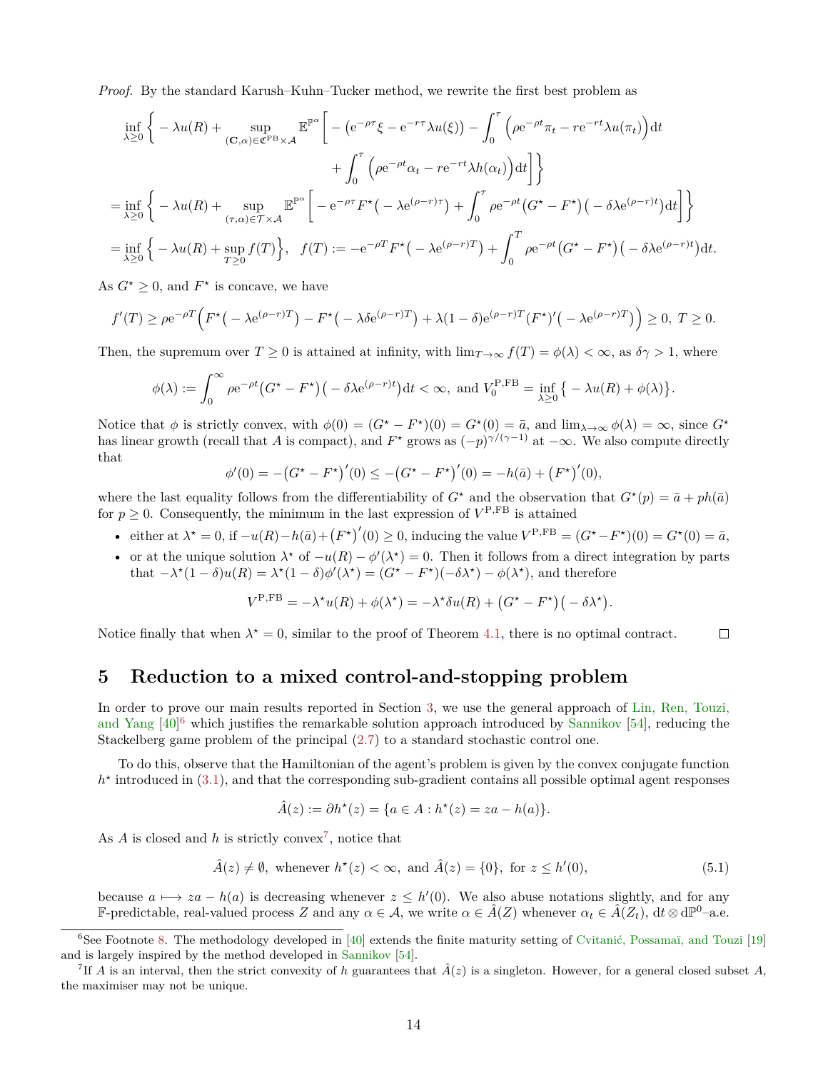*Proof.* By the standard Karush–Kuhn–Tucker method, we rewrite the first best problem as

$$
\begin{aligned}
&\inf_{\lambda\geq 0}\bigg\{-\lambda u(R)+\sup_{(\mathbf{C},\alpha)\in\mathfrak{C}^{\rm FB}\times\mathcal{A}}\mathbb{E}^{\mathbb{P}^\alpha}\bigg[-\big(\mathrm{e}^{-\rho\tau}\xi-\mathrm{e}^{-r\tau}\lambda u(\xi)\big)-\int_0^\tau\Big(\rho\mathrm{e}^{-\rho t}\pi_t-r\mathrm{e}^{-rt}\lambda u(\pi_t)\Big)\mathrm{d}t\\
&\qquad\qquad+\int_0^\tau\Big(\rho\mathrm{e}^{-\rho t}\alpha_t-r\mathrm{e}^{-rt}\lambda h(\alpha_t)\Big)\mathrm{d}t\bigg]\bigg\}\\
&=\inf_{\lambda\geq 0}\bigg\{-\lambda u(R)+\sup_{(\tau,\alpha)\in\mathcal{T}\times\mathcal{A}}\mathbb{E}^{\mathbb{P}^\alpha}\bigg[-\mathrm{e}^{-\rho\tau}F^\star\big(-\lambda\mathrm{e}^{(\rho-r)\tau}\big)+\int_0^\tau\rho\mathrm{e}^{-\rho t}\big(G^\star-F^\star\big)\big(-\delta\lambda\mathrm{e}^{(\rho-r)t}\big)\mathrm{d}t\bigg]\bigg\}\\
&=\inf_{\lambda\geq 0}\Big\{-\lambda u(R)+\sup_{T\geq 0}f(T)\Big\},\;\; f(T):=-\mathrm{e}^{-\rho T}F^\star\big(-\lambda\mathrm{e}^{(\rho-r)T}\big)+\int_0^T\rho\mathrm{e}^{-\rho t}\big(G^\star-F^\star\big)\big(-\delta\lambda\mathrm{e}^{(\rho-r)t}\big)\mathrm{d}t.
\end{aligned}
$$

As $G^\star\geq 0$, and $F^\star$ is concave, we have

$$
f'(T)\geq\rho\mathrm{e}^{-\rho T}\Big(F^\star\big(-\lambda\mathrm{e}^{(\rho-r)T}\big)-F^\star\big(-\lambda\delta\mathrm{e}^{(\rho-r)T}\big)+\lambda(1-\delta)\mathrm{e}^{(\rho-r)T}(F^\star)'\big(-\lambda\mathrm{e}^{(\rho-r)T}\big)\Big)\geq 0,\; T\geq 0.
$$

Then, the supremum over $T\geq 0$ is attained at infinity, with $\lim_{T\to\infty}f(T)=\phi(\lambda)<\infty$, as $\delta\gamma>1$, where

$$
\phi(\lambda):=\int_0^\infty\rho\mathrm{e}^{-\rho t}\big(G^\star-F^\star\big)\big(-\delta\lambda\mathrm{e}^{(\rho-r)t}\big)\mathrm{d}t<\infty,\text{ and }V_0^{\rm P,FB}=\inf_{\lambda\geq 0}\big\{-\lambda u(R)+\phi(\lambda)\big\}.
$$

Notice that $\phi$ is strictly convex, with $\phi(0)=(G^\star-F^\star)(0)=G^\star(0)=\bar a$, and $\lim_{\lambda\to\infty}\phi(\lambda)=\infty$, since $G^\star$ has linear growth (recall that $A$ is compact), and $F^\star$ grows as $(-p)^{\gamma/(\gamma-1)}$ at $-\infty$. We also compute directly that

$$
\phi'(0)=-\big(G^\star-F^\star\big)'(0)\leq-\big(G^\star-F^\star\big)'(0)=-h(\bar a)+\big(F^\star\big)'(0),
$$

where the last equality follows from the differentiability of $G^\star$ and the observation that $G^\star(p)=\bar a+ph(\bar a)$ for $p\geq 0$. Consequently, the minimum in the last expression of $V^{\rm P,FB}$ is attained

- either at $\lambda^\star=0$, if $-u(R)-h(\bar a)+\big(F^\star\big)'(0)\geq 0$, inducing the value $V^{\rm P,FB}=(G^\star-F^\star)(0)=G^\star(0)=\bar a$,
- or at the unique solution $\lambda^\star$ of $-u(R)-\phi'(\lambda^\star)=0$. Then it follows from a direct integration by parts that $-\lambda^\star(1-\delta)u(R)=\lambda^\star(1-\delta)\phi'(\lambda^\star)=(G^\star-F^\star)(-\delta\lambda^\star)-\phi(\lambda^\star)$, and therefore

$$
V^{\rm P,FB}=-\lambda^\star u(R)+\phi(\lambda^\star)=-\lambda^\star\delta u(R)+\big(G^\star-F^\star\big)\big(-\delta\lambda^\star\big).
$$

Notice finally that when $\lambda^\star=0$, similar to the proof of Theorem 4.1, there is no optimal contract. □

# 5 Reduction to a mixed control-and-stopping problem

In order to prove our main results reported in Section 3, we use the general approach of Lin, Ren, Touzi, and Yang [40][6] which justifies the remarkable solution approach introduced by Sannikov [54], reducing the Stackelberg game problem of the principal (2.7) to a standard stochastic control one.

To do this, observe that the Hamiltonian of the agent's problem is given by the convex conjugate function $h^\star$ introduced in (3.1), and that the corresponding sub-gradient contains all possible optimal agent responses

$$
\hat A(z):=\partial h^\star(z)=\{a\in A: h^\star(z)=za-h(a)\}.
$$

As $A$ is closed and $h$ is strictly convex[7], notice that

$$
\hat A(z)\neq\emptyset,\text{ whenever } h^\star(z)<\infty,\text{ and }\hat A(z)=\{0\},\text{ for } z\leq h'(0), \tag{5.1}
$$

because $a\longmapsto za-h(a)$ is decreasing whenever $z\leq h'(0)$. We also abuse notations slightly, and for any $\mathbb{F}$-predictable, real-valued process $Z$ and any $\alpha\in\mathcal{A}$, we write $\alpha\in\hat A(Z)$ whenever $\alpha_t\in\hat A(Z_t)$, $\mathrm{d}t\otimes\mathrm{d}\mathbb{P}^0$–a.e.

[6] See Footnote 8. The methodology developed in [40] extends the finite maturity setting of Cvitanić, Possamaï, and Touzi [19] and is largely inspired by the method developed in Sannikov [54].

[7] If $A$ is an interval, then the strict convexity of $h$ guarantees that $\hat A(z)$ is a singleton. However, for a general closed subset $A$, the maximiser may not be unique.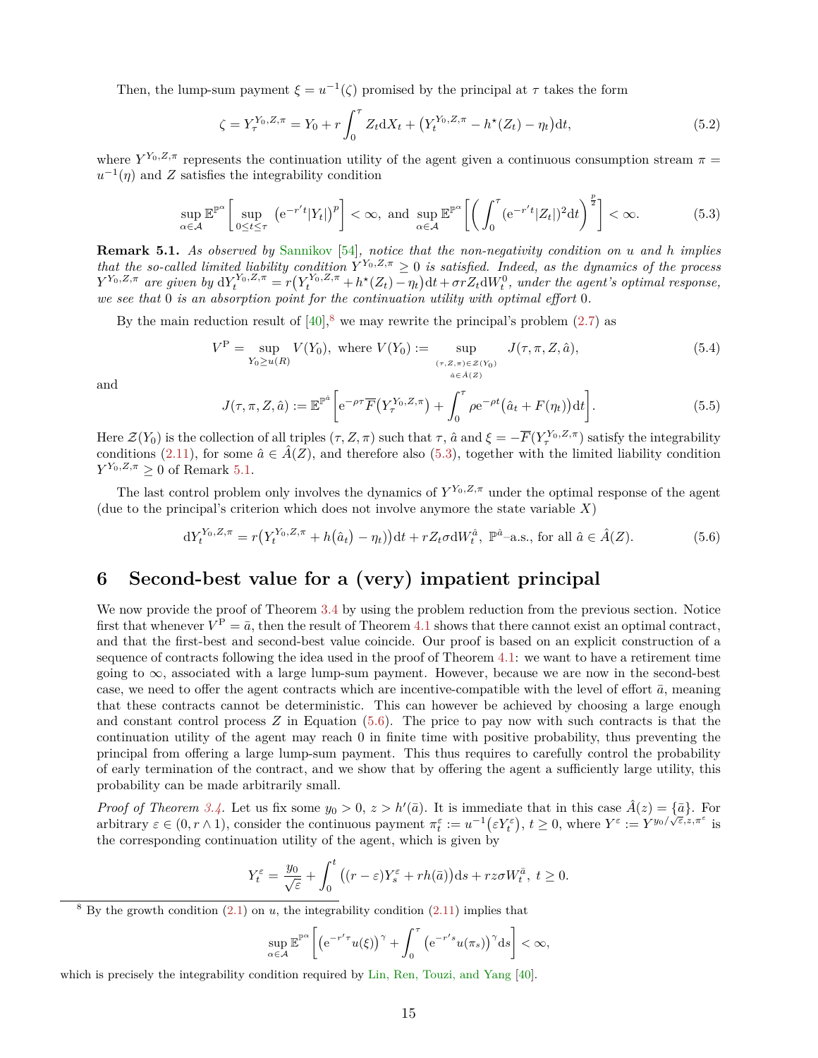Then, the lump-sum payment $\xi = u^{-1}(\zeta)$ promised by the principal at $\tau$ takes the form

$$\zeta = Y_\tau^{Y_0,Z,\pi} = Y_0 + r\int_0^\tau Z_t \mathrm{d}X_t + \big(Y_t^{Y_0,Z,\pi} - h^\star(Z_t) - \eta_t\big)\mathrm{d}t, \tag{5.2}$$

where $Y^{Y_0,Z,\pi}$ represents the continuation utility of the agent given a continuous consumption stream $\pi = u^{-1}(\eta)$ and $Z$ satisfies the integrability condition

$$\sup_{\alpha\in\mathcal{A}} \mathbb{E}^{\mathbb{P}^\alpha}\bigg[\sup_{0\le t\le\tau}\big(\mathrm{e}^{-r't}|Y_t|\big)^p\bigg] < \infty, \text{ and } \sup_{\alpha\in\mathcal{A}} \mathbb{E}^{\mathbb{P}^\alpha}\bigg[\bigg(\int_0^\tau (\mathrm{e}^{-r't}|Z_t|)^2\mathrm{d}t\bigg)^{\frac{p}{2}}\bigg] < \infty. \tag{5.3}$$

**Remark 5.1.** *As observed by Sannikov [54], notice that the non-negativity condition on $u$ and $h$ implies that the so-called limited liability condition $Y^{Y_0,Z,\pi} \ge 0$ is satisfied. Indeed, as the dynamics of the process $Y^{Y_0,Z,\pi}$ are given by $\mathrm{d}Y_t^{Y_0,Z,\pi} = r\big(Y_t^{Y_0,Z,\pi} + h^\star(Z_t) - \eta_t\big)\mathrm{d}t + \sigma r Z_t \mathrm{d}W_t^0$, under the agent's optimal response, we see that $0$ is an absorption point for the continuation utility with optimal effort $0$.*

By the main reduction result of [40],[8] we may rewrite the principal's problem (2.7) as

$$V^{\mathrm{P}} = \sup_{Y_0\ge u(R)} V(Y_0), \text{ where } V(Y_0) := \sup_{\substack{(\tau,Z,\pi)\in\mathcal{Z}(Y_0)\\ \hat{a}\in\hat{A}(Z)}} J(\tau,\pi,Z,\hat{a}), \tag{5.4}$$

and

$$J(\tau,\pi,Z,\hat{a}) := \mathbb{E}^{\mathbb{P}^{\hat{a}}}\bigg[\mathrm{e}^{-\rho\tau}\overline{F}\big(Y_\tau^{Y_0,Z,\pi}\big) + \int_0^\tau \rho\mathrm{e}^{-\rho t}\big(\hat{a}_t + F(\eta_t)\big)\mathrm{d}t\bigg]. \tag{5.5}$$

Here $\mathcal{Z}(Y_0)$ is the collection of all triples $(\tau,Z,\pi)$ such that $\tau$, $\hat{a}$ and $\xi = -\overline{F}(Y_\tau^{Y_0,Z,\pi})$ satisfy the integrability conditions (2.11), for some $\hat{a}\in\hat{A}(Z)$, and therefore also (5.3), together with the limited liability condition $Y^{Y_0,Z,\pi}\ge 0$ of Remark 5.1.

The last control problem only involves the dynamics of $Y^{Y_0,Z,\pi}$ under the optimal response of the agent (due to the principal's criterion which does not involve anymore the state variable $X$)

$$\mathrm{d}Y_t^{Y_0,Z,\pi} = r\big(Y_t^{Y_0,Z,\pi} + h\big(\hat{a}_t\big) - \eta_t\big)\mathrm{d}t + rZ_t\sigma\mathrm{d}W_t^{\hat{a}},\ \mathbb{P}^{\hat{a}}\text{–a.s., for all } \hat{a}\in\hat{A}(Z). \tag{5.6}$$

# 6 Second-best value for a (very) impatient principal

We now provide the proof of Theorem 3.4 by using the problem reduction from the previous section. Notice first that whenever $V^{\mathrm{P}} = \bar{a}$, then the result of Theorem 4.1 shows that there cannot exist an optimal contract, and that the first-best and second-best value coincide. Our proof is based on an explicit construction of a sequence of contracts following the idea used in the proof of Theorem 4.1: we want to have a retirement time going to $\infty$, associated with a large lump-sum payment. However, because we are now in the second-best case, we need to offer the agent contracts which are incentive-compatible with the level of effort $\bar{a}$, meaning that these contracts cannot be deterministic. This can however be achieved by choosing a large enough and constant control process $Z$ in Equation (5.6). The price to pay now with such contracts is that the continuation utility of the agent may reach 0 in finite time with positive probability, thus preventing the principal from offering a large lump-sum payment. This thus requires to carefully control the probability of early termination of the contract, and we show that by offering the agent a sufficiently large utility, this probability can be made arbitrarily small.

*Proof of Theorem 3.4.* Let us fix some $y_0 > 0$, $z > h'(\bar{a})$. It is immediate that in this case $\hat{A}(z) = \{\bar{a}\}$. For arbitrary $\varepsilon\in(0, r\wedge 1)$, consider the continuous payment $\pi_t^\varepsilon := u^{-1}\big(\varepsilon Y_t^\varepsilon\big)$, $t\ge 0$, where $Y^\varepsilon := Y^{y_0/\sqrt{\varepsilon},z,\pi^\varepsilon}$ is the corresponding continuation utility of the agent, which is given by

$$Y_t^\varepsilon = \frac{y_0}{\sqrt{\varepsilon}} + \int_0^t \big((r-\varepsilon)Y_s^\varepsilon + rh(\bar{a})\big)\mathrm{d}s + rz\sigma W_t^{\bar{a}},\ t\ge 0.$$

[8] By the growth condition (2.1) on $u$, the integrability condition (2.11) implies that

$$\sup_{\alpha\in\mathcal{A}} \mathbb{E}^{\mathbb{P}^\alpha}\bigg[\big(\mathrm{e}^{-r'\tau}u(\xi)\big)^\gamma + \int_0^\tau \big(\mathrm{e}^{-r's}u(\pi_s)\big)^\gamma\mathrm{d}s\bigg] < \infty,$$

which is precisely the integrability condition required by Lin, Ren, Touzi, and Yang [40].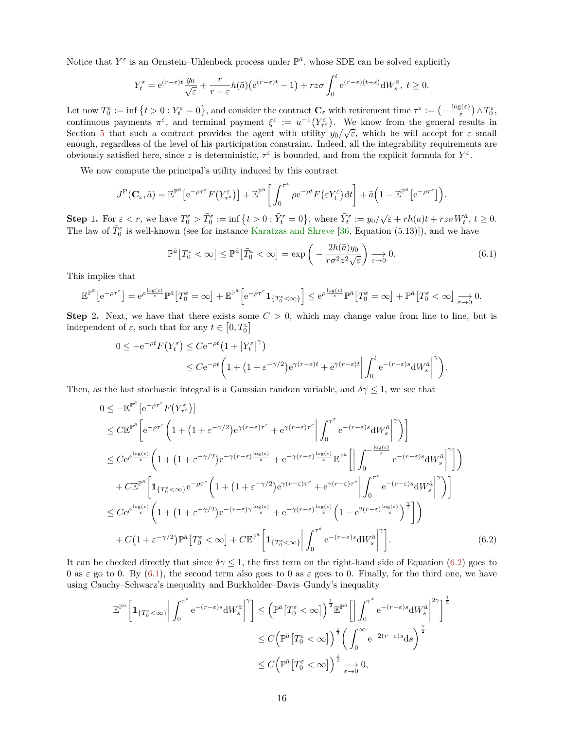Notice that $Y^\varepsilon$ is an Ornstein–Uhlenbeck process under $\mathbb{P}^{\bar a}$, whose SDE can be solved explicitly

$$Y_t^\varepsilon = \mathrm{e}^{(r-\varepsilon)t}\frac{y_0}{\sqrt{\varepsilon}} + \frac{r}{r-\varepsilon}h(\bar a)\big(\mathrm{e}^{(r-\varepsilon)t}-1\big) + rz\sigma\int_0^t \mathrm{e}^{(r-\varepsilon)(t-s)}\mathrm{d}W_s^{\bar a},\ t\geq 0.$$

Let now $T_0^\varepsilon := \inf\big\{t>0 : Y_t^\varepsilon = 0\big\}$, and consider the contract $\mathbf{C}_\varepsilon$ with retirement time $\tau^\varepsilon := \big(-\frac{\log(\varepsilon)}{\varepsilon}\big)\wedge T_0^\varepsilon$, continuous payments $\pi^\varepsilon$, and terminal payment $\xi^\varepsilon := u^{-1}\big(Y_{\tau^\varepsilon}^\varepsilon\big)$. We know from the general results in Section 5 that such a contract provides the agent with utility $y_0/\sqrt{\varepsilon}$, which he will accept for $\varepsilon$ small enough, regardless of the level of his participation constraint. Indeed, all the integrability requirements are obviously satisfied here, since $z$ is deterministic, $\tau^\varepsilon$ is bounded, and from the explicit formula for $Y^\varepsilon$.

We now compute the principal's utility induced by this contract

$$J^{\mathrm{P}}(\mathbf{C}_\varepsilon,\bar a) = \mathbb{E}^{\mathbb{P}^{\bar a}}\big[\mathrm{e}^{-\rho\tau^\varepsilon}F\big(Y_{\tau^\varepsilon}^\varepsilon\big)\big] + \mathbb{E}^{\mathbb{P}^{\bar a}}\bigg[\int_0^{\tau^\varepsilon}\rho\mathrm{e}^{-\rho t}F\big(\varepsilon Y_t^\varepsilon\big)\mathrm{d}t\bigg] + \bar a\Big(1-\mathbb{E}^{\mathbb{P}^{\bar a}}\big[\mathrm{e}^{-\rho\tau^\varepsilon}\big]\Big).$$

**Step 1.** For $\varepsilon<r$, we have $T_0^\varepsilon > \bar T_0^\varepsilon := \inf\big\{t>0 : \bar Y_t^\varepsilon = 0\big\}$, where $\bar Y_t^\varepsilon := y_0/\sqrt{\varepsilon} + rh(\bar a)t + rz\sigma W_t^{\bar a}$, $t\geq 0$. The law of $\bar T_0^\varepsilon$ is well-known (see for instance Karatzas and Shreve [36, Equation (5.13)]), and we have

$$\mathbb{P}^{\bar a}\big[T_0^\varepsilon<\infty\big] \leq \mathbb{P}^{\bar a}\big[\bar T_0^\varepsilon<\infty\big] = \exp\bigg(-\frac{2h(\bar a)y_0}{r\sigma^2z^2\sqrt{\varepsilon}}\bigg)\underset{\varepsilon\to 0}{\longrightarrow} 0. \tag{6.1}$$

This implies that

$$\mathbb{E}^{\mathbb{P}^{\bar a}}\big[\mathrm{e}^{-\rho\tau^\varepsilon}\big] = \mathrm{e}^{\rho\frac{\log(\varepsilon)}{\varepsilon}}\mathbb{P}^{\bar a}\big[T_0^\varepsilon=\infty\big] + \mathbb{E}^{\mathbb{P}^{\bar a}}\Big[\mathrm{e}^{-\rho\tau^\varepsilon}\mathbf{1}_{\{T_0^\varepsilon<\infty\}}\Big] \leq \mathrm{e}^{\rho\frac{\log(\varepsilon)}{\varepsilon}}\mathbb{P}^{\bar a}\big[T_0^\varepsilon=\infty\big] + \mathbb{P}^{\bar a}\big[T_0^\varepsilon<\infty\big]\underset{\varepsilon\to 0}{\longrightarrow} 0.$$

**Step 2.** Next, we have that there exists some $C>0$, which may change value from line to line, but is independent of $\varepsilon$, such that for any $t\in\big[0,T_0^\varepsilon\big]$

$$\begin{aligned}
0\leq -\mathrm{e}^{-\rho t}F\big(Y_t^\varepsilon\big) &\leq C\mathrm{e}^{-\rho t}\big(1+\big|Y_t^\varepsilon\big|^\gamma\big)\\
&\leq C\mathrm{e}^{-\rho t}\bigg(1+\big(1+\varepsilon^{-\gamma/2}\big)\mathrm{e}^{\gamma(r-\varepsilon)t} + \mathrm{e}^{\gamma(r-\varepsilon)t}\bigg|\int_0^t\mathrm{e}^{-(r-\varepsilon)s}\mathrm{d}W_s^{\bar a}\bigg|^\gamma\bigg).
\end{aligned}$$

Then, as the last stochastic integral is a Gaussian random variable, and $\delta\gamma\leq 1$, we see that

$$\begin{aligned}
0&\leq -\mathbb{E}^{\mathbb{P}^{\bar a}}\big[\mathrm{e}^{-\rho\tau^\varepsilon}F\big(Y_{\tau^\varepsilon}^\varepsilon\big)\big]\\
&\leq C\mathbb{E}^{\mathbb{P}^{\bar a}}\bigg[\mathrm{e}^{-\rho\tau^\varepsilon}\bigg(1+\big(1+\varepsilon^{-\gamma/2}\big)\mathrm{e}^{\gamma(r-\varepsilon)\tau^\varepsilon} + \mathrm{e}^{\gamma(r-\varepsilon)\tau^\varepsilon}\bigg|\int_0^{\tau^\varepsilon}\mathrm{e}^{-(r-\varepsilon)s}\mathrm{d}W_s^{\bar a}\bigg|^\gamma\bigg)\bigg]\\
&\leq C\mathrm{e}^{\rho\frac{\log(\varepsilon)}{\varepsilon}}\bigg(1+\big(1+\varepsilon^{-\gamma/2}\big)\mathrm{e}^{-\gamma(r-\varepsilon)\frac{\log(\varepsilon)}{\varepsilon}} + \mathrm{e}^{-\gamma(r-\varepsilon)\frac{\log(\varepsilon)}{\varepsilon}}\mathbb{E}^{\mathbb{P}^{\bar a}}\bigg[\bigg|\int_0^{-\frac{\log(\varepsilon)}{\varepsilon}}\mathrm{e}^{-(r-\varepsilon)s}\mathrm{d}W_s^{\bar a}\bigg|^\gamma\bigg]\bigg)\\
&\quad + C\mathbb{E}^{\mathbb{P}^{\bar a}}\bigg[\mathbf{1}_{\{T_0^\varepsilon<\infty\}}\mathrm{e}^{-\rho\tau^\varepsilon}\bigg(1+\big(1+\varepsilon^{-\gamma/2}\big)\mathrm{e}^{\gamma(r-\varepsilon)\tau^\varepsilon} + \mathrm{e}^{\gamma(r-\varepsilon)\tau^\varepsilon}\bigg|\int_0^{\tau^\varepsilon}\mathrm{e}^{-(r-\varepsilon)s}\mathrm{d}W_s^{\bar a}\bigg|^\gamma\bigg)\bigg]\\
&\leq C\mathrm{e}^{\rho\frac{\log(\varepsilon)}{\varepsilon}}\bigg(1+\big(1+\varepsilon^{-\gamma/2}\big)\mathrm{e}^{-(r-\varepsilon)\gamma\frac{\log(\varepsilon)}{\varepsilon}} + \mathrm{e}^{-\gamma(r-\varepsilon)\frac{\log(\varepsilon)}{\varepsilon}}\Big(1-\mathrm{e}^{2(r-\varepsilon)\frac{\log(\varepsilon)}{\varepsilon}}\Big)^{\frac{\gamma}{2}}\bigg]\bigg)\\
&\quad + C\big(1+\varepsilon^{-\gamma/2}\big)\mathbb{P}^{\bar a}\big[T_0^\varepsilon<\infty\big] + C\mathbb{E}^{\mathbb{P}^{\bar a}}\bigg[\mathbf{1}_{\{T_0^\varepsilon<\infty\}}\bigg|\int_0^{\tau^\varepsilon}\mathrm{e}^{-(r-\varepsilon)s}\mathrm{d}W_s^{\bar a}\bigg|^\gamma\bigg].
\end{aligned}\tag{6.2}$$

It can be checked directly that since $\delta\gamma\leq 1$, the first term on the right-hand side of Equation (6.2) goes to 0 as $\varepsilon$ go to 0. By (6.1), the second term also goes to 0 as $\varepsilon$ goes to 0. Finally, for the third one, we have using Cauchy–Schwarz's inequality and Burkholder–Davis–Gundy's inequality

$$\begin{aligned}
\mathbb{E}^{\mathbb{P}^{\bar a}}\bigg[\mathbf{1}_{\{T_0^\varepsilon<\infty\}}\bigg|\int_0^{\tau^\varepsilon}\mathrm{e}^{-(r-\varepsilon)s}\mathrm{d}W_s^{\bar a}\bigg|^\gamma\bigg] &\leq \Big(\mathbb{P}^{\bar a}\big[T_0^\varepsilon<\infty\big]\Big)^{\frac12}\mathbb{E}^{\mathbb{P}^{\bar a}}\bigg[\bigg|\int_0^{\tau^\varepsilon}\mathrm{e}^{-(r-\varepsilon)s}\mathrm{d}W_s^{\bar a}\bigg|^{2\gamma}\bigg]^{\frac12}\\
&\leq C\Big(\mathbb{P}^{\bar a}\big[T_0^\varepsilon<\infty\big]\Big)^{\frac12}\bigg(\int_0^\infty\mathrm{e}^{-2(r-\varepsilon)s}\mathrm{d}s\bigg)^{\frac{\gamma}{2}}\\
&\leq C\Big(\mathbb{P}^{\bar a}\big[T_0^\varepsilon<\infty\big]\Big)^{\frac12}\underset{\varepsilon\to 0}{\longrightarrow} 0,
\end{aligned}$$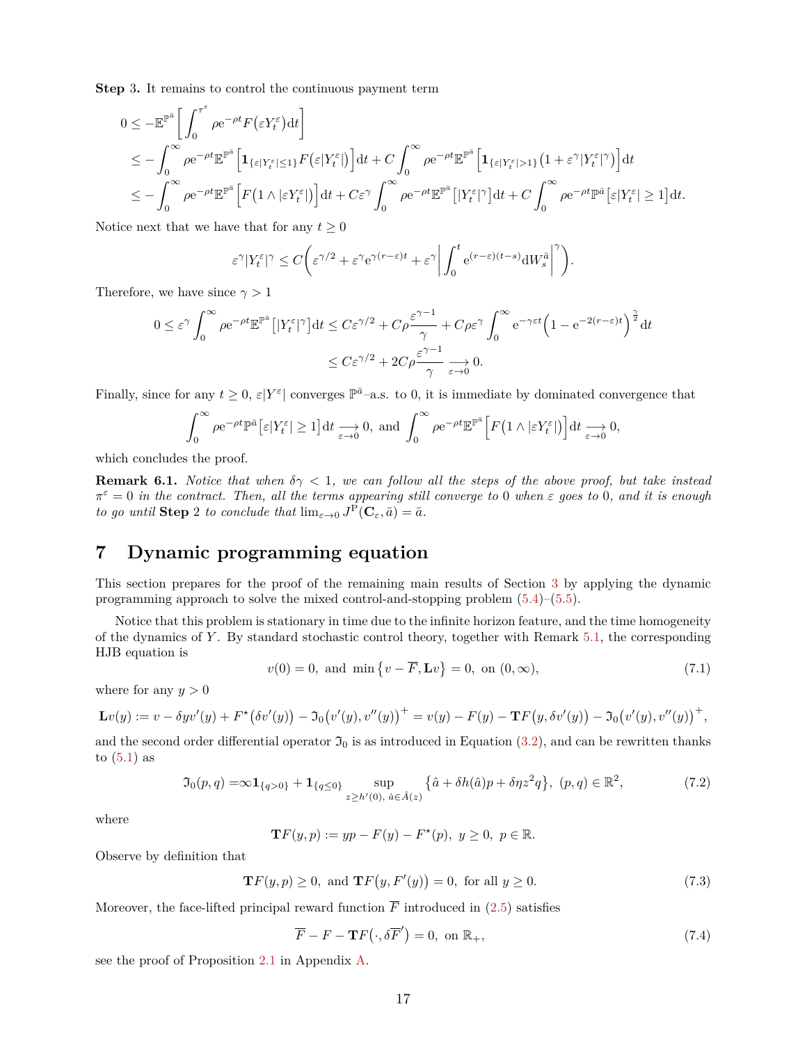**Step 3.** It remains to control the continuous payment term

$$
\begin{aligned}
0 &\leq -\mathbb{E}^{\mathbb{P}^{\bar{a}}}\bigg[\int_0^{\tau^\varepsilon} \rho \mathrm{e}^{-\rho t} F\big(\varepsilon Y_t^\varepsilon\big)\mathrm{d}t\bigg] \\
&\leq -\int_0^\infty \rho \mathrm{e}^{-\rho t}\mathbb{E}^{\mathbb{P}^{\bar{a}}}\Big[\mathbf{1}_{\{\varepsilon|Y_t^\varepsilon|\leq 1\}} F\big(\varepsilon |Y_t^\varepsilon|\big)\Big]\mathrm{d}t + C\int_0^\infty \rho \mathrm{e}^{-\rho t}\mathbb{E}^{\mathbb{P}^{\bar{a}}}\Big[\mathbf{1}_{\{\varepsilon|Y_t^\varepsilon|>1\}}\big(1+\varepsilon^\gamma |Y_t^\varepsilon|^\gamma\big)\Big]\mathrm{d}t \\
&\leq -\int_0^\infty \rho \mathrm{e}^{-\rho t}\mathbb{E}^{\mathbb{P}^{\bar{a}}}\Big[F\big(1\wedge|\varepsilon Y_t^\varepsilon|\big)\Big]\mathrm{d}t + C\varepsilon^\gamma\int_0^\infty \rho \mathrm{e}^{-\rho t}\mathbb{E}^{\mathbb{P}^{\bar{a}}}\big[|Y_t^\varepsilon|^\gamma\big]\mathrm{d}t + C\int_0^\infty \rho \mathrm{e}^{-\rho t}\mathbb{P}^{\bar{a}}\big[\varepsilon|Y_t^\varepsilon|\geq 1\big]\mathrm{d}t.
\end{aligned}
$$

Notice next that we have that for any $t\geq 0$

$$
\varepsilon^\gamma |Y_t^\varepsilon|^\gamma \leq C\bigg(\varepsilon^{\gamma/2} + \varepsilon^\gamma \mathrm{e}^{\gamma(r-\varepsilon)t} + \varepsilon^\gamma\bigg|\int_0^t \mathrm{e}^{(r-\varepsilon)(t-s)}\mathrm{d}W_s^{\bar{a}}\bigg|^\gamma\bigg).
$$

Therefore, we have since $\gamma>1$

$$
\begin{aligned}
0\leq \varepsilon^\gamma\int_0^\infty \rho \mathrm{e}^{-\rho t}\mathbb{E}^{\mathbb{P}^{\bar{a}}}\big[|Y_t^\varepsilon|^\gamma\big]\mathrm{d}t &\leq C\varepsilon^{\gamma/2} + C\rho\frac{\varepsilon^{\gamma-1}}{\gamma} + C\rho\varepsilon^\gamma\int_0^\infty \mathrm{e}^{-\gamma\varepsilon t}\Big(1-\mathrm{e}^{-2(r-\varepsilon)t}\Big)^{\frac{\gamma}{2}}\mathrm{d}t \\
&\leq C\varepsilon^{\gamma/2} + 2C\rho\frac{\varepsilon^{\gamma-1}}{\gamma} \underset{\varepsilon\to 0}{\longrightarrow} 0.
\end{aligned}
$$

Finally, since for any $t\geq 0$, $\varepsilon|Y^\varepsilon|$ converges $\mathbb{P}^{\bar{a}}$–a.s. to $0$, it is immediate by dominated convergence that

$$
\int_0^\infty \rho \mathrm{e}^{-\rho t}\mathbb{P}^{\bar{a}}\big[\varepsilon|Y_t^\varepsilon|\geq 1\big]\mathrm{d}t \underset{\varepsilon\to 0}{\longrightarrow} 0,\ \text{and}\ \int_0^\infty \rho \mathrm{e}^{-\rho t}\mathbb{E}^{\mathbb{P}^{\bar{a}}}\Big[F\big(1\wedge|\varepsilon Y_t^\varepsilon|\big)\Big]\mathrm{d}t \underset{\varepsilon\to 0}{\longrightarrow} 0,
$$

which concludes the proof.

**Remark 6.1.** *Notice that when $\delta\gamma<1$, we can follow all the steps of the above proof, but take instead $\pi^\varepsilon = 0$ in the contract. Then, all the terms appearing still converge to $0$ when $\varepsilon$ goes to $0$, and it is enough to go until* **Step** 2 *to conclude that $\lim_{\varepsilon\to 0} J^{\mathrm{P}}(\mathbf{C}_\varepsilon,\bar{a}) = \bar{a}$.*

# 7 Dynamic programming equation

This section prepares for the proof of the remaining main results of Section 3 by applying the dynamic programming approach to solve the mixed control-and-stopping problem (5.4)–(5.5).

Notice that this problem is stationary in time due to the infinite horizon feature, and the time homogeneity of the dynamics of $Y$. By standard stochastic control theory, together with Remark 5.1, the corresponding HJB equation is

$$
v(0) = 0,\ \text{and}\ \min\big\{v-\overline{F}, \mathbf{L}v\big\} = 0,\ \text{on}\ (0,\infty), \tag{7.1}
$$

where for any $y>0$

$$
\mathbf{L}v(y) := v - \delta y v'(y) + F^\star\big(\delta v'(y)\big) - \mathfrak{I}_0\big(v'(y),v''(y)\big)^+ = v(y) - F(y) - \mathbf{T}F\big(y,\delta v'(y)\big) - \mathfrak{I}_0\big(v'(y),v''(y)\big)^+,
$$

and the second order differential operator $\mathfrak{I}_0$ is as introduced in Equation (3.2), and can be rewritten thanks to (5.1) as

$$
\mathfrak{I}_0(p,q) = \infty\mathbf{1}_{\{q>0\}} + \mathbf{1}_{\{q\leq 0\}} \sup_{z\geq h'(0),\ \hat{a}\in\hat{A}(z)}\big\{\hat{a} + \delta h(\hat{a})p + \delta\eta z^2 q\big\},\ (p,q)\in\mathbb{R}^2, \tag{7.2}
$$

where

$$
\mathbf{T}F(y,p) := yp - F(y) - F^\star(p),\ y\geq 0,\ p\in\mathbb{R}.
$$

Observe by definition that

$$
\mathbf{T}F(y,p)\geq 0,\ \text{and}\ \mathbf{T}F\big(y,F'(y)\big) = 0,\ \text{for all}\ y\geq 0. \tag{7.3}
$$

Moreover, the face-lifted principal reward function $\overline{F}$ introduced in (2.5) satisfies

$$
\overline{F} - F - \mathbf{T}F\big(\cdot,\delta\overline{F}'\big) = 0,\ \text{on}\ \mathbb{R}_+, \tag{7.4}
$$

see the proof of Proposition 2.1 in Appendix A.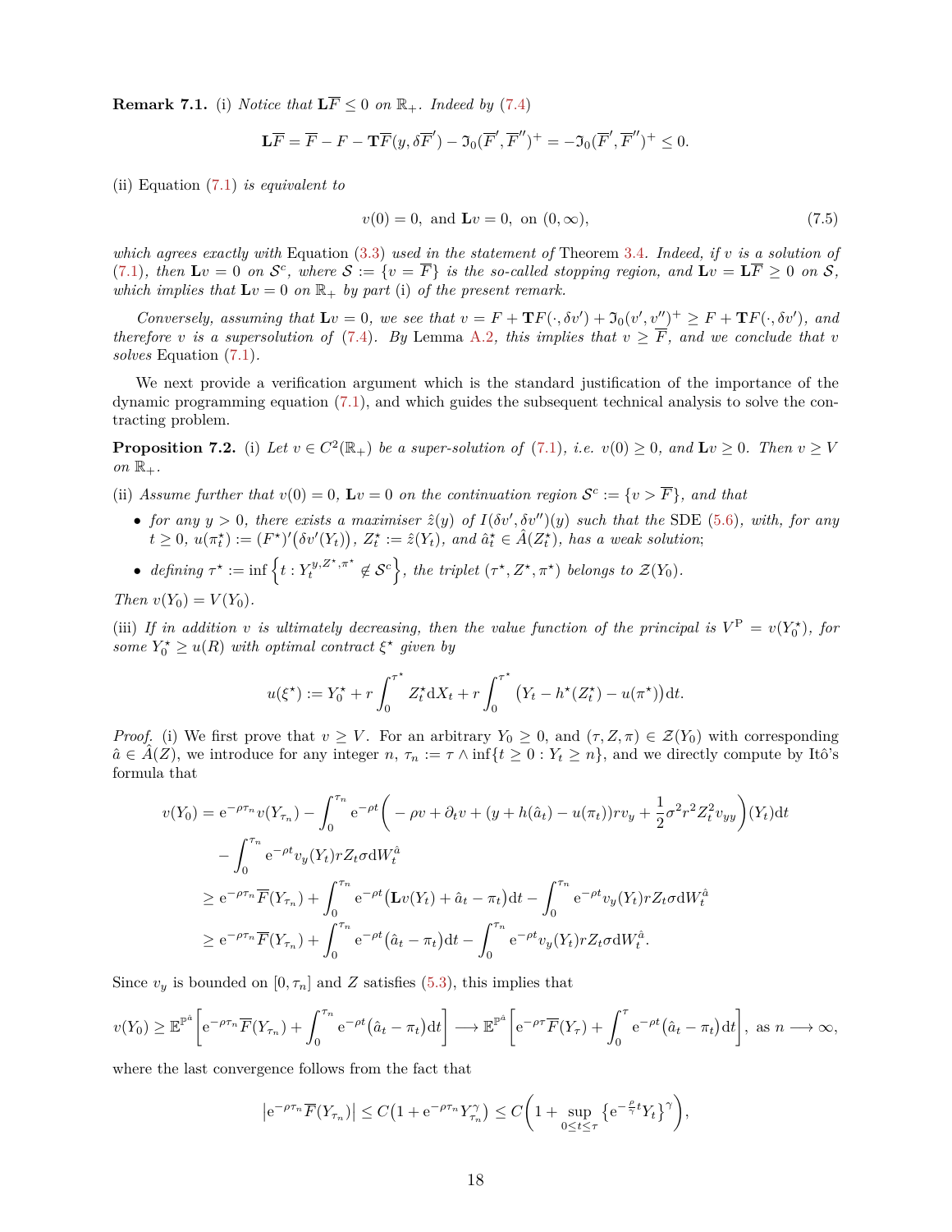**Remark 7.1.** (i) *Notice that* $\mathbf{L}\overline{F} \leq 0$ *on* $\mathbb{R}_+$. *Indeed by* (7.4)

$$\mathbf{L}\overline{F} = \overline{F} - F - \mathbf{T}\overline{F}(y, \delta\overline{F}') - \mathfrak{I}_0(\overline{F}', \overline{F}'')^+ = -\mathfrak{I}_0(\overline{F}', \overline{F}'')^+ \leq 0.$$

(ii) Equation (7.1) *is equivalent to*

$$v(0) = 0, \text{ and } \mathbf{L}v = 0, \text{ on } (0, \infty), \tag{7.5}$$

*which agrees exactly with* Equation (3.3) *used in the statement of* Theorem 3.4. *Indeed, if* $v$ *is a solution of* (7.1), *then* $\mathbf{L}v = 0$ *on* $\mathcal{S}^c$, *where* $\mathcal{S} := \{v = \overline{F}\}$ *is the so-called stopping region, and* $\mathbf{L}v = \mathbf{L}\overline{F} \geq 0$ *on* $\mathcal{S}$, *which implies that* $\mathbf{L}v = 0$ *on* $\mathbb{R}_+$ *by part* (i) *of the present remark.*

*Conversely, assuming that* $\mathbf{L}v = 0$, *we see that* $v = F + \mathbf{T}F(\cdot, \delta v') + \mathfrak{I}_0(v', v'')^+ \geq F + \mathbf{T}F(\cdot, \delta v')$, *and therefore* $v$ *is a supersolution of* (7.4). *By* Lemma A.2, *this implies that* $v \geq \overline{F}$, *and we conclude that* $v$ *solves* Equation (7.1).

We next provide a verification argument which is the standard justification of the importance of the dynamic programming equation (7.1), and which guides the subsequent technical analysis to solve the contracting problem.

**Proposition 7.2.** (i) *Let* $v \in C^2(\mathbb{R}_+)$ *be a super-solution of* (7.1), *i.e.* $v(0) \geq 0$, *and* $\mathbf{L}v \geq 0$. *Then* $v \geq V$ *on* $\mathbb{R}_+$.

(ii) *Assume further that* $v(0) = 0$, $\mathbf{L}v = 0$ *on the continuation region* $\mathcal{S}^c := \{v > \overline{F}\}$, *and that*

- *for any* $y > 0$, *there exists a maximiser* $\hat{z}(y)$ *of* $I(\delta v', \delta v'')(y)$ *such that the SDE* (5.6), *with, for any* $t \geq 0$, $u(\pi_t^\star) := (F^\star)'\big(\delta v'(Y_t)\big)$, $Z_t^\star := \hat{z}(Y_t)$, *and* $\hat{a}_t^\star \in \hat{A}(Z_t^\star)$, *has a weak solution*;
- *defining* $\tau^\star := \inf\Big\{t : Y_t^{y, Z^\star, \pi^\star} \notin \mathcal{S}^c\Big\}$, *the triplet* $(\tau^\star, Z^\star, \pi^\star)$ *belongs to* $\mathcal{Z}(Y_0)$.

*Then* $v(Y_0) = V(Y_0)$.

(iii) *If in addition* $v$ *is ultimately decreasing, then the value function of the principal is* $V^{\mathrm{P}} = v(Y_0^\star)$, *for some* $Y_0^\star \geq u(R)$ *with optimal contract* $\xi^\star$ *given by*

$$u(\xi^\star) := Y_0^\star + r\int_0^{\tau^\star} Z_t^\star \mathrm{d}X_t + r\int_0^{\tau^\star} \big(Y_t - h^\star(Z_t^\star) - u(\pi^\star)\big)\mathrm{d}t.$$

*Proof.* (i) We first prove that $v \geq V$. For an arbitrary $Y_0 \geq 0$, and $(\tau, Z, \pi) \in \mathcal{Z}(Y_0)$ with corresponding $\hat{a} \in \hat{A}(Z)$, we introduce for any integer $n$, $\tau_n := \tau \wedge \inf\{t \geq 0 : Y_t \geq n\}$, and we directly compute by Itô's formula that

$$\begin{aligned}
v(Y_0) &= \mathrm{e}^{-\rho\tau_n} v(Y_{\tau_n}) - \int_0^{\tau_n} \mathrm{e}^{-\rho t}\Big(-\rho v + \partial_t v + (y + h(\hat{a}_t) - u(\pi_t))r v_y + \frac{1}{2}\sigma^2 r^2 Z_t^2 v_{yy}\Big)(Y_t)\mathrm{d}t \\
&\quad - \int_0^{\tau_n} \mathrm{e}^{-\rho t} v_y(Y_t) r Z_t \sigma \mathrm{d}W_t^{\hat{a}} \\
&\geq \mathrm{e}^{-\rho\tau_n}\overline{F}(Y_{\tau_n}) + \int_0^{\tau_n} \mathrm{e}^{-\rho t}\big(\mathbf{L}v(Y_t) + \hat{a}_t - \pi_t\big)\mathrm{d}t - \int_0^{\tau_n} \mathrm{e}^{-\rho t} v_y(Y_t) r Z_t \sigma \mathrm{d}W_t^{\hat{a}} \\
&\geq \mathrm{e}^{-\rho\tau_n}\overline{F}(Y_{\tau_n}) + \int_0^{\tau_n} \mathrm{e}^{-\rho t}\big(\hat{a}_t - \pi_t\big)\mathrm{d}t - \int_0^{\tau_n} \mathrm{e}^{-\rho t} v_y(Y_t) r Z_t \sigma \mathrm{d}W_t^{\hat{a}}.
\end{aligned}$$

Since $v_y$ is bounded on $[0, \tau_n]$ and $Z$ satisfies (5.3), this implies that

$$v(Y_0) \geq \mathbb{E}^{\mathbb{P}^{\hat{a}}}\bigg[\mathrm{e}^{-\rho\tau_n}\overline{F}(Y_{\tau_n}) + \int_0^{\tau_n} \mathrm{e}^{-\rho t}\big(\hat{a}_t - \pi_t\big)\mathrm{d}t\bigg] \longrightarrow \mathbb{E}^{\mathbb{P}^{\hat{a}}}\bigg[\mathrm{e}^{-\rho\tau}\overline{F}(Y_\tau) + \int_0^{\tau} \mathrm{e}^{-\rho t}\big(\hat{a}_t - \pi_t\big)\mathrm{d}t\bigg], \text{ as } n \longrightarrow \infty,$$

where the last convergence follows from the fact that

$$\big|\mathrm{e}^{-\rho\tau_n}\overline{F}(Y_{\tau_n})\big| \leq C\big(1 + \mathrm{e}^{-\rho\tau_n} Y_{\tau_n}^\gamma\big) \leq C\bigg(1 + \sup_{0 \leq t \leq \tau}\big\{\mathrm{e}^{-\frac{\rho}{\gamma}t} Y_t\big\}^\gamma\bigg),$$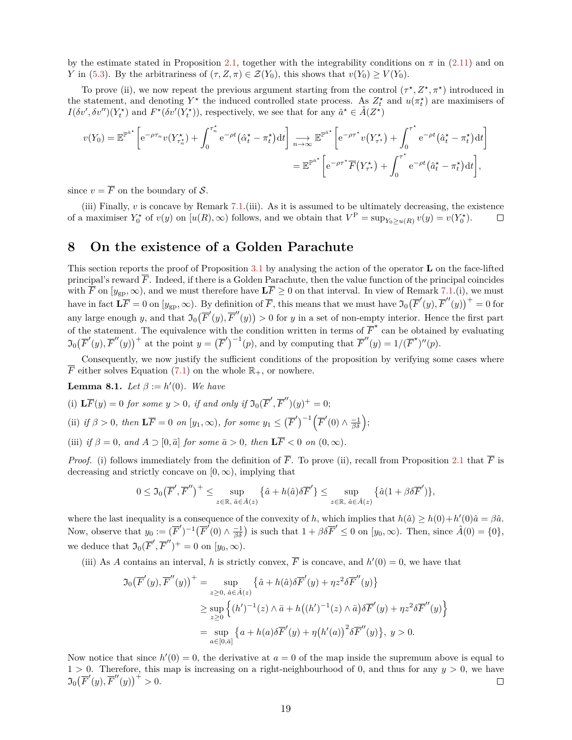by the estimate stated in Proposition 2.1, together with the integrability conditions on $\pi$ in (2.11) and on $Y$ in (5.3). By the arbitrariness of $(\tau, Z, \pi) \in \mathcal{Z}(Y_0)$, this shows that $v(Y_0) \geq V(Y_0)$.

To prove (ii), we now repeat the previous argument starting from the control $(\tau^\star, Z^\star, \pi^\star)$ introduced in the statement, and denoting $Y^\star$ the induced controlled state process. As $Z_t^\star$ and $u(\pi_t^\star)$ are maximisers of $I(\delta v', \delta v'')(Y_t^\star)$ and $F^\star(\delta v'(Y_t^\star))$, respectively, we see that for any $\hat{a}^\star \in \hat{A}(Z^\star)$

$$
v(Y_0) = \mathbb{E}^{\mathbb{P}^{\hat{a}^\star}}\bigg[\mathrm{e}^{-\rho\tau_n} v(Y^\star_{\tau_n^\star}) + \int_0^{\tau_n^\star} \mathrm{e}^{-\rho t}\big(\hat{\alpha}_t^\star - \pi_t^\star\big)\mathrm{d}t\bigg] \underset{n\to\infty}{\longrightarrow} \mathbb{E}^{\mathbb{P}^{\hat{a}^\star}}\bigg[\mathrm{e}^{-\rho\tau^\star} v\big(Y^\star_{\tau^\star}\big) + \int_0^{\tau^\star} \mathrm{e}^{-\rho t}\big(\hat{a}_t^\star - \pi_t^\star\big)\mathrm{d}t\bigg]
$$
$$
= \mathbb{E}^{\mathbb{P}^{\hat{a}^\star}}\bigg[\mathrm{e}^{-\rho\tau^\star}\overline{F}\big(Y^\star_{\tau^\star}\big) + \int_0^{\tau^\star} \mathrm{e}^{-\rho t}\big(\hat{a}_t^\star - \pi_t^\star\big)\mathrm{d}t\bigg],
$$

since $v = \overline{F}$ on the boundary of $\mathcal{S}$.

(iii) Finally, $v$ is concave by Remark 7.1.(iii). As it is assumed to be ultimately decreasing, the existence of a maximiser $Y_0^\star$ of $v(y)$ on $[u(R), \infty)$ follows, and we obtain that $V^{\mathrm{P}} = \sup_{Y_0 \geq u(R)} v(y) = v(Y_0^\star)$. $\square$

# 8 On the existence of a Golden Parachute

This section reports the proof of Proposition 3.1 by analysing the action of the operator $\mathbf{L}$ on the face-lifted principal's reward $\overline{F}$. Indeed, if there is a Golden Parachute, then the value function of the principal coincides with $\overline{F}$ on $[y_{\mathrm{gp}}, \infty)$, and we must therefore have $\mathbf{L}\overline{F} \geq 0$ on that interval. In view of Remark 7.1.(i), we must have in fact $\mathbf{L}\overline{F} = 0$ on $[y_{\mathrm{gp}}, \infty)$. By definition of $\overline{F}$, this means that we must have $\mathfrak{I}_0\big(\overline{F}'(y), \overline{F}''(y)\big)^+ = 0$ for any large enough $y$, and that $\mathfrak{I}_0\big(\overline{F}'(y), \overline{F}''(y)\big) > 0$ for $y$ in a set of non-empty interior. Hence the first part of the statement. The equivalence with the condition written in terms of $\overline{F}^\star$ can be obtained by evaluating $\mathfrak{I}_0\big(\overline{F}'(y), \overline{F}''(y)\big)^+$ at the point $y = \big(\overline{F}'\big)^{-1}(p)$, and by computing that $\overline{F}''(y) = 1/(\overline{F}^\star)''(p)$.

Consequently, we now justify the sufficient conditions of the proposition by verifying some cases where $\overline{F}$ either solves Equation (7.1) on the whole $\mathbb{R}_+$, or nowhere.

**Lemma 8.1.** *Let $\beta := h'(0)$. We have*

(i) *$\mathbf{L}\overline{F}(y) = 0$ for some $y > 0$, if and only if $\mathfrak{I}_0(\overline{F}', \overline{F}'')(y)^+ = 0$;*

(ii) *if $\beta > 0$, then $\mathbf{L}\overline{F} = 0$ on $[y_1, \infty)$, for some $y_1 \leq \big(\overline{F}'\big)^{-1}\Big(\overline{F}'(0) \wedge \frac{-1}{\beta\delta}\Big)$;*

(iii) *if $\beta = 0$, and $A \supset [0, \bar{a}]$ for some $\bar{a} > 0$, then $\mathbf{L}\overline{F} < 0$ on $(0, \infty)$.*

*Proof.* (i) follows immediately from the definition of $\overline{F}$. To prove (ii), recall from Proposition 2.1 that $\overline{F}$ is decreasing and strictly concave on $[0, \infty)$, implying that

$$
0 \leq \mathfrak{I}_0\big(\overline{F}', \overline{F}''\big)^+ \leq \sup_{z\in\mathbb{R},\ \hat{a}\in\hat{A}(z)} \big\{\hat{a} + h(\hat{a})\delta\overline{F}'\big\} \leq \sup_{z\in\mathbb{R},\ \hat{a}\in\hat{A}(z)} \big\{\hat{a}(1 + \beta\delta\overline{F}')\big\},
$$

where the last inequality is a consequence of the convexity of $h$, which implies that $h(\hat{a}) \geq h(0) + h'(0)\hat{a} = \beta\hat{a}$. Now, observe that $y_0 := (\overline{F}')^{-1}\big(\overline{F}'(0) \wedge \frac{-1}{\beta\delta}\big)$ is such that $1 + \beta\delta\overline{F}' \leq 0$ on $[y_0, \infty)$. Then, since $\hat{A}(0) = \{0\}$, we deduce that $\mathfrak{I}_0(\overline{F}', \overline{F}'')^+ = 0$ on $[y_0, \infty)$.

(iii) As $A$ contains an interval, $h$ is strictly convex, $\overline{F}$ is concave, and $h'(0) = 0$, we have that

$$
\begin{aligned}
\mathfrak{I}_0\big(\overline{F}'(y), \overline{F}''(y)\big)^+ &= \sup_{z\geq 0,\ \hat{a}\in\hat{A}(z)} \big\{\hat{a} + h(\hat{a})\delta\overline{F}'(y) + \eta z^2\delta\overline{F}''(y)\big\} \\
&\geq \sup_{z\geq 0} \Big\{(h')^{-1}(z) \wedge \bar{a} + h\big((h')^{-1}(z) \wedge \bar{a}\big)\delta\overline{F}'(y) + \eta z^2\delta\overline{F}''(y)\Big\} \\
&= \sup_{a\in[0,\bar{a}]} \big\{a + h(a)\delta\overline{F}'(y) + \eta\big(h'(a)\big)^2\delta\overline{F}''(y)\big\},\ y > 0.
\end{aligned}
$$

Now notice that since $h'(0) = 0$, the derivative at $a = 0$ of the map inside the supremum above is equal to $1 > 0$. Therefore, this map is increasing on a right-neighbourhood of 0, and thus for any $y > 0$, we have $\mathfrak{I}_0\big(\overline{F}'(y), \overline{F}''(y)\big)^+ > 0$. $\square$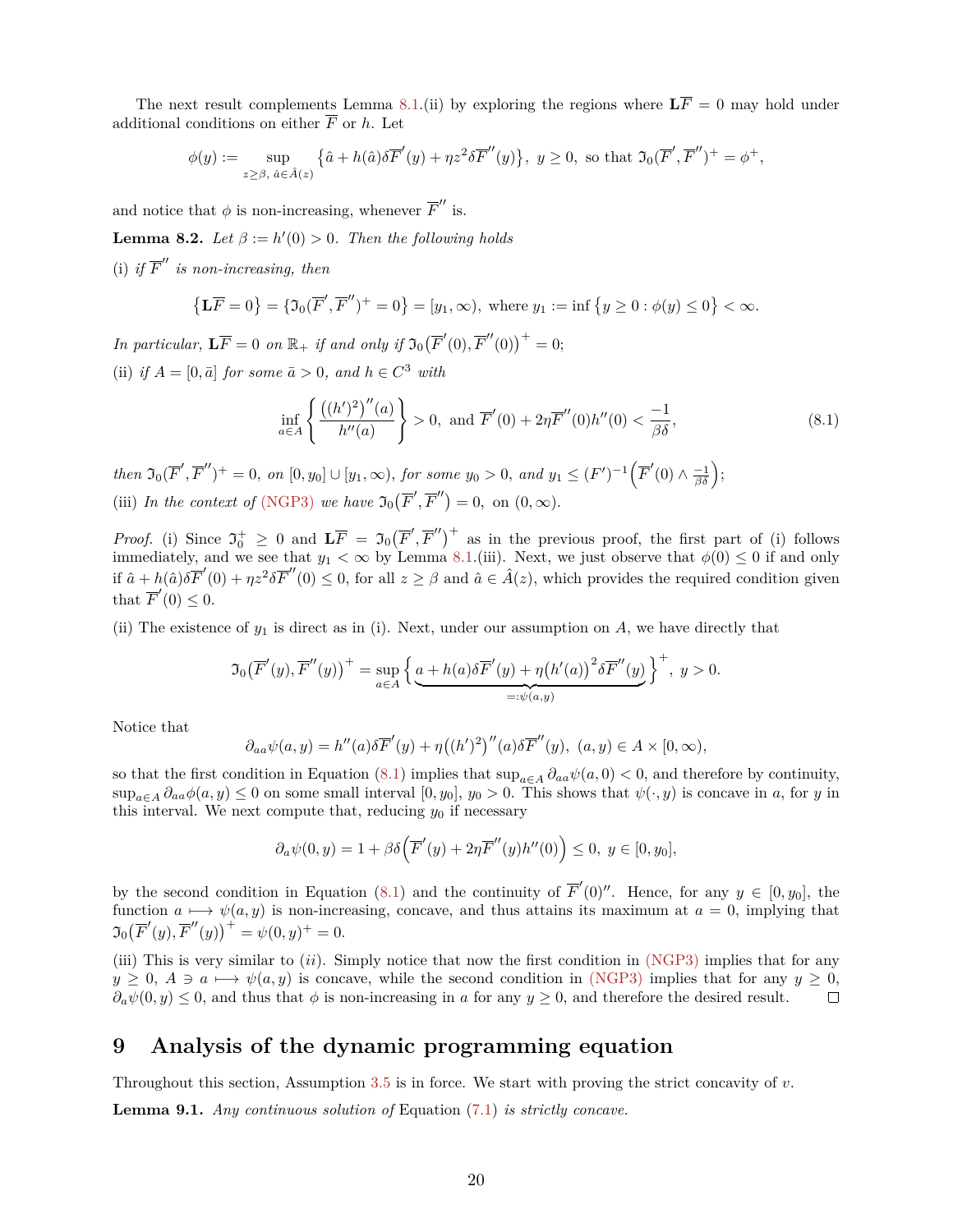The next result complements Lemma 8.1.(ii) by exploring the regions where $\mathbf{L}\overline{F} = 0$ may hold under additional conditions on either $\overline{F}$ or $h$. Let

$$\phi(y) := \sup_{z \geq \beta,\ \hat{a} \in \hat{A}(z)} \big\{ \hat{a} + h(\hat{a})\delta \overline{F}^{'}(y) + \eta z^2 \delta \overline{F}^{''}(y) \big\},\ y \geq 0, \text{ so that } \mathfrak{I}_0(\overline{F}^{'}, \overline{F}^{''})^+ = \phi^+,$$

and notice that $\phi$ is non-increasing, whenever $\overline{F}^{''}$ is.

**Lemma 8.2.** *Let $\beta := h'(0) > 0$. Then the following holds*

(i) *if $\overline{F}^{''}$ is non-increasing, then*

$$\big\{ \mathbf{L}\overline{F} = 0 \big\} = \{ \mathfrak{I}_0(\overline{F}^{'}, \overline{F}^{''})^+ = 0 \} = [y_1, \infty), \text{ where } y_1 := \inf \big\{ y \geq 0 : \phi(y) \leq 0 \big\} < \infty.$$

*In particular, $\mathbf{L}\overline{F} = 0$ on $\mathbb{R}_+$ if and only if $\mathfrak{I}_0\big(\overline{F}^{'}(0), \overline{F}^{''}(0)\big)^+ = 0$;*

(ii) *if $A = [0, \bar{a}]$ for some $\bar{a} > 0$, and $h \in C^3$ with*

$$\inf_{a \in A} \left\{ \frac{\big((h')^2\big)^{''}(a)}{h''(a)} \right\} > 0, \text{ and } \overline{F}^{'}(0) + 2\eta \overline{F}^{''}(0) h''(0) < \frac{-1}{\beta\delta}, \tag{8.1}$$

*then $\mathfrak{I}_0(\overline{F}^{'}, \overline{F}^{''})^+ = 0$, on $[0, y_0] \cup [y_1, \infty)$, for some $y_0 > 0$, and $y_1 \leq (F')^{-1}\Big(\overline{F}^{'}(0) \wedge \frac{-1}{\beta\delta}\Big)$;*

(iii) *In the context of (NGP3) we have $\mathfrak{I}_0\big(\overline{F}^{'}, \overline{F}^{''}\big) = 0$, on $(0, \infty)$.*

*Proof.* (i) Since $\mathfrak{I}_0^+ \geq 0$ and $\mathbf{L}\overline{F} = \mathfrak{I}_0\big(\overline{F}^{'}, \overline{F}^{''}\big)^+$ as in the previous proof, the first part of (i) follows immediately, and we see that $y_1 < \infty$ by Lemma 8.1.(iii). Next, we just observe that $\phi(0) \leq 0$ if and only if $\hat{a} + h(\hat{a})\delta\overline{F}^{'}(0) + \eta z^2 \delta \overline{F}^{''}(0) \leq 0$, for all $z \geq \beta$ and $\hat{a} \in \hat{A}(z)$, which provides the required condition given that $\overline{F}^{'}(0) \leq 0$.

(ii) The existence of $y_1$ is direct as in (i). Next, under our assumption on $A$, we have directly that

$$\mathfrak{I}_0\big(\overline{F}^{'}(y), \overline{F}^{''}(y)\big)^+ = \sup_{a \in A} \Big\{ \underbrace{a + h(a)\delta\overline{F}^{'}(y) + \eta\big(h'(a)\big)^2 \delta \overline{F}^{''}(y)}_{=:\psi(a,y)} \Big\}^+,\ y > 0.$$

Notice that

$$\partial_{aa}\psi(a,y) = h''(a)\delta\overline{F}^{'}(y) + \eta\big((h')^2\big)^{''}(a)\delta\overline{F}^{''}(y),\ (a,y) \in A \times [0, \infty),$$

so that the first condition in Equation (8.1) implies that $\sup_{a \in A} \partial_{aa}\psi(a, 0) < 0$, and therefore by continuity, $\sup_{a \in A} \partial_{aa}\phi(a, y) \leq 0$ on some small interval $[0, y_0]$, $y_0 > 0$. This shows that $\psi(\cdot, y)$ is concave in $a$, for $y$ in this interval. We next compute that, reducing $y_0$ if necessary

$$\partial_a \psi(0, y) = 1 + \beta\delta\Big(\overline{F}^{'}(y) + 2\eta\overline{F}^{''}(y) h''(0)\Big) \leq 0,\ y \in [0, y_0],$$

by the second condition in Equation (8.1) and the continuity of $\overline{F}^{'}(0)''$. Hence, for any $y \in [0, y_0]$, the function $a \longmapsto \psi(a, y)$ is non-increasing, concave, and thus attains its maximum at $a = 0$, implying that $\mathfrak{I}_0\big(\overline{F}^{'}(y), \overline{F}^{''}(y)\big)^+ = \psi(0, y)^+ = 0$.

(iii) This is very similar to $(ii)$. Simply notice that now the first condition in (NGP3) implies that for any $y \geq 0$, $A \ni a \longmapsto \psi(a, y)$ is concave, while the second condition in (NGP3) implies that for any $y \geq 0$, $\partial_a \psi(0, y) \leq 0$, and thus that $\phi$ is non-increasing in $a$ for any $y \geq 0$, and therefore the desired result. $\square$

# 9 Analysis of the dynamic programming equation

Throughout this section, Assumption 3.5 is in force. We start with proving the strict concavity of $v$.

**Lemma 9.1.** *Any continuous solution of* Equation (7.1) *is strictly concave.*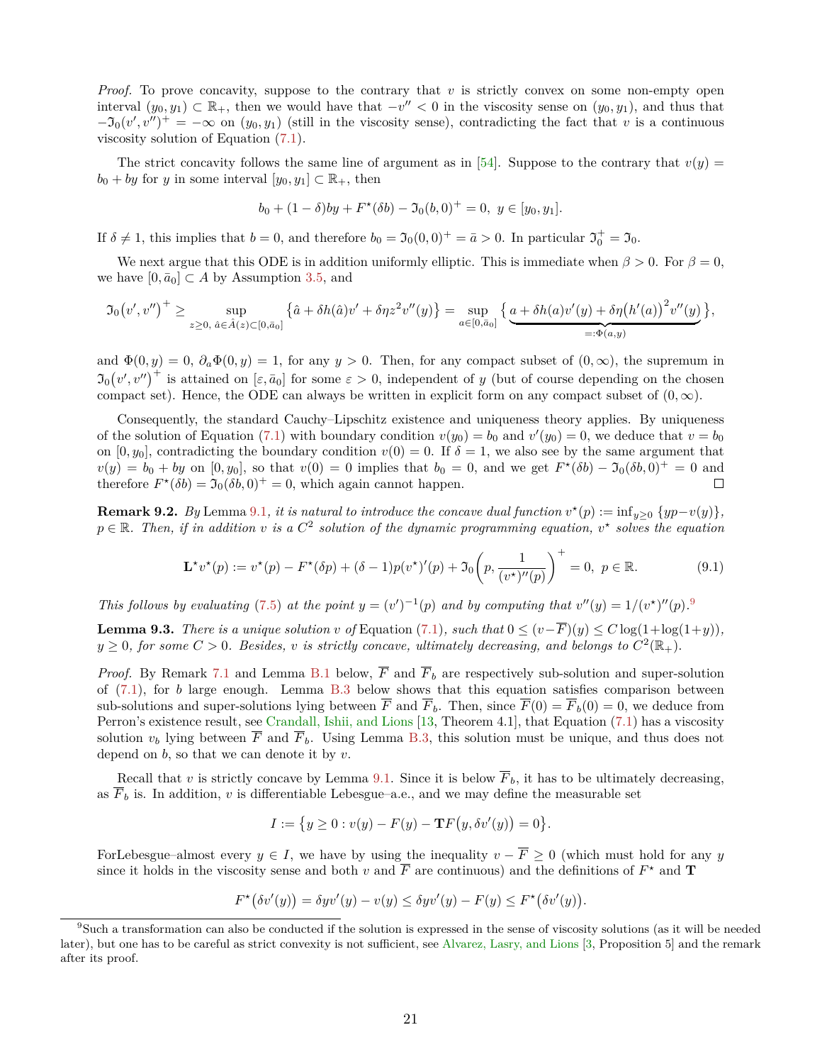*Proof.* To prove concavity, suppose to the contrary that $v$ is strictly convex on some non-empty open interval $(y_0, y_1) \subset \mathbb{R}_+$, then we would have that $-v'' < 0$ in the viscosity sense on $(y_0, y_1)$, and thus that $-\mathfrak{I}_0(v', v'')^+ = -\infty$ on $(y_0, y_1)$ (still in the viscosity sense), contradicting the fact that $v$ is a continuous viscosity solution of Equation (7.1).

The strict concavity follows the same line of argument as in [54]. Suppose to the contrary that $v(y) = b_0 + by$ for $y$ in some interval $[y_0, y_1] \subset \mathbb{R}_+$, then

$$b_0 + (1-\delta)by + F^\star(\delta b) - \mathfrak{I}_0(b, 0)^+ = 0,\ y \in [y_0, y_1].$$

If $\delta \neq 1$, this implies that $b = 0$, and therefore $b_0 = \mathfrak{I}_0(0,0)^+ = \bar{a} > 0$. In particular $\mathfrak{I}_0^+ = \mathfrak{I}_0$.

We next argue that this ODE is in addition uniformly elliptic. This is immediate when $\beta > 0$. For $\beta = 0$, we have $[0, \bar{a}_0] \subset A$ by Assumption 3.5, and

$$\mathfrak{I}_0\big(v', v''\big)^+ \geq \sup_{z \geq 0,\ \hat{a} \in \hat{A}(z) \subset [0, \bar{a}_0]} \big\{\hat{a} + \delta h(\hat{a}) v' + \delta \eta z^2 v''(y)\big\} = \sup_{a \in [0, \bar{a}_0]} \big\{ \underbrace{a + \delta h(a) v'(y) + \delta \eta \big(h'(a)\big)^2 v''(y)}_{=:\Phi(a,y)} \big\},$$

and $\Phi(0, y) = 0$, $\partial_a \Phi(0, y) = 1$, for any $y > 0$. Then, for any compact subset of $(0, \infty)$, the supremum in $\mathfrak{I}_0\big(v', v''\big)^+$ is attained on $[\varepsilon, \bar{a}_0]$ for some $\varepsilon > 0$, independent of $y$ (but of course depending on the chosen compact set). Hence, the ODE can always be written in explicit form on any compact subset of $(0, \infty)$.

Consequently, the standard Cauchy–Lipschitz existence and uniqueness theory applies. By uniqueness of the solution of Equation (7.1) with boundary condition $v(y_0) = b_0$ and $v'(y_0) = 0$, we deduce that $v = b_0$ on $[0, y_0]$, contradicting the boundary condition $v(0) = 0$. If $\delta = 1$, we also see by the same argument that $v(y) = b_0 + by$ on $[0, y_0]$, so that $v(0) = 0$ implies that $b_0 = 0$, and we get $F^\star(\delta b) - \mathfrak{I}_0(\delta b, 0)^+ = 0$ and therefore $F^\star(\delta b) = \mathfrak{I}_0(\delta b, 0)^+ = 0$, which again cannot happen. ◻

**Remark 9.2.** *By* Lemma 9.1*, it is natural to introduce the concave dual function $v^\star(p) := \inf_{y \geq 0} \{yp - v(y)\}$, $p \in \mathbb{R}$. Then, if in addition $v$ is a $C^2$ solution of the dynamic programming equation, $v^\star$ solves the equation*

$$\mathbf{L}^\star v^\star(p) := v^\star(p) - F^\star(\delta p) + (\delta - 1) p (v^\star)'(p) + \mathfrak{I}_0\bigg(p, \frac{1}{(v^\star)''(p)}\bigg)^+ = 0,\ p \in \mathbb{R}. \tag{9.1}$$

*This follows by evaluating* (7.5) *at the point $y = (v')^{-1}(p)$ and by computing that $v''(y) = 1/(v^\star)''(p)$.*[9]

**Lemma 9.3.** *There is a unique solution $v$ of* Equation (7.1)*, such that $0 \leq (v - \overline{F})(y) \leq C \log(1 + \log(1+y))$, $y \geq 0$, for some $C > 0$. Besides, $v$ is strictly concave, ultimately decreasing, and belongs to $C^2(\mathbb{R}_+)$.*

*Proof.* By Remark 7.1 and Lemma B.1 below, $\overline{F}$ and $\overline{F}_b$ are respectively sub-solution and super-solution of (7.1), for $b$ large enough. Lemma B.3 below shows that this equation satisfies comparison between sub-solutions and super-solutions lying between $\overline{F}$ and $\overline{F}_b$. Then, since $\overline{F}(0) = \overline{F}_b(0) = 0$, we deduce from Perron's existence result, see Crandall, Ishii, and Lions [13, Theorem 4.1], that Equation (7.1) has a viscosity solution $v_b$ lying between $\overline{F}$ and $\overline{F}_b$. Using Lemma B.3, this solution must be unique, and thus does not depend on $b$, so that we can denote it by $v$.

Recall that $v$ is strictly concave by Lemma 9.1. Since it is below $\overline{F}_b$, it has to be ultimately decreasing, as $\overline{F}_b$ is. In addition, $v$ is differentiable Lebesgue–a.e., and we may define the measurable set

$$I := \big\{y \geq 0 : v(y) - F(y) - \mathbf{T}F\big(y, \delta v'(y)\big) = 0\big\}.$$

ForLebesgue–almost every $y \in I$, we have by using the inequality $v - \overline{F} \geq 0$ (which must hold for any $y$ since it holds in the viscosity sense and both $v$ and $\overline{F}$ are continuous) and the definitions of $F^\star$ and $\mathbf{T}$

$$F^\star\big(\delta v'(y)\big) = \delta y v'(y) - v(y) \leq \delta y v'(y) - F(y) \leq F^\star\big(\delta v'(y)\big).$$

[9] Such a transformation can also be conducted if the solution is expressed in the sense of viscosity solutions (as it will be needed later), but one has to be careful as strict convexity is not sufficient, see Alvarez, Lasry, and Lions [3, Proposition 5] and the remark after its proof.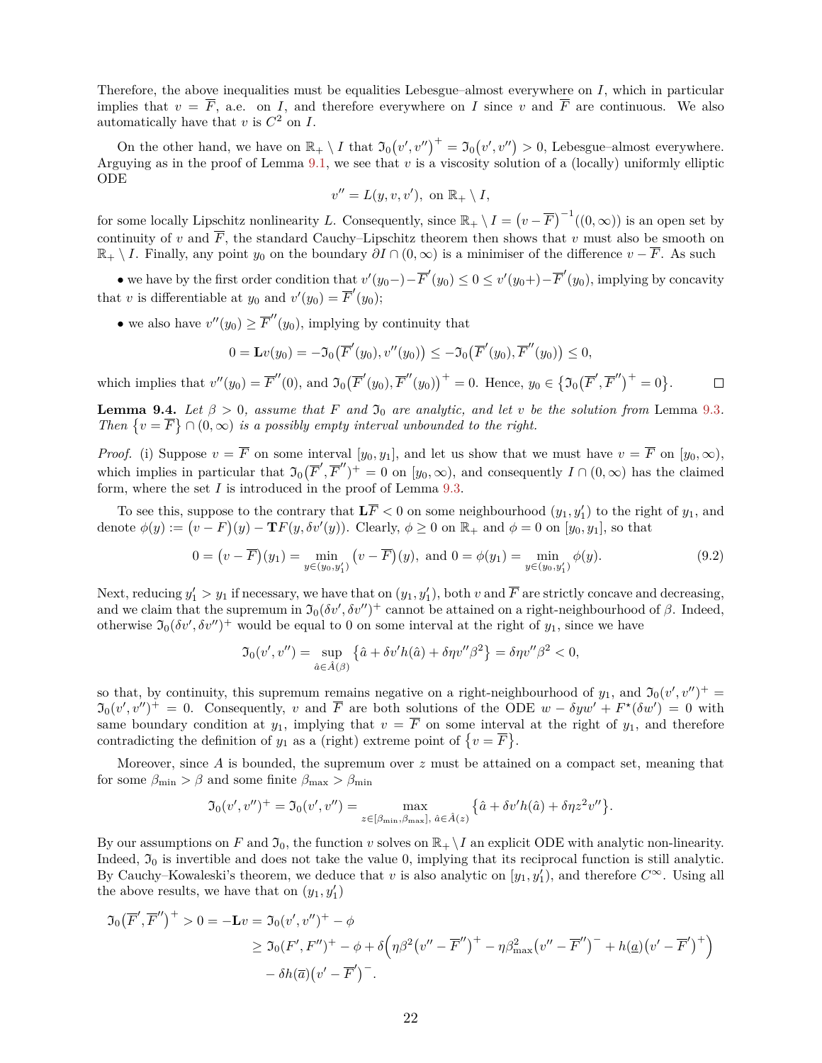Therefore, the above inequalities must be equalities Lebesgue–almost everywhere on $I$, which in particular implies that $v = \overline{F}$, a.e. on $I$, and therefore everywhere on $I$ since $v$ and $\overline{F}$ are continuous. We also automatically have that $v$ is $C^2$ on $I$.

On the other hand, we have on $\mathbb{R}_+ \setminus I$ that $\mathfrak{I}_0\big(v', v''\big)^+ = \mathfrak{I}_0\big(v', v''\big) > 0$, Lebesgue–almost everywhere. Arguying as in the proof of Lemma 9.1, we see that $v$ is a viscosity solution of a (locally) uniformly elliptic ODE

$$v'' = L(y, v, v'),\ \text{on}\ \mathbb{R}_+ \setminus I,$$

for some locally Lipschitz nonlinearity $L$. Consequently, since $\mathbb{R}_+ \setminus I = \big(v - \overline{F}\big)^{-1}((0, \infty))$ is an open set by continuity of $v$ and $\overline{F}$, the standard Cauchy–Lipschitz theorem then shows that $v$ must also be smooth on $\mathbb{R}_+ \setminus I$. Finally, any point $y_0$ on the boundary $\partial I \cap (0, \infty)$ is a minimiser of the difference $v - \overline{F}$. As such

- we have by the first order condition that $v'(y_0-) - \overline{F}'(y_0) \le 0 \le v'(y_0+) - \overline{F}'(y_0)$, implying by concavity that $v$ is differentiable at $y_0$ and $v'(y_0) = \overline{F}'(y_0)$;
- we also have $v''(y_0) \ge \overline{F}''(y_0)$, implying by continuity that

$$0 = \mathbf{L}v(y_0) = -\mathfrak{I}_0\big(\overline{F}'(y_0), v''(y_0)\big) \le -\mathfrak{I}_0\big(\overline{F}'(y_0), \overline{F}''(y_0)\big) \le 0,$$

which implies that $v''(y_0) = \overline{F}''(0)$, and $\mathfrak{I}_0\big(\overline{F}'(y_0), \overline{F}''(y_0)\big)^+ = 0$. Hence, $y_0 \in \big\{\mathfrak{I}_0\big(\overline{F}', \overline{F}''\big)^+ = 0\big\}$. $\square$

**Lemma 9.4.** *Let $\beta > 0$, assume that $F$ and $\mathfrak{I}_0$ are analytic, and let $v$ be the solution from* Lemma 9.3*. Then $\big\{v = \overline{F}\big\} \cap (0, \infty)$ is a possibly empty interval unbounded to the right.*

*Proof.* (i) Suppose $v = \overline{F}$ on some interval $[y_0, y_1]$, and let us show that we must have $v = \overline{F}$ on $[y_0, \infty)$, which implies in particular that $\mathfrak{I}_0\big(\overline{F}', \overline{F}''\big)^+ = 0$ on $[y_0, \infty)$, and consequently $I \cap (0, \infty)$ has the claimed form, where the set $I$ is introduced in the proof of Lemma 9.3.

To see this, suppose to the contrary that $\mathbf{L}\overline{F} < 0$ on some neighbourhood $(y_1, y_1')$ to the right of $y_1$, and denote $\phi(y) := \big(v - F\big)(y) - \mathbf{T}F(y, \delta v'(y))$. Clearly, $\phi \ge 0$ on $\mathbb{R}_+$ and $\phi = 0$ on $[y_0, y_1]$, so that

$$0 = \big(v - \overline{F}\big)(y_1) = \min_{y \in (y_0, y_1')} \big(v - \overline{F}\big)(y),\ \text{and}\ 0 = \phi(y_1) = \min_{y \in (y_0, y_1')} \phi(y). \tag{9.2}$$

Next, reducing $y_1' > y_1$ if necessary, we have that on $(y_1, y_1')$, both $v$ and $\overline{F}$ are strictly concave and decreasing, and we claim that the supremum in $\mathfrak{I}_0(\delta v', \delta v'')^+$ cannot be attained on a right-neighbourhood of $\beta$. Indeed, otherwise $\mathfrak{I}_0(\delta v', \delta v'')^+$ would be equal to 0 on some interval at the right of $y_1$, since we have

$$\mathfrak{I}_0(v', v'') = \sup_{\hat{a} \in \hat{A}(\beta)} \big\{\hat{a} + \delta v' h(\hat{a}) + \delta \eta v'' \beta^2\big\} = \delta \eta v'' \beta^2 < 0,$$

so that, by continuity, this supremum remains negative on a right-neighbourhood of $y_1$, and $\mathfrak{I}_0(v', v'')^+ = \mathfrak{I}_0(v', v'')^+ = 0$. Consequently, $v$ and $\overline{F}$ are both solutions of the ODE $w - \delta y w' + F^\star(\delta w') = 0$ with same boundary condition at $y_1$, implying that $v = \overline{F}$ on some interval at the right of $y_1$, and therefore contradicting the definition of $y_1$ as a (right) extreme point of $\big\{v = \overline{F}\big\}$.

Moreover, since $A$ is bounded, the supremum over $z$ must be attained on a compact set, meaning that for some $\beta_{\min} > \beta$ and some finite $\beta_{\max} > \beta_{\min}$

$$\mathfrak{I}_0(v', v'')^+ = \mathfrak{I}_0(v', v'') = \max_{z \in [\beta_{\min}, \beta_{\max}],\ \hat{a} \in \hat{A}(z)} \big\{\hat{a} + \delta v' h(\hat{a}) + \delta \eta z^2 v''\big\}.$$

By our assumptions on $F$ and $\mathfrak{I}_0$, the function $v$ solves on $\mathbb{R}_+ \setminus I$ an explicit ODE with analytic non-linearity. Indeed, $\mathfrak{I}_0$ is invertible and does not take the value 0, implying that its reciprocal function is still analytic. By Cauchy–Kowaleski's theorem, we deduce that $v$ is also analytic on $[y_1, y_1')$, and therefore $C^\infty$. Using all the above results, we have that on $(y_1, y_1')$

$$\begin{aligned}
\mathfrak{I}_0\big(\overline{F}', \overline{F}''\big)^+ > 0 = -\mathbf{L}v &= \mathfrak{I}_0(v', v'')^+ - \phi \\
&\ge \mathfrak{I}_0(F', F'')^+ - \phi + \delta\Big(\eta\beta^2\big(v'' - \overline{F}''\big)^+ - \eta\beta_{\max}^2\big(v'' - \overline{F}''\big)^- + h(\underline{a})\big(v' - \overline{F}'\big)^+\Big) \\
&\quad - \delta h(\overline{a})\big(v' - \overline{F}'\big)^-.
\end{aligned}$$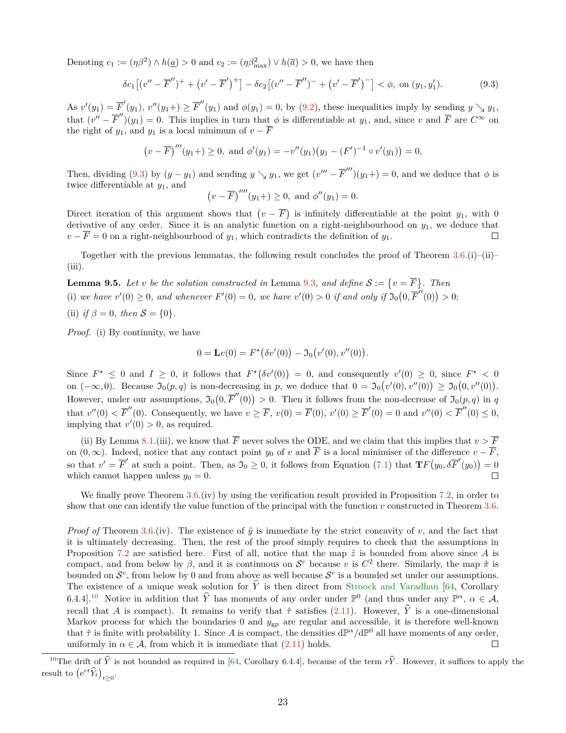Denoting $c_1 := (\eta\beta^2) \wedge h(\underline{a}) > 0$ and $c_2 := (\eta\beta^2_{\max}) \vee h(\overline{a}) > 0$, we have then

$$\delta c_1\big[(v'' - \overline{F}'')^+ + \big(v' - \overline{F}'\big)^+\big] - \delta c_2\big[(v'' - \overline{F}'')^- + \big(v' - \overline{F}'\big)^-\big] < \phi, \text{ on } (y_1, y_1'). \tag{9.3}$$

As $v'(y_1) = \overline{F}'(y_1)$, $v''(y_1+) \geq \overline{F}''(y_1)$ and $\phi(y_1) = 0$, by (9.2), these inequalities imply by sending $y \searrow y_1$, that $(v'' - \overline{F}'')(y_1) = 0$. This implies in turn that $\phi$ is differentiable at $y_1$, and, since $v$ and $\overline{F}$ are $C^\infty$ on the right of $y_1$, and $y_1$ is a local minimum of $v - \overline{F}$

$$\big(v - \overline{F}\big)'''(y_1+) \geq 0, \text{ and } \phi'(y_1) = -v''(y_1)\big(y_1 - (F')^{-1} \circ v'(y_1)\big) = 0,$$

Then, dividing (9.3) by $(y - y_1)$ and sending $y \searrow y_1$, we get $(v''' - \overline{F}''')(y_1+) = 0$, and we deduce that $\phi$ is twice differentiable at $y_1$, and

$$\big(v - \overline{F}\big)''''(y_1+) \geq 0, \text{ and } \phi''(y_1) = 0.$$

Direct iteration of this argument shows that $\big(v - \overline{F}\big)$ is infinitely differentiable at the point $y_1$, with 0 derivative of any order. Since it is an analytic function on a right-neighbourhood on $y_1$, we deduce that $v - \overline{F} = 0$ on a right-neighbourhood of $y_1$, which contradicts the definition of $y_1$. □

Together with the previous lemmatas, the following result concludes the proof of Theorem 3.6.(i)–(ii)–(iii).

**Lemma 9.5.** *Let $v$ be the solution constructed in* Lemma 9.3*, and define $\mathcal{S} := \{v = \overline{F}\}$. Then*
(i) *we have $v'(0) \geq 0$, and whenever $F'(0) = 0$, we have $v'(0) > 0$ if and only if $\mathfrak{I}_0\big(0, \overline{F}''(0)\big) > 0$;*
(ii) *if $\beta = 0$, then $\mathcal{S} = \{0\}$.*

*Proof.* (i) By continuity, we have

$$0 = \mathbf{L}v(0) = F^\star\big(\delta v'(0)\big) - \mathfrak{I}_0\big(v'(0), v''(0)\big).$$

Since $F^\star \leq 0$ and $I \geq 0$, it follows that $F^\star\big(\delta v'(0)\big) = 0$, and consequently $v'(0) \geq 0$, since $F^\star < 0$ on $(-\infty, 0)$. Because $\mathfrak{I}_0(p, q)$ is non-decreasing in $p$, we deduce that $0 = \mathfrak{I}_0\big(v'(0), v''(0)\big) \geq \mathfrak{I}_0\big(0, v''(0)\big)$. However, under our assumptions, $\mathfrak{I}_0\big(0, \overline{F}''(0)\big) > 0$. Then it follows from the non-decrease of $\mathfrak{I}_0(p, q)$ in $q$ that $v''(0) < \overline{F}''(0)$. Consequently, we have $v \geq \overline{F}$, $v(0) = \overline{F}(0)$, $v'(0) \geq \overline{F}'(0) = 0$ and $v''(0) < \overline{F}''(0) \leq 0$, implying that $v'(0) > 0$, as required.

(ii) By Lemma 8.1.(iii), we know that $\overline{F}$ never solves the ODE, and we claim that this implies that $v > \overline{F}$ on $(0, \infty)$. Indeed, notice that any contact point $y_0$ of $v$ and $\overline{F}$ is a local minimiser of the difference $v - \overline{F}$, so that $v' = \overline{F}'$ at such a point. Then, as $\mathfrak{I}_0 \geq 0$, it follows from Equation (7.1) that $\mathbf{T}F\big(y_0, \delta\overline{F}'(y_0)\big) = 0$ which cannot happen unless $y_0 = 0$. □

We finally prove Theorem 3.6.(iv) by using the verification result provided in Proposition 7.2, in order to show that one can identify the value function of the principal with the function $v$ constructed in Theorem 3.6.

*Proof of* Theorem 3.6.(iv). The existence of $\hat{y}$ is immediate by the strict concavity of $v$, and the fact that it is ultimately decreasing. Then, the rest of the proof simply requires to check that the assumptions in Proposition 7.2 are satisfied here. First of all, notice that the map $\hat{z}$ is bounded from above since $A$ is compact, and from below by $\beta$, and it is continuous on $\mathcal{S}^c$ because $v$ is $C^2$ there. Similarly, the map $\hat{\pi}$ is bounded on $\mathcal{S}^c$, from below by 0 and from above as well because $\mathcal{S}^c$ is a bounded set under our assumptions. The existence of a unique weak solution for $\widehat{Y}$ is then direct from Stroock and Varadhan [64, Corollary 6.4.4].[10] Notice in addition that $\widehat{Y}$ has moments of any order under $\mathbb{P}^0$ (and thus under any $\mathbb{P}^\alpha$, $\alpha \in \mathcal{A}$, recall that $A$ is compact). It remains to verify that $\hat{\tau}$ satisfies (2.11). However, $\widehat{Y}$ is a one-dimensional Markov process for which the boundaries 0 and $y_{\text{gp}}$ are regular and accessible, it is therefore well-known that $\hat{\tau}$ is finite with probability 1. Since $A$ is compact, the densities $\mathrm{d}\mathbb{P}^\alpha/\mathrm{d}\mathbb{P}^0$ all have moments of any order, uniformly in $\alpha \in \mathcal{A}$, from which it is immediate that (2.11) holds. □

---

[10] The drift of $\widehat{Y}$ is not bounded as required in [64, Corollary 6.4.4], because of the term $r\widehat{Y}$. However, it suffices to apply the result to $\big(\mathrm{e}^{rt}\widehat{Y}_t\big)_{t \geq 0}$.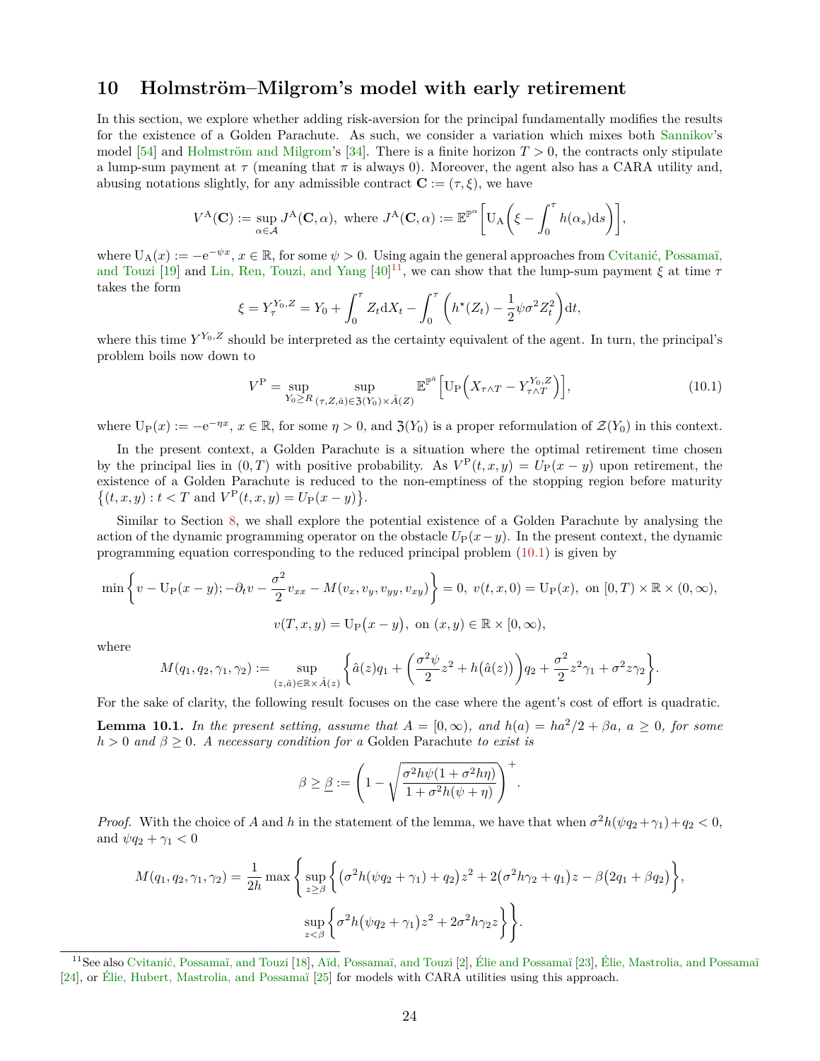## 10 Holmström–Milgrom's model with early retirement

In this section, we explore whether adding risk-aversion for the principal fundamentally modifies the results for the existence of a Golden Parachute. As such, we consider a variation which mixes both Sannikov's model [54] and Holmström and Milgrom's [34]. There is a finite horizon $T > 0$, the contracts only stipulate a lump-sum payment at $\tau$ (meaning that $\pi$ is always 0). Moreover, the agent also has a CARA utility and, abusing notations slightly, for any admissible contract $\mathbf{C} := (\tau, \xi)$, we have

$$V^{\mathrm{A}}(\mathbf{C}) := \sup_{\alpha \in \mathcal{A}} J^{\mathrm{A}}(\mathbf{C}, \alpha), \text{ where } J^{\mathrm{A}}(\mathbf{C}, \alpha) := \mathbb{E}^{\mathbb{P}^\alpha}\bigg[\mathrm{U_A}\bigg(\xi - \int_0^\tau h(\alpha_s)\mathrm{d}s\bigg)\bigg],$$

where $\mathrm{U_A}(x) := -\mathrm{e}^{-\psi x}$, $x \in \mathbb{R}$, for some $\psi > 0$. Using again the general approaches from Cvitanić, Possamaï, and Touzi [19] and Lin, Ren, Touzi, and Yang [40][11], we can show that the lump-sum payment $\xi$ at time $\tau$ takes the form

$$\xi = Y_\tau^{Y_0, Z} = Y_0 + \int_0^\tau Z_t \mathrm{d}X_t - \int_0^\tau \bigg(h^\star(Z_t) - \frac{1}{2}\psi\sigma^2 Z_t^2\bigg)\mathrm{d}t,$$

where this time $Y^{Y_0,Z}$ should be interpreted as the certainty equivalent of the agent. In turn, the principal's problem boils now down to

$$V^{\mathrm{P}} = \sup_{Y_0 \geq R} \sup_{(\tau, Z, \hat{a}) \in \mathfrak{Z}(Y_0) \times \hat{A}(Z)} \mathbb{E}^{\mathbb{P}^{\hat{a}}}\Big[\mathrm{U_P}\Big(X_{\tau\wedge T} - Y_{\tau\wedge T}^{Y_0,Z}\Big)\Big], \tag{10.1}$$

where $\mathrm{U_P}(x) := -\mathrm{e}^{-\eta x}$, $x \in \mathbb{R}$, for some $\eta > 0$, and $\mathfrak{Z}(Y_0)$ is a proper reformulation of $\mathcal{Z}(Y_0)$ in this context.

In the present context, a Golden Parachute is a situation where the optimal retirement time chosen by the principal lies in $(0, T)$ with positive probability. As $V^{\mathrm{P}}(t, x, y) = U_{\mathrm{P}}(x - y)$ upon retirement, the existence of a Golden Parachute is reduced to the non-emptiness of the stopping region before maturity $\big\{(t, x, y) : t < T \text{ and } V^{\mathrm{P}}(t, x, y) = U_{\mathrm{P}}(x - y)\big\}$.

Similar to Section 8, we shall explore the potential existence of a Golden Parachute by analysing the action of the dynamic programming operator on the obstacle $U_{\mathrm{P}}(x - y)$. In the present context, the dynamic programming equation corresponding to the reduced principal problem (10.1) is given by

$$\min\bigg\{v - \mathrm{U_P}(x - y); -\partial_t v - \frac{\sigma^2}{2}v_{xx} - M(v_x, v_y, v_{yy}, v_{xy})\bigg\} = 0,\ v(t, x, 0) = \mathrm{U_P}(x),\ \text{on } [0, T) \times \mathbb{R} \times (0, \infty),$$

$$v(T, x, y) = \mathrm{U_P}\big(x - y\big),\ \text{on } (x, y) \in \mathbb{R} \times [0, \infty),$$

where

$$M(q_1, q_2, \gamma_1, \gamma_2) := \sup_{(z, \hat{a}) \in \mathbb{R} \times \hat{A}(z)} \bigg\{\hat{a}(z)q_1 + \bigg(\frac{\sigma^2\psi}{2}z^2 + h\big(\hat{a}(z)\big)\bigg)q_2 + \frac{\sigma^2}{2}z^2\gamma_1 + \sigma^2 z\gamma_2\bigg\}.$$

For the sake of clarity, the following result focuses on the case where the agent's cost of effort is quadratic.

**Lemma 10.1.** *In the present setting, assume that $A = [0, \infty)$, and $h(a) = ha^2/2 + \beta a$, $a \geq 0$, for some $h > 0$ and $\beta \geq 0$. A necessary condition for a* Golden Parachute *to exist is*

$$\beta \geq \underline{\beta} := \left(1 - \sqrt{\frac{\sigma^2 h\psi(1 + \sigma^2 h\eta)}{1 + \sigma^2 h(\psi + \eta)}}\right)^+.$$

*Proof.* With the choice of $A$ and $h$ in the statement of the lemma, we have that when $\sigma^2 h(\psi q_2 + \gamma_1) + q_2 < 0$, and $\psi q_2 + \gamma_1 < 0$

$$M(q_1, q_2, \gamma_1, \gamma_2) = \frac{1}{2h}\max\bigg\{\sup_{z \geq \beta}\Big\{\big(\sigma^2 h(\psi q_2 + \gamma_1) + q_2\big)z^2 + 2\big(\sigma^2 h\gamma_2 + q_1\big)z - \beta\big(2q_1 + \beta q_2\big)\Big\},$$
$$\sup_{z < \beta}\Big\{\sigma^2 h\big(\psi q_2 + \gamma_1\big)z^2 + 2\sigma^2 h\gamma_2 z\Big\}\bigg\}.$$

[11] See also Cvitanić, Possamaï, and Touzi [18], Aïd, Possamaï, and Touzi [2], Élie and Possamaï [23], Élie, Mastrolia, and Possamaï [24], or Élie, Hubert, Mastrolia, and Possamaï [25] for models with CARA utilities using this approach.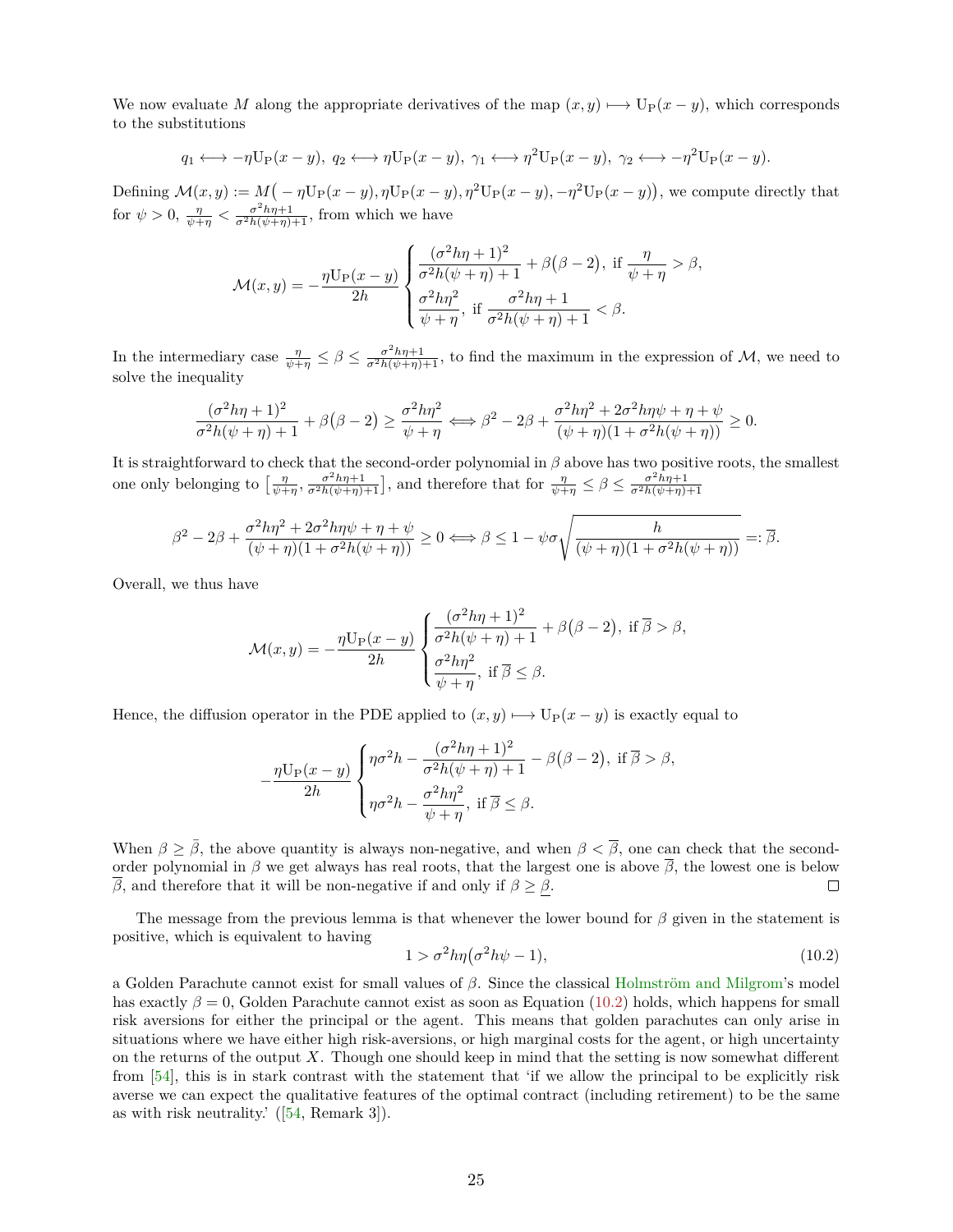We now evaluate $M$ along the appropriate derivatives of the map $(x,y) \longmapsto \mathrm{U_P}(x-y)$, which corresponds to the substitutions

$$q_1 \longleftrightarrow -\eta \mathrm{U_P}(x-y),\ q_2 \longleftrightarrow \eta \mathrm{U_P}(x-y),\ \gamma_1 \longleftrightarrow \eta^2 \mathrm{U_P}(x-y),\ \gamma_2 \longleftrightarrow -\eta^2 \mathrm{U_P}(x-y).$$

Defining $\mathcal{M}(x,y) := M\big(-\eta \mathrm{U_P}(x-y), \eta \mathrm{U_P}(x-y), \eta^2 \mathrm{U_P}(x-y), -\eta^2 \mathrm{U_P}(x-y)\big)$, we compute directly that for $\psi > 0$, $\frac{\eta}{\psi+\eta} < \frac{\sigma^2 h\eta+1}{\sigma^2 h(\psi+\eta)+1}$, from which we have

$$\mathcal{M}(x,y) = -\frac{\eta \mathrm{U_P}(x-y)}{2h} \begin{cases} \dfrac{(\sigma^2 h\eta+1)^2}{\sigma^2 h(\psi+\eta)+1} + \beta\big(\beta-2\big), \text{ if } \dfrac{\eta}{\psi+\eta} > \beta, \\ \dfrac{\sigma^2 h\eta^2}{\psi+\eta}, \text{ if } \dfrac{\sigma^2 h\eta+1}{\sigma^2 h(\psi+\eta)+1} < \beta. \end{cases}$$

In the intermediary case $\frac{\eta}{\psi+\eta} \leq \beta \leq \frac{\sigma^2 h\eta+1}{\sigma^2 h(\psi+\eta)+1}$, to find the maximum in the expression of $\mathcal{M}$, we need to solve the inequality

$$\frac{(\sigma^2 h\eta+1)^2}{\sigma^2 h(\psi+\eta)+1} + \beta\big(\beta-2\big) \geq \frac{\sigma^2 h\eta^2}{\psi+\eta} \Longleftrightarrow \beta^2 - 2\beta + \frac{\sigma^2 h\eta^2 + 2\sigma^2 h\eta\psi + \eta + \psi}{(\psi+\eta)(1+\sigma^2 h(\psi+\eta))} \geq 0.$$

It is straightforward to check that the second-order polynomial in $\beta$ above has two positive roots, the smallest one only belonging to $\big[\frac{\eta}{\psi+\eta}, \frac{\sigma^2 h\eta+1}{\sigma^2 h(\psi+\eta)+1}\big]$, and therefore that for $\frac{\eta}{\psi+\eta} \leq \beta \leq \frac{\sigma^2 h\eta+1}{\sigma^2 h(\psi+\eta)+1}$

$$\beta^2 - 2\beta + \frac{\sigma^2 h\eta^2 + 2\sigma^2 h\eta\psi + \eta + \psi}{(\psi+\eta)(1+\sigma^2 h(\psi+\eta))} \geq 0 \Longleftrightarrow \beta \leq 1 - \psi\sigma\sqrt{\frac{h}{(\psi+\eta)(1+\sigma^2 h(\psi+\eta))}} =: \overline{\beta}.$$

Overall, we thus have

$$\mathcal{M}(x,y) = -\frac{\eta \mathrm{U_P}(x-y)}{2h} \begin{cases} \dfrac{(\sigma^2 h\eta+1)^2}{\sigma^2 h(\psi+\eta)+1} + \beta\big(\beta-2\big), \text{ if } \overline{\beta} > \beta, \\ \dfrac{\sigma^2 h\eta^2}{\psi+\eta}, \text{ if } \overline{\beta} \leq \beta. \end{cases}$$

Hence, the diffusion operator in the PDE applied to $(x,y) \longmapsto \mathrm{U_P}(x-y)$ is exactly equal to

$$-\frac{\eta \mathrm{U_P}(x-y)}{2h} \begin{cases} \eta\sigma^2 h - \dfrac{(\sigma^2 h\eta+1)^2}{\sigma^2 h(\psi+\eta)+1} - \beta\big(\beta-2\big), \text{ if } \overline{\beta} > \beta, \\ \eta\sigma^2 h - \dfrac{\sigma^2 h\eta^2}{\psi+\eta}, \text{ if } \overline{\beta} \leq \beta. \end{cases}$$

When $\beta \geq \bar{\beta}$, the above quantity is always non-negative, and when $\beta < \overline{\beta}$, one can check that the second-order polynomial in $\beta$ we get always has real roots, that the largest one is above $\overline{\beta}$, the lowest one is below $\overline{\beta}$, and therefore that it will be non-negative if and only if $\beta \geq \underline{\beta}$. □

The message from the previous lemma is that whenever the lower bound for $\beta$ given in the statement is positive, which is equivalent to having

$$1 > \sigma^2 h\eta\big(\sigma^2 h\psi - 1\big), \tag{10.2}$$

a Golden Parachute cannot exist for small values of $\beta$. Since the classical Holmström and Milgrom's model has exactly $\beta = 0$, Golden Parachute cannot exist as soon as Equation (10.2) holds, which happens for small risk aversions for either the principal or the agent. This means that golden parachutes can only arise in situations where we have either high risk-aversions, or high marginal costs for the agent, or high uncertainty on the returns of the output $X$. Though one should keep in mind that the setting is now somewhat different from [54], this is in stark contrast with the statement that 'if we allow the principal to be explicitly risk averse we can expect the qualitative features of the optimal contract (including retirement) to be the same as with risk neutrality.' ([54, Remark 3]).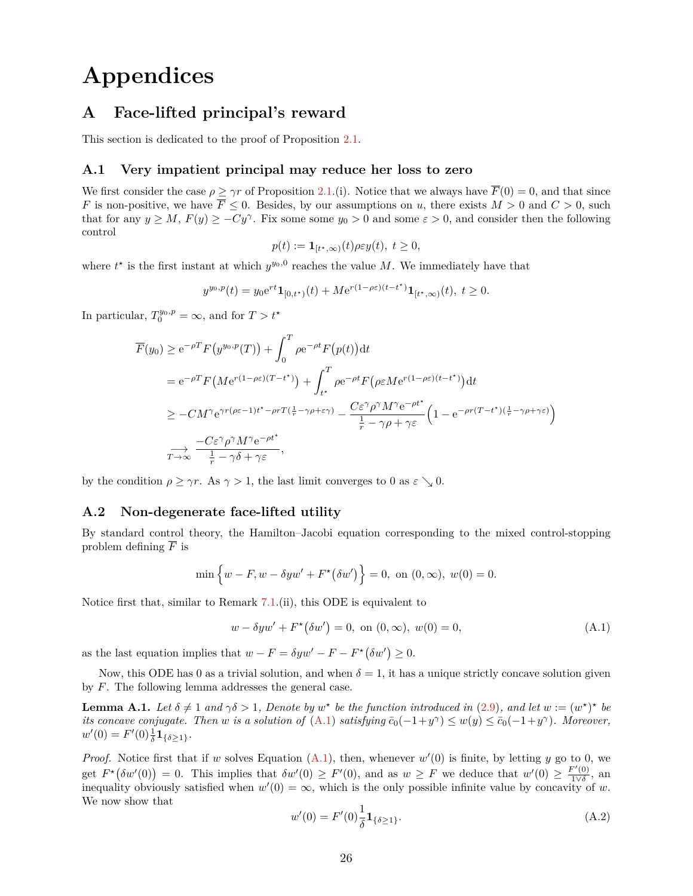# Appendices

## A Face-lifted principal's reward

This section is dedicated to the proof of Proposition 2.1.

### A.1 Very impatient principal may reduce her loss to zero

We first consider the case $\rho \geq \gamma r$ of Proposition 2.1.(i). Notice that we always have $\overline{F}(0) = 0$, and that since $F$ is non-positive, we have $\overline{F} \leq 0$. Besides, by our assumptions on $u$, there exists $M > 0$ and $C > 0$, such that for any $y \geq M$, $F(y) \geq -Cy^\gamma$. Fix some $y_0 > 0$ and some $\varepsilon > 0$, and consider then the following control

$$p(t) := \mathbf{1}_{[t^\star,\infty)}(t)\rho\varepsilon y(t),\ t \geq 0,$$

where $t^\star$ is the first instant at which $y^{y_0,0}$ reaches the value $M$. We immediately have that

$$y^{y_0,p}(t) = y_0 \mathrm{e}^{rt}\mathbf{1}_{[0,t^\star)}(t) + M\mathrm{e}^{r(1-\rho\varepsilon)(t-t^\star)}\mathbf{1}_{[t^\star,\infty)}(t),\ t \geq 0.$$

In particular, $T_0^{y_0,p} = \infty$, and for $T > t^\star$

$$\begin{aligned}
\overline{F}(y_0) &\geq \mathrm{e}^{-\rho T}F\big(y^{y_0,p}(T)\big) + \int_0^T \rho \mathrm{e}^{-\rho t}F\big(p(t)\big)\mathrm{d}t \\
&= \mathrm{e}^{-\rho T}F\big(M\mathrm{e}^{r(1-\rho\varepsilon)(T-t^\star)}\big) + \int_{t^\star}^T \rho \mathrm{e}^{-\rho t}F\big(\rho\varepsilon M\mathrm{e}^{r(1-\rho\varepsilon)(t-t^\star)}\big)\mathrm{d}t \\
&\geq -CM^\gamma \mathrm{e}^{\gamma r(\rho\varepsilon-1)t^\star - \rho r T(\frac{1}{r}-\gamma\rho+\varepsilon\gamma)} - \frac{C\varepsilon^\gamma\rho^\gamma M^\gamma \mathrm{e}^{-\rho t^\star}}{\frac{1}{r}-\gamma\rho+\gamma\varepsilon}\Big(1-\mathrm{e}^{-\rho r(T-t^\star)(\frac{1}{r}-\gamma\rho+\gamma\varepsilon)}\Big) \\
&\underset{T\to\infty}{\longrightarrow} \frac{-C\varepsilon^\gamma\rho^\gamma M^\gamma \mathrm{e}^{-\rho t^\star}}{\frac{1}{r}-\gamma\delta+\gamma\varepsilon},
\end{aligned}$$

by the condition $\rho \geq \gamma r$. As $\gamma > 1$, the last limit converges to 0 as $\varepsilon \searrow 0$.

### A.2 Non-degenerate face-lifted utility

By standard control theory, the Hamilton–Jacobi equation corresponding to the mixed control-stopping problem defining $\overline{F}$ is

$$\min\Big\{w - F, w - \delta y w' + F^\star\big(\delta w'\big)\Big\} = 0,\ \text{on } (0,\infty),\ w(0) = 0.$$

Notice first that, similar to Remark 7.1.(ii), this ODE is equivalent to

$$w - \delta y w' + F^\star\big(\delta w'\big) = 0,\ \text{on } (0,\infty),\ w(0) = 0, \tag{A.1}$$

as the last equation implies that $w - F = \delta y w' - F - F^\star\big(\delta w'\big) \geq 0$.

Now, this ODE has 0 as a trivial solution, and when $\delta = 1$, it has a unique strictly concave solution given by $F$. The following lemma addresses the general case.

**Lemma A.1.** *Let $\delta \neq 1$ and $\gamma\delta > 1$, Denote by $w^\star$ be the function introduced in (2.9), and let $w := (w^\star)^\star$ be its concave conjugate. Then $w$ is a solution of (A.1) satisfying $\bar{c}_0(-1+y^\gamma) \leq w(y) \leq \bar{c}_0(-1+y^\gamma)$. Moreover, $w'(0) = F'(0)\frac{1}{\delta}\mathbf{1}_{\{\delta\geq 1\}}$.*

*Proof.* Notice first that if $w$ solves Equation (A.1), then, whenever $w'(0)$ is finite, by letting $y$ go to 0, we get $F^\star\big(\delta w'(0)\big) = 0$. This implies that $\delta w'(0) \geq F'(0)$, and as $w \geq F$ we deduce that $w'(0) \geq \frac{F'(0)}{1\vee\delta}$, an inequality obviously satisfied when $w'(0) = \infty$, which is the only possible infinite value by concavity of $w$. We now show that

$$w'(0) = F'(0)\frac{1}{\delta}\mathbf{1}_{\{\delta\geq 1\}}. \tag{A.2}$$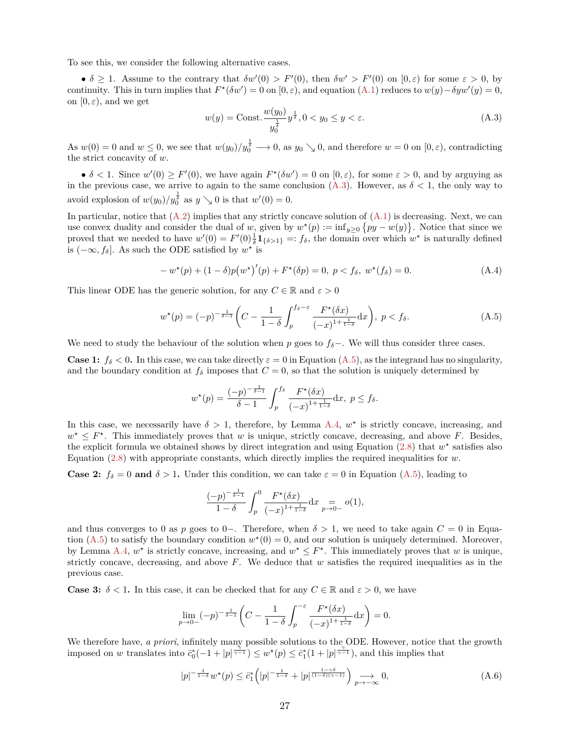To see this, we consider the following alternative cases.

- $\delta \geq 1$. Assume to the contrary that $\delta w'(0) > F'(0)$, then $\delta w' > F'(0)$ on $[0,\varepsilon)$ for some $\varepsilon > 0$, by continuity. This in turn implies that $F^\star(\delta w') = 0$ on $[0,\varepsilon)$, and equation (A.1) reduces to $w(y) - \delta y w'(y) = 0$, on $[0,\varepsilon)$, and we get

$$w(y) = \text{Const.}\frac{w(y_0)}{y_0^{\frac{1}{\delta}}} y^{\frac{1}{\delta}}, 0 < y_0 \leq y < \varepsilon. \tag{A.3}$$

As $w(0) = 0$ and $w \leq 0$, we see that $w(y_0)/y_0^{\frac{1}{\delta}} \longrightarrow 0$, as $y_0 \searrow 0$, and therefore $w = 0$ on $[0,\varepsilon)$, contradicting the strict concavity of $w$.

- $\delta < 1$. Since $w'(0) \geq F'(0)$, we have again $F^\star(\delta w') = 0$ on $[0,\varepsilon)$, for some $\varepsilon > 0$, and by arguing as in the previous case, we arrive to again to the same conclusion (A.3). However, as $\delta < 1$, the only way to avoid explosion of $w(y_0)/y_0^{\frac{1}{\delta}}$ as $y \searrow 0$ is that $w'(0) = 0$.

In particular, notice that (A.2) implies that any strictly concave solution of (A.1) is decreasing. Next, we can use convex duality and consider the dual of $w$, given by $w^\star(p) := \inf_{y \geq 0}\big\{py - w(y)\big\}$. Notice that since we proved that we needed to have $w'(0) = F'(0)\frac{1}{\delta}\mathbf{1}_{\{\delta>1\}} =: f_\delta$, the domain over which $w^\star$ is naturally defined is $(-\infty, f_\delta]$. As such the ODE satisfied by $w^\star$ is

$$-w^\star(p) + (1-\delta)p\big(w^\star\big)'(p) + F^\star(\delta p) = 0,\ p < f_\delta,\ w^\star(f_\delta) = 0. \tag{A.4}$$

This linear ODE has the generic solution, for any $C \in \mathbb{R}$ and $\varepsilon > 0$

$$w^\star(p) = (-p)^{-\frac{1}{\delta-1}}\bigg(C - \frac{1}{1-\delta}\int_p^{f_\delta - \varepsilon}\frac{F^\star(\delta x)}{(-x)^{1+\frac{1}{1-\delta}}}\mathrm{d}x\bigg),\ p < f_\delta. \tag{A.5}$$

We need to study the behaviour of the solution when $p$ goes to $f_\delta-$. We will thus consider three cases.

**Case 1:** $f_\delta < 0$**.** In this case, we can take directly $\varepsilon = 0$ in Equation (A.5), as the integrand has no singularity, and the boundary condition at $f_\delta$ imposes that $C = 0$, so that the solution is uniquely determined by

$$w^\star(p) = \frac{(-p)^{-\frac{1}{\delta-1}}}{\delta - 1}\int_p^{f_\delta}\frac{F^\star(\delta x)}{(-x)^{1+\frac{1}{1-\delta}}}\mathrm{d}x,\ p \leq f_\delta.$$

In this case, we necessarily have $\delta > 1$, therefore, by Lemma A.4, $w^\star$ is strictly concave, increasing, and $w^\star \leq F^\star$. This immediately proves that $w$ is unique, strictly concave, decreasing, and above $F$. Besides, the explicit formula we obtained shows by direct integration and using Equation (2.8) that $w^\star$ satisfies also Equation (2.8) with appropriate constants, which directly implies the required inequalities for $w$.

**Case 2:** $f_\delta = 0$ **and** $\delta > 1$**.** Under this condition, we can take $\varepsilon = 0$ in Equation (A.5), leading to

$$\frac{(-p)^{-\frac{1}{\delta-1}}}{1-\delta}\int_p^0\frac{F^\star(\delta x)}{(-x)^{1+\frac{1}{1-\delta}}}\mathrm{d}x \underset{p\to 0-}{=} o(1),$$

and thus converges to 0 as $p$ goes to $0-$. Therefore, when $\delta > 1$, we need to take again $C = 0$ in Equation (A.5) to satisfy the boundary condition $w^\star(0) = 0$, and our solution is uniquely determined. Moreover, by Lemma A.4, $w^\star$ is strictly concave, increasing, and $w^\star \leq F^\star$. This immediately proves that $w$ is unique, strictly concave, decreasing, and above $F$. We deduce that $w$ satisfies the required inequalities as in the previous case.

**Case 3:** $\delta < 1$**.** In this case, it can be checked that for any $C \in \mathbb{R}$ and $\varepsilon > 0$, we have

$$\lim_{p\to 0-}(-p)^{-\frac{1}{\delta-1}}\bigg(C - \frac{1}{1-\delta}\int_p^{-\varepsilon}\frac{F^\star(\delta x)}{(-x)^{1+\frac{1}{1-\delta}}}\mathrm{d}x\bigg) = 0.$$

We therefore have, *a priori*, infinitely many possible solutions to the ODE. However, notice that the growth imposed on $w$ translates into $\bar{c}_0^*(-1 + |p|^{\frac{\gamma}{\gamma-1}}) \leq w^\star(p) \leq \bar{c}_1^*(1 + |p|^{\frac{\gamma}{\gamma-1}})$, and this implies that

$$|p|^{-\frac{1}{1-\delta}}w^\star(p) \leq \bar{c}_1^*\Big(|p|^{-\frac{1}{1-\delta}} + |p|^{\frac{1-\gamma\delta}{(1-\delta)(\gamma-1)}}\Big) \underset{p\to-\infty}{\longrightarrow} 0, \tag{A.6}$$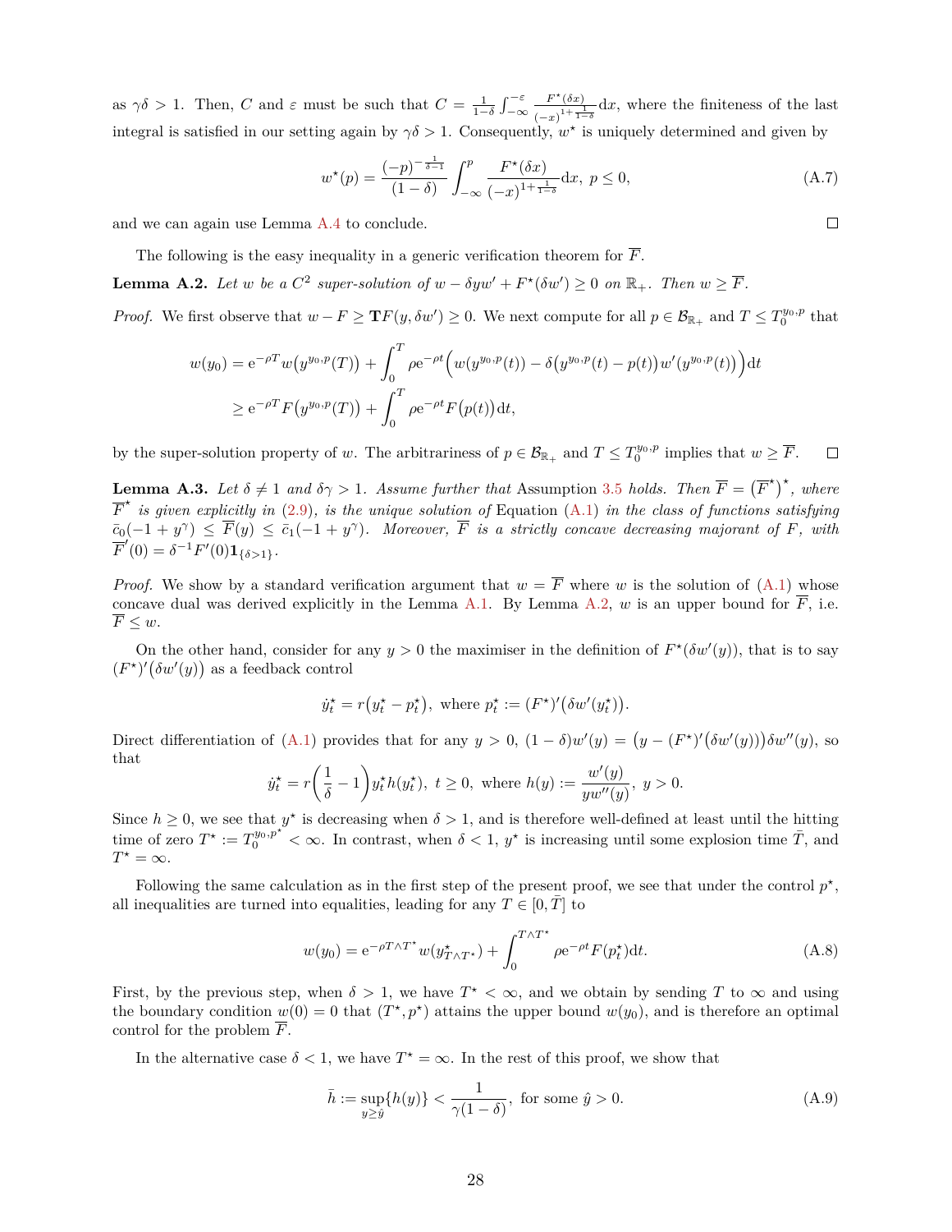as $\gamma\delta > 1$. Then, $C$ and $\varepsilon$ must be such that $C = \frac{1}{1-\delta}\int_{-\infty}^{-\varepsilon} \frac{F^\star(\delta x)}{(-x)^{1+\frac{1}{1-\delta}}}\mathrm{d}x$, where the finiteness of the last integral is satisfied in our setting again by $\gamma\delta > 1$. Consequently, $w^\star$ is uniquely determined and given by

$$w^\star(p) = \frac{(-p)^{-\frac{1}{\delta-1}}}{(1-\delta)}\int_{-\infty}^{p} \frac{F^\star(\delta x)}{(-x)^{1+\frac{1}{1-\delta}}}\mathrm{d}x,\ p \le 0, \tag{A.7}$$

and we can again use Lemma A.4 to conclude. $\square$

The following is the easy inequality in a generic verification theorem for $\overline{F}$.

**Lemma A.2.** *Let $w$ be a $C^2$ super-solution of $w - \delta y w' + F^\star(\delta w') \ge 0$ on $\mathbb{R}_+$. Then $w \ge \overline{F}$.*

*Proof.* We first observe that $w - F \ge \mathbf{T}F(y, \delta w') \ge 0$. We next compute for all $p \in \mathcal{B}_{\mathbb{R}_+}$ and $T \le T_0^{y_0,p}$ that

$$\begin{aligned}
w(y_0) &= \mathrm{e}^{-\rho T} w\big(y^{y_0,p}(T)\big) + \int_0^T \rho \mathrm{e}^{-\rho t}\Big(w(y^{y_0,p}(t)) - \delta\big(y^{y_0,p}(t) - p(t)\big)w'(y^{y_0,p}(t))\Big)\mathrm{d}t \\
&\ge \mathrm{e}^{-\rho T} F\big(y^{y_0,p}(T)\big) + \int_0^T \rho \mathrm{e}^{-\rho t} F\big(p(t)\big)\mathrm{d}t,
\end{aligned}$$

by the super-solution property of $w$. The arbitrariness of $p \in \mathcal{B}_{\mathbb{R}_+}$ and $T \le T_0^{y_0,p}$ implies that $w \ge \overline{F}$. $\square$

**Lemma A.3.** *Let $\delta \ne 1$ and $\delta\gamma > 1$. Assume further that* Assumption 3.5 *holds. Then $\overline{F} = \big(\overline{F}^\star\big)^\star$, where $\overline{F}^\star$ is given explicitly in* (2.9)*, is the unique solution of* Equation (A.1) *in the class of functions satisfying $\bar{c}_0(-1 + y^\gamma) \le \overline{F}(y) \le \bar{c}_1(-1 + y^\gamma)$. Moreover, $\overline{F}$ is a strictly concave decreasing majorant of $F$, with $\overline{F}'(0) = \delta^{-1}F'(0)\mathbf{1}_{\{\delta>1\}}$.*

*Proof.* We show by a standard verification argument that $w = \overline{F}$ where $w$ is the solution of (A.1) whose concave dual was derived explicitly in the Lemma A.1. By Lemma A.2, $w$ is an upper bound for $\overline{F}$, i.e. $\overline{F} \le w$.

On the other hand, consider for any $y > 0$ the maximiser in the definition of $F^\star(\delta w'(y))$, that is to say $(F^\star)'\big(\delta w'(y)\big)$ as a feedback control

$$\dot{y}_t^\star = r\big(y_t^\star - p_t^\star\big),\ \text{where}\ p_t^\star := (F^\star)'\big(\delta w'(y_t^\star)\big).$$

Direct differentiation of (A.1) provides that for any $y > 0$, $(1-\delta)w'(y) = \big(y - (F^\star)'\big(\delta w'(y)\big)\big)\delta w''(y)$, so that

$$\dot{y}_t^\star = r\Big(\frac{1}{\delta} - 1\Big)y_t^\star h(y_t^\star),\ t \ge 0,\ \text{where}\ h(y) := \frac{w'(y)}{y w''(y)},\ y > 0.$$

Since $h \ge 0$, we see that $y^\star$ is decreasing when $\delta > 1$, and is therefore well-defined at least until the hitting time of zero $T^\star := T_0^{y_0,p^\star} < \infty$. In contrast, when $\delta < 1$, $y^\star$ is increasing until some explosion time $\bar{T}$, and $T^\star = \infty$.

Following the same calculation as in the first step of the present proof, we see that under the control $p^\star$, all inequalities are turned into equalities, leading for any $T \in [0, \bar{T}]$ to

$$w(y_0) = \mathrm{e}^{-\rho T\wedge T^\star} w(y_{T\wedge T^\star}^\star) + \int_0^{T\wedge T^\star} \rho \mathrm{e}^{-\rho t} F(p_t^\star)\mathrm{d}t. \tag{A.8}$$

First, by the previous step, when $\delta > 1$, we have $T^\star < \infty$, and we obtain by sending $T$ to $\infty$ and using the boundary condition $w(0) = 0$ that $(T^\star, p^\star)$ attains the upper bound $w(y_0)$, and is therefore an optimal control for the problem $\overline{F}$.

In the alternative case $\delta < 1$, we have $T^\star = \infty$. In the rest of this proof, we show that

$$\bar{h} := \sup_{y \ge \hat{y}}\{h(y)\} < \frac{1}{\gamma(1-\delta)},\ \text{for some}\ \hat{y} > 0. \tag{A.9}$$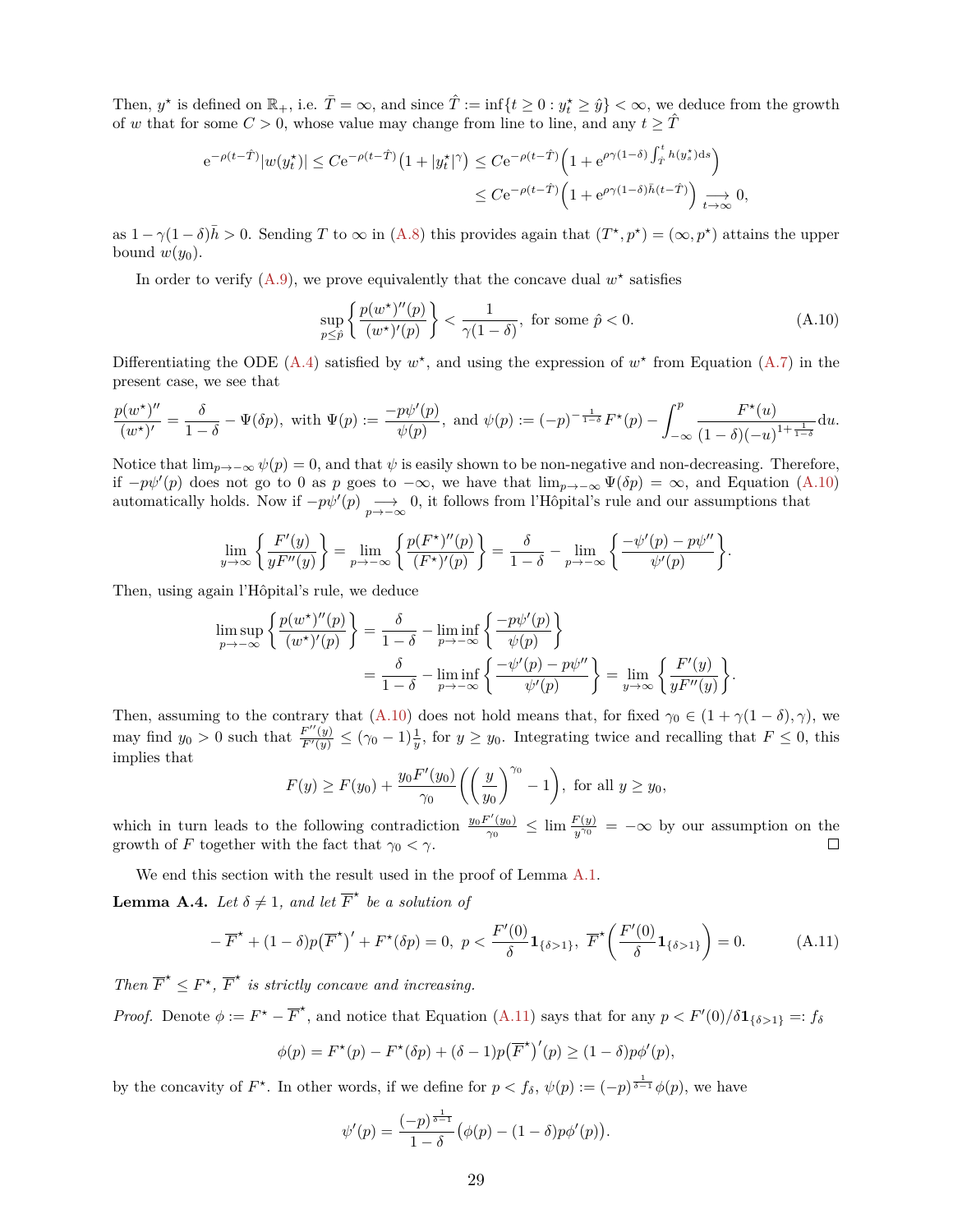Then, $y^\star$ is defined on $\mathbb{R}_+$, i.e. $\bar{T} = \infty$, and since $\hat{T} := \inf\{t \geq 0 : y^\star_t \geq \hat{y}\} < \infty$, we deduce from the growth of $w$ that for some $C > 0$, whose value may change from line to line, and any $t \geq \hat{T}$

$$
\begin{aligned}
\mathrm{e}^{-\rho(t-\hat{T})}|w(y^\star_t)| \leq C\mathrm{e}^{-\rho(t-\hat{T})}\big(1 + |y^\star_t|^\gamma\big) &\leq C\mathrm{e}^{-\rho(t-\hat{T})}\Big(1 + \mathrm{e}^{\rho\gamma(1-\delta)\int_{\hat{T}}^t h(y^\star_s)\mathrm{d}s}\Big) \\
&\leq C\mathrm{e}^{-\rho(t-\hat{T})}\Big(1 + \mathrm{e}^{\rho\gamma(1-\delta)\bar{h}(t-\hat{T})}\Big) \underset{t\to\infty}{\longrightarrow} 0,
\end{aligned}
$$

as $1 - \gamma(1-\delta)\bar{h} > 0$. Sending $T$ to $\infty$ in (A.8) this provides again that $(T^\star, p^\star) = (\infty, p^\star)$ attains the upper bound $w(y_0)$.

In order to verify (A.9), we prove equivalently that the concave dual $w^\star$ satisfies

$$
\sup_{p\leq\hat{p}}\bigg\{\frac{p(w^\star)''(p)}{(w^\star)'(p)}\bigg\} < \frac{1}{\gamma(1-\delta)}, \text{ for some } \hat{p} < 0. \tag{A.10}
$$

Differentiating the ODE (A.4) satisfied by $w^\star$, and using the expression of $w^\star$ from Equation (A.7) in the present case, we see that

$$
\frac{p(w^\star)''}{(w^\star)'} = \frac{\delta}{1-\delta} - \Psi(\delta p), \text{ with } \Psi(p) := \frac{-p\psi'(p)}{\psi(p)}, \text{ and } \psi(p) := (-p)^{-\frac{1}{1-\delta}}F^\star(p) - \int_{-\infty}^p \frac{F^\star(u)}{(1-\delta)(-u)^{1+\frac{1}{1-\delta}}}\mathrm{d}u.
$$

Notice that $\lim_{p\to-\infty}\psi(p) = 0$, and that $\psi$ is easily shown to be non-negative and non-decreasing. Therefore, if $-p\psi'(p)$ does not go to 0 as $p$ goes to $-\infty$, we have that $\lim_{p\to-\infty}\Psi(\delta p) = \infty$, and Equation (A.10) automatically holds. Now if $-p\psi'(p) \underset{p\to-\infty}{\longrightarrow} 0$, it follows from l'Hôpital's rule and our assumptions that

$$
\lim_{y\to\infty}\bigg\{\frac{F'(y)}{yF''(y)}\bigg\} = \lim_{p\to-\infty}\bigg\{\frac{p(F^\star)''(p)}{(F^\star)'(p)}\bigg\} = \frac{\delta}{1-\delta} - \lim_{p\to-\infty}\bigg\{\frac{-\psi'(p) - p\psi''}{\psi'(p)}\bigg\}.
$$

Then, using again l'Hôpital's rule, we deduce

$$
\begin{aligned}
\limsup_{p\to-\infty}\bigg\{\frac{p(w^\star)''(p)}{(w^\star)'(p)}\bigg\} &= \frac{\delta}{1-\delta} - \liminf_{p\to-\infty}\bigg\{\frac{-p\psi'(p)}{\psi(p)}\bigg\} \\
&= \frac{\delta}{1-\delta} - \liminf_{p\to-\infty}\bigg\{\frac{-\psi'(p) - p\psi''}{\psi'(p)}\bigg\} = \lim_{y\to\infty}\bigg\{\frac{F'(y)}{yF''(y)}\bigg\}.
\end{aligned}
$$

Then, assuming to the contrary that (A.10) does not hold means that, for fixed $\gamma_0 \in (1+\gamma(1-\delta), \gamma)$, we may find $y_0 > 0$ such that $\frac{F''(y)}{F'(y)} \leq (\gamma_0 - 1)\frac{1}{y}$, for $y \geq y_0$. Integrating twice and recalling that $F \leq 0$, this implies that

$$
F(y) \geq F(y_0) + \frac{y_0 F'(y_0)}{\gamma_0}\bigg(\Big(\frac{y}{y_0}\Big)^{\gamma_0} - 1\bigg), \text{ for all } y \geq y_0,
$$

which in turn leads to the following contradiction $\frac{y_0F'(y_0)}{\gamma_0} \leq \lim \frac{F(y)}{y^{\gamma_0}} = -\infty$ by our assumption on the growth of $F$ together with the fact that $\gamma_0 < \gamma$. □

We end this section with the result used in the proof of Lemma A.1.

**Lemma A.4.** *Let $\delta \neq 1$, and let $\overline{F}^\star$ be a solution of*

$$
-\overline{F}^\star + (1-\delta)p\big(\overline{F}^\star\big)' + F^\star(\delta p) = 0, \; p < \frac{F'(0)}{\delta}\mathbf{1}_{\{\delta>1\}}, \; \overline{F}^\star\bigg(\frac{F'(0)}{\delta}\mathbf{1}_{\{\delta>1\}}\bigg) = 0. \tag{A.11}
$$

*Then $\overline{F}^\star \leq F^\star$, $\overline{F}^\star$ is strictly concave and increasing.*

*Proof.* Denote $\phi := F^\star - \overline{F}^\star$, and notice that Equation (A.11) says that for any $p < F'(0)/\delta\mathbf{1}_{\{\delta>1\}} =: f_\delta$

$$
\phi(p) = F^\star(p) - F^\star(\delta p) + (\delta - 1)p\big(\overline{F}^\star\big)'(p) \geq (1-\delta)p\phi'(p),
$$

by the concavity of $F^\star$. In other words, if we define for $p < f_\delta$, $\psi(p) := (-p)^{\frac{1}{\delta-1}}\phi(p)$, we have

$$
\psi'(p) = \frac{(-p)^{\frac{1}{\delta-1}}}{1-\delta}\big(\phi(p) - (1-\delta)p\phi'(p)\big).
$$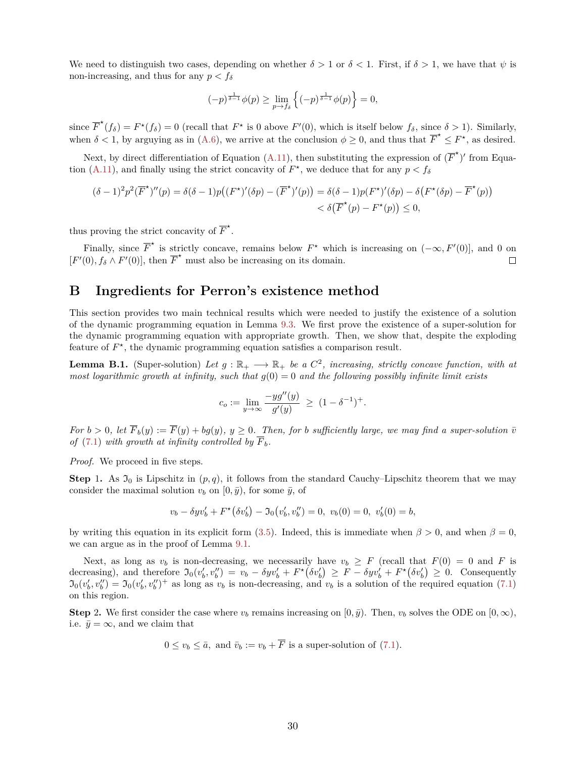We need to distinguish two cases, depending on whether $\delta > 1$ or $\delta < 1$. First, if $\delta > 1$, we have that $\psi$ is non-increasing, and thus for any $p < f_\delta$

$$(-p)^{\frac{1}{\delta-1}}\phi(p) \geq \lim_{p\to f_\delta}\left\{(-p)^{\frac{1}{\delta-1}}\phi(p)\right\} = 0,$$

since $\overline{F}^\star(f_\delta) = F^\star(f_\delta) = 0$ (recall that $F^\star$ is 0 above $F'(0)$, which is itself below $f_\delta$, since $\delta > 1$). Similarly, when $\delta < 1$, by arguying as in (A.6), we arrive at the conclusion $\phi \geq 0$, and thus that $\overline{F}^\star \leq F^\star$, as desired.

Next, by direct differentiation of Equation (A.11), then substituting the expression of $(\overline{F}^\star)'$ from Equation (A.11), and finally using the strict concavity of $F^\star$, we deduce that for any $p < f_\delta$

$$\begin{aligned}(\delta-1)^2p^2(\overline{F}^\star)''(p) = \delta(\delta-1)p\big((F^\star)'(\delta p) - (\overline{F}^\star)'(p)\big) &= \delta(\delta-1)p(F^\star)'(\delta p) - \delta\big(F^\star(\delta p) - \overline{F}^\star(p)\big)\\ &< \delta\big(\overline{F}^\star(p) - F^\star(p)\big) \leq 0,\end{aligned}$$

thus proving the strict concavity of $\overline{F}^\star$.

Finally, since $\overline{F}^\star$ is strictly concave, remains below $F^\star$ which is increasing on $(-\infty, F'(0)]$, and 0 on $[F'(0), f_\delta \wedge F'(0)]$, then $\overline{F}^\star$ must also be increasing on its domain. □

# B Ingredients for Perron's existence method

This section provides two main technical results which were needed to justify the existence of a solution of the dynamic programming equation in Lemma 9.3. We first prove the existence of a super-solution for the dynamic programming equation with appropriate growth. Then, we show that, despite the exploding feature of $F^\star$, the dynamic programming equation satisfies a comparison result.

**Lemma B.1.** (Super-solution) *Let $g : \mathbb{R}_+ \longrightarrow \mathbb{R}_+$ be a $C^2$, increasing, strictly concave function, with at most logarithmic growth at infinity, such that $g(0) = 0$ and the following possibly infinite limit exists*

$$c_o := \lim_{y\to\infty}\frac{-yg''(y)}{g'(y)} \;\geq\; (1-\delta^{-1})^+.$$

*For $b > 0$, let $\overline{F}_b(y) := \overline{F}(y) + bg(y)$, $y \geq 0$. Then, for $b$ sufficiently large, we may find a super-solution $\bar{v}$ of (7.1) with growth at infinity controlled by $\overline{F}_b$.*

*Proof.* We proceed in five steps.

**Step 1.** As $\mathfrak{I}_0$ is Lipschitz in $(p, q)$, it follows from the standard Cauchy–Lipschitz theorem that we may consider the maximal solution $v_b$ on $[0, \bar{y})$, for some $\bar{y}$, of

$$v_b - \delta yv_b' + F^\star\big(\delta v_b'\big) - \mathfrak{I}_0\big(v_b', v_b''\big) = 0,\; v_b(0) = 0,\; v_b'(0) = b,$$

by writing this equation in its explicit form (3.5). Indeed, this is immediate when $\beta > 0$, and when $\beta = 0$, we can argue as in the proof of Lemma 9.1.

Next, as long as $v_b$ is non-decreasing, we necessarily have $v_b \geq F$ (recall that $F(0) = 0$ and $F$ is decreasing), and therefore $\mathfrak{I}_0(v_b', v_b'') = v_b - \delta yv_b' + F^\star\big(\delta v_b'\big) \geq F - \delta yv_b' + F^\star\big(\delta v_b'\big) \geq 0$. Consequently $\mathfrak{I}_0(v_b', v_b'') = \mathfrak{I}_0(v_b', v_b'')^+$ as long as $v_b$ is non-decreasing, and $v_b$ is a solution of the required equation (7.1) on this region.

**Step 2.** We first consider the case where $v_b$ remains increasing on $[0, \bar{y})$. Then, $v_b$ solves the ODE on $[0, \infty)$, i.e. $\bar{y} = \infty$, and we claim that

$$0 \leq v_b \leq \bar{a},\text{ and } \bar{v}_b := v_b + \overline{F} \text{ is a super-solution of (7.1).}$$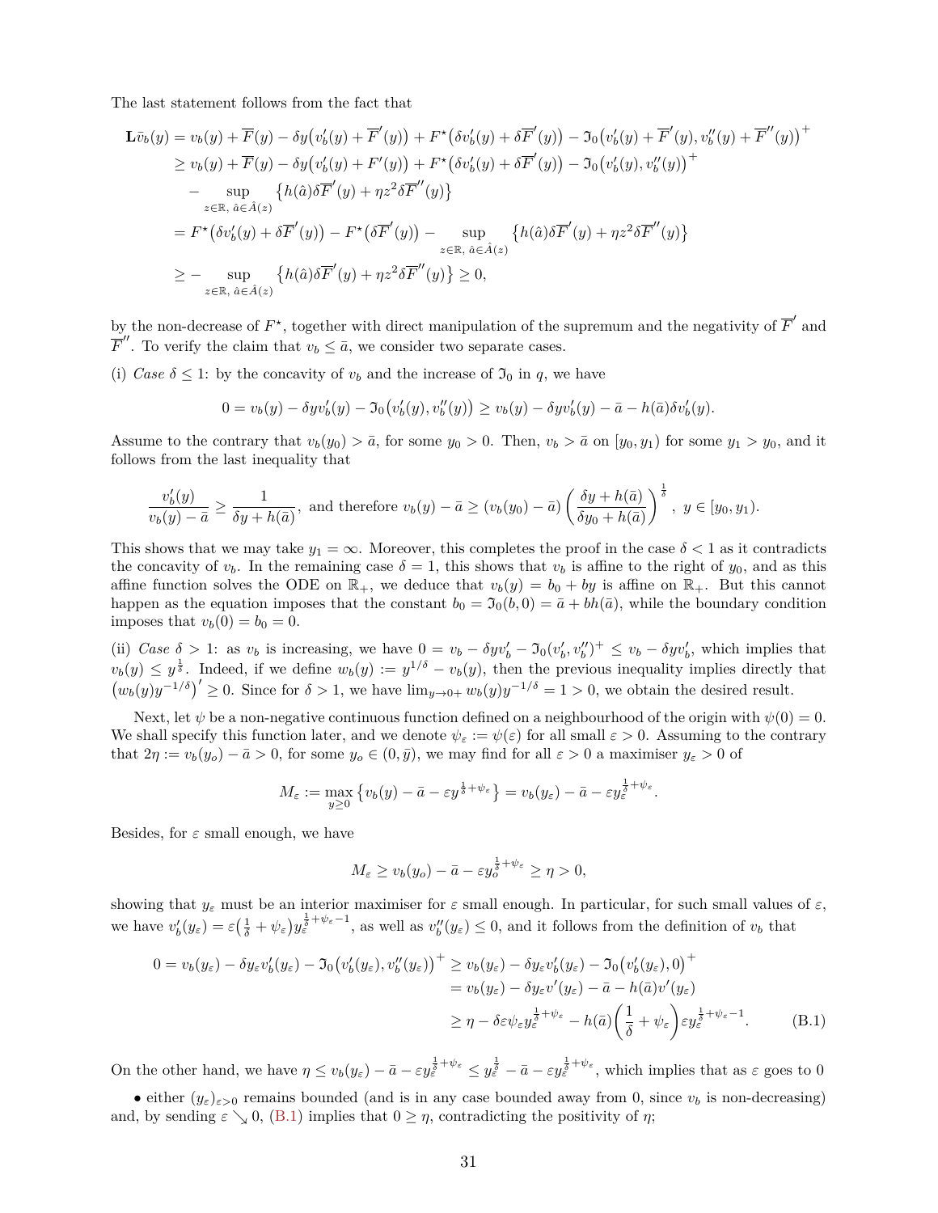The last statement follows from the fact that

$$
\begin{aligned}
\mathbf{L}\bar{v}_b(y) &= v_b(y) + \overline{F}(y) - \delta y\big(v_b'(y) + \overline{F}'(y)\big) + F^\star\big(\delta v_b'(y) + \delta\overline{F}'(y)\big) - \mathfrak{I}_0\big(v_b'(y) + \overline{F}'(y), v_b''(y) + \overline{F}''(y)\big)^+ \\
&\geq v_b(y) + \overline{F}(y) - \delta y\big(v_b'(y) + F'(y)\big) + F^\star\big(\delta v_b'(y) + \delta\overline{F}'(y)\big) - \mathfrak{I}_0\big(v_b'(y), v_b''(y)\big)^+ \\
&\quad - \sup_{z\in\mathbb{R},\, \hat{a}\in\hat{A}(z)} \big\{h(\hat{a})\delta\overline{F}'(y) + \eta z^2\delta\overline{F}''(y)\big\} \\
&= F^\star\big(\delta v_b'(y) + \delta\overline{F}'(y)\big) - F^\star\big(\delta\overline{F}'(y)\big) - \sup_{z\in\mathbb{R},\, \hat{a}\in\hat{A}(z)} \big\{h(\hat{a})\delta\overline{F}'(y) + \eta z^2\delta\overline{F}''(y)\big\} \\
&\geq - \sup_{z\in\mathbb{R},\, \hat{a}\in\hat{A}(z)} \big\{h(\hat{a})\delta\overline{F}'(y) + \eta z^2\delta\overline{F}''(y)\big\} \geq 0,
\end{aligned}
$$

by the non-decrease of $F^\star$, together with direct manipulation of the supremum and the negativity of $\overline{F}'$ and $\overline{F}''$. To verify the claim that $v_b \leq \bar{a}$, we consider two separate cases.

(i) *Case* $\delta \leq 1$: by the concavity of $v_b$ and the increase of $\mathfrak{I}_0$ in $q$, we have

$$
0 = v_b(y) - \delta y v_b'(y) - \mathfrak{I}_0\big(v_b'(y), v_b''(y)\big) \geq v_b(y) - \delta y v_b'(y) - \bar{a} - h(\bar{a})\delta v_b'(y).
$$

Assume to the contrary that $v_b(y_0) > \bar{a}$, for some $y_0 > 0$. Then, $v_b > \bar{a}$ on $[y_0, y_1)$ for some $y_1 > y_0$, and it follows from the last inequality that

$$
\frac{v_b'(y)}{v_b(y) - \bar{a}} \geq \frac{1}{\delta y + h(\bar{a})}, \text{ and therefore } v_b(y) - \bar{a} \geq (v_b(y_0) - \bar{a})\left(\frac{\delta y + h(\bar{a})}{\delta y_0 + h(\bar{a})}\right)^{\frac{1}{\delta}},\ y \in [y_0, y_1).
$$

This shows that we may take $y_1 = \infty$. Moreover, this completes the proof in the case $\delta < 1$ as it contradicts the concavity of $v_b$. In the remaining case $\delta = 1$, this shows that $v_b$ is affine to the right of $y_0$, and as this affine function solves the ODE on $\mathbb{R}_+$, we deduce that $v_b(y) = b_0 + by$ is affine on $\mathbb{R}_+$. But this cannot happen as the equation imposes that the constant $b_0 = \mathfrak{I}_0(b, 0) = \bar{a} + bh(\bar{a})$, while the boundary condition imposes that $v_b(0) = b_0 = 0$.

(ii) *Case* $\delta > 1$: as $v_b$ is increasing, we have $0 = v_b - \delta y v_b' - \mathfrak{I}_0(v_b', v_b'')^+ \leq v_b - \delta y v_b'$, which implies that $v_b(y) \leq y^{\frac{1}{\delta}}$. Indeed, if we define $w_b(y) := y^{1/\delta} - v_b(y)$, then the previous inequality implies directly that $\big(w_b(y)y^{-1/\delta}\big)' \geq 0$. Since for $\delta > 1$, we have $\lim_{y\to 0+} w_b(y)y^{-1/\delta} = 1 > 0$, we obtain the desired result.

Next, let $\psi$ be a non-negative continuous function defined on a neighbourhood of the origin with $\psi(0) = 0$. We shall specify this function later, and we denote $\psi_\varepsilon := \psi(\varepsilon)$ for all small $\varepsilon > 0$. Assuming to the contrary that $2\eta := v_b(y_o) - \bar{a} > 0$, for some $y_o \in (0, \bar{y})$, we may find for all $\varepsilon > 0$ a maximiser $y_\varepsilon > 0$ of

$$
M_\varepsilon := \max_{y\geq 0}\big\{v_b(y) - \bar{a} - \varepsilon y^{\frac{1}{\delta}+\psi_\varepsilon}\big\} = v_b(y_\varepsilon) - \bar{a} - \varepsilon y_\varepsilon^{\frac{1}{\delta}+\psi_\varepsilon}.
$$

Besides, for $\varepsilon$ small enough, we have

$$
M_\varepsilon \geq v_b(y_o) - \bar{a} - \varepsilon y_o^{\frac{1}{\delta}+\psi_\varepsilon} \geq \eta > 0,
$$

showing that $y_\varepsilon$ must be an interior maximiser for $\varepsilon$ small enough. In particular, for such small values of $\varepsilon$, we have $v_b'(y_\varepsilon) = \varepsilon\big(\frac{1}{\delta} + \psi_\varepsilon\big)y_\varepsilon^{\frac{1}{\delta}+\psi_\varepsilon-1}$, as well as $v_b''(y_\varepsilon) \leq 0$, and it follows from the definition of $v_b$ that

$$
\begin{aligned}
0 = v_b(y_\varepsilon) - \delta y_\varepsilon v_b'(y_\varepsilon) - \mathfrak{I}_0\big(v_b'(y_\varepsilon), v_b''(y_\varepsilon)\big)^+ &\geq v_b(y_\varepsilon) - \delta y_\varepsilon v_b'(y_\varepsilon) - \mathfrak{I}_0\big(v_b'(y_\varepsilon), 0\big)^+ \\
&= v_b(y_\varepsilon) - \delta y_\varepsilon v'(y_\varepsilon) - \bar{a} - h(\bar{a})v'(y_\varepsilon) \\
&\geq \eta - \delta\varepsilon\psi_\varepsilon y_\varepsilon^{\frac{1}{\delta}+\psi_\varepsilon} - h(\bar{a})\left(\frac{1}{\delta} + \psi_\varepsilon\right)\varepsilon y_\varepsilon^{\frac{1}{\delta}+\psi_\varepsilon-1}. \qquad \text{(B.1)}
\end{aligned}
$$

On the other hand, we have $\eta \leq v_b(y_\varepsilon) - \bar{a} - \varepsilon y_\varepsilon^{\frac{1}{\delta}+\psi_\varepsilon} \leq y_\varepsilon^{\frac{1}{\delta}} - \bar{a} - \varepsilon y_\varepsilon^{\frac{1}{\delta}+\psi_\varepsilon}$, which implies that as $\varepsilon$ goes to 0

- either $(y_\varepsilon)_{\varepsilon>0}$ remains bounded (and is in any case bounded away from 0, since $v_b$ is non-decreasing) and, by sending $\varepsilon \searrow 0$, (B.1) implies that $0 \geq \eta$, contradicting the positivity of $\eta$;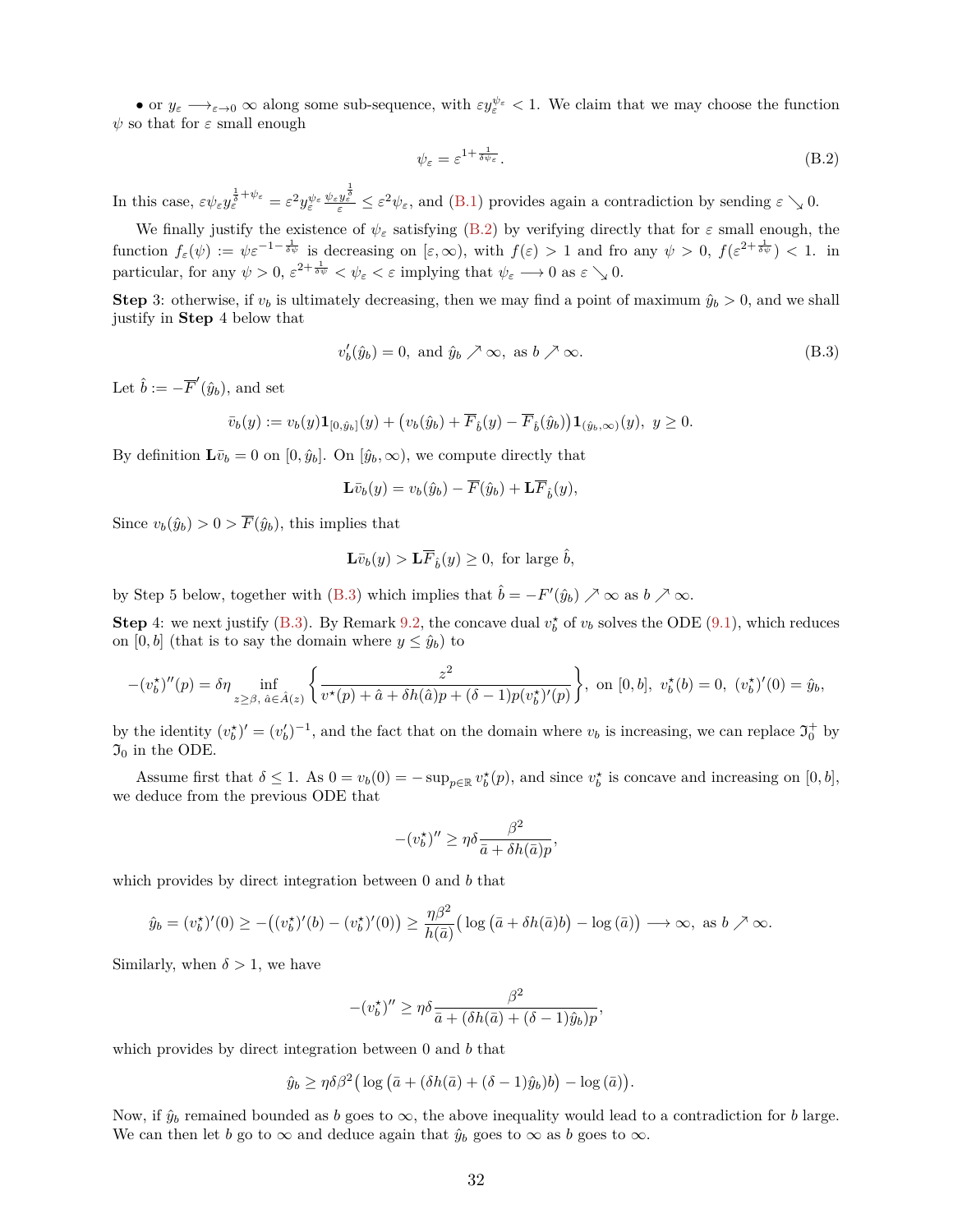• or $y_\varepsilon \longrightarrow_{\varepsilon\to 0} \infty$ along some sub-sequence, with $\varepsilon y_\varepsilon^{\psi_\varepsilon} < 1$. We claim that we may choose the function $\psi$ so that for $\varepsilon$ small enough

$$\psi_\varepsilon = \varepsilon^{1+\frac{1}{\delta\psi_\varepsilon}}. \tag{B.2}$$

In this case, $\varepsilon\psi_\varepsilon y_\varepsilon^{\frac{1}{\delta}+\psi_\varepsilon} = \varepsilon^2 y_\varepsilon^{\psi_\varepsilon}\frac{\psi_\varepsilon y_\varepsilon^{\frac{1}{\delta}}}{\varepsilon} \le \varepsilon^2\psi_\varepsilon$, and (B.1) provides again a contradiction by sending $\varepsilon \searrow 0$.

We finally justify the existence of $\psi_\varepsilon$ satisfying (B.2) by verifying directly that for $\varepsilon$ small enough, the function $f_\varepsilon(\psi) := \psi\varepsilon^{-1-\frac{1}{\delta\psi}}$ is decreasing on $[\varepsilon,\infty)$, with $f(\varepsilon) > 1$ and fro any $\psi > 0$, $f(\varepsilon^{2+\frac{1}{\delta\psi}}) < 1$. in particular, for any $\psi > 0$, $\varepsilon^{2+\frac{1}{\delta\psi}} < \psi_\varepsilon < \varepsilon$ implying that $\psi_\varepsilon \longrightarrow 0$ as $\varepsilon \searrow 0$.

**Step** 3: otherwise, if $v_b$ is ultimately decreasing, then we may find a point of maximum $\hat{y}_b > 0$, and we shall justify in **Step** 4 below that

$$v_b'(\hat{y}_b) = 0, \text{ and } \hat{y}_b \nearrow \infty, \text{ as } b \nearrow \infty. \tag{B.3}$$

Let $\hat{b} := -\overline{F}'(\hat{y}_b)$, and set

$$\bar{v}_b(y) := v_b(y)\mathbf{1}_{[0,\hat{y}_b]}(y) + \big(v_b(\hat{y}_b) + \overline{F}_{\hat{b}}(y) - \overline{F}_{\hat{b}}(\hat{y}_b)\big)\mathbf{1}_{(\hat{y}_b,\infty)}(y),\ y \ge 0.$$

By definition $\mathbf{L}\bar{v}_b = 0$ on $[0,\hat{y}_b]$. On $[\hat{y}_b,\infty)$, we compute directly that

$$\mathbf{L}\bar{v}_b(y) = v_b(\hat{y}_b) - \overline{F}(\hat{y}_b) + \mathbf{L}\overline{F}_{\hat{b}}(y),$$

Since $v_b(\hat{y}_b) > 0 > \overline{F}(\hat{y}_b)$, this implies that

$$\mathbf{L}\bar{v}_b(y) > \mathbf{L}\overline{F}_{\hat{b}}(y) \ge 0, \text{ for large } \hat{b},$$

by Step 5 below, together with (B.3) which implies that $\hat{b} = -F'(\hat{y}_b) \nearrow \infty$ as $b \nearrow \infty$.

**Step** 4: we next justify (B.3). By Remark 9.2, the concave dual $v_b^\star$ of $v_b$ solves the ODE (9.1), which reduces on $[0,b]$ (that is to say the domain where $y \le \hat{y}_b$) to

$$-(v_b^\star)''(p) = \delta\eta \inf_{z\ge\beta,\ \hat{a}\in\hat{A}(z)}\left\{\frac{z^2}{v^\star(p) + \hat{a} + \delta h(\hat{a})p + (\delta-1)p(v_b^\star)'(p)}\right\},\ \text{on } [0,b],\ v_b^\star(b) = 0,\ (v_b^\star)'(0) = \hat{y}_b,$$

by the identity $(v_b^\star)' = (v_b')^{-1}$, and the fact that on the domain where $v_b$ is increasing, we can replace $\mathfrak{I}_0^+$ by $\mathfrak{I}_0$ in the ODE.

Assume first that $\delta \le 1$. As $0 = v_b(0) = -\sup_{p\in\mathbb{R}} v_b^\star(p)$, and since $v_b^\star$ is concave and increasing on $[0,b]$, we deduce from the previous ODE that

$$-(v_b^\star)'' \ge \eta\delta\frac{\beta^2}{\bar{a} + \delta h(\bar{a})p},$$

which provides by direct integration between 0 and $b$ that

$$\hat{y}_b = (v_b^\star)'(0) \ge -\big((v_b^\star)'(b) - (v_b^\star)'(0)\big) \ge \frac{\eta\beta^2}{h(\bar{a})}\big(\log\big(\bar{a} + \delta h(\bar{a})b\big) - \log(\bar{a})\big) \longrightarrow \infty,\ \text{as } b \nearrow \infty.$$

Similarly, when $\delta > 1$, we have

$$-(v_b^\star)'' \ge \eta\delta\frac{\beta^2}{\bar{a} + (\delta h(\bar{a}) + (\delta-1)\hat{y}_b)p},$$

which provides by direct integration between 0 and $b$ that

$$\hat{y}_b \ge \eta\delta\beta^2\big(\log\big(\bar{a} + (\delta h(\bar{a}) + (\delta-1)\hat{y}_b)b\big) - \log(\bar{a})\big).$$

Now, if $\hat{y}_b$ remained bounded as $b$ goes to $\infty$, the above inequality would lead to a contradiction for $b$ large. We can then let $b$ go to $\infty$ and deduce again that $\hat{y}_b$ goes to $\infty$ as $b$ goes to $\infty$.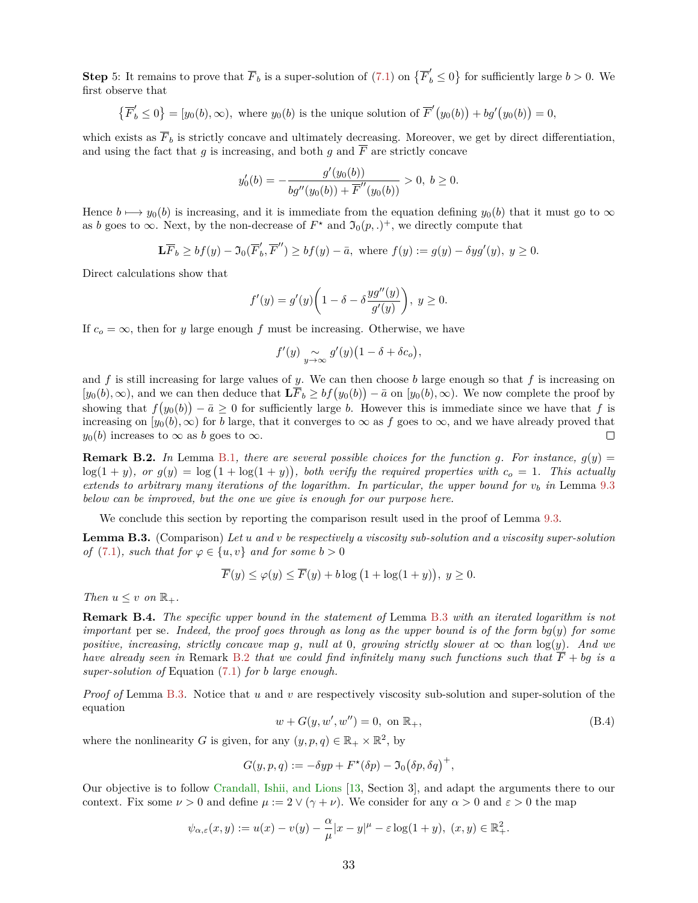**Step** 5: It remains to prove that $\overline{F}_b$ is a super-solution of (7.1) on $\{\overline{F}_b' \leq 0\}$ for sufficiently large $b > 0$. We first observe that

$$\{\overline{F}_b' \leq 0\} = [y_0(b), \infty), \text{ where } y_0(b) \text{ is the unique solution of } \overline{F}'(y_0(b)) + bg'(y_0(b)) = 0,$$

which exists as $\overline{F}_b$ is strictly concave and ultimately decreasing. Moreover, we get by direct differentiation, and using the fact that $g$ is increasing, and both $g$ and $\overline{F}$ are strictly concave

$$y_0'(b) = -\frac{g'(y_0(b))}{bg''(y_0(b)) + \overline{F}''(y_0(b))} > 0, \ b \geq 0.$$

Hence $b \longmapsto y_0(b)$ is increasing, and it is immediate from the equation defining $y_0(b)$ that it must go to $\infty$ as $b$ goes to $\infty$. Next, by the non-decrease of $F^\star$ and $\mathfrak{I}_0(p,.)^+$, we directly compute that

$$\mathbf{L}\overline{F}_b \geq bf(y) - \mathfrak{I}_0(\overline{F}_b', \overline{F}'') \geq bf(y) - \bar{a}, \text{ where } f(y) := g(y) - \delta y g'(y), \ y \geq 0.$$

Direct calculations show that

$$f'(y) = g'(y)\bigg(1 - \delta - \delta\frac{yg''(y)}{g'(y)}\bigg), \ y \geq 0.$$

If $c_o = \infty$, then for $y$ large enough $f$ must be increasing. Otherwise, we have

$$f'(y) \underset{y\to\infty}{\sim} g'(y)\big(1 - \delta + \delta c_o\big),$$

and $f$ is still increasing for large values of $y$. We can then choose $b$ large enough so that $f$ is increasing on $[y_0(b), \infty)$, and we can then deduce that $\mathbf{L}\overline{F}_b \geq bf(y_0(b)) - \bar{a}$ on $[y_0(b), \infty)$. We now complete the proof by showing that $f(y_0(b)) - \bar{a} \geq 0$ for sufficiently large $b$. However this is immediate since we have that $f$ is increasing on $[y_0(b), \infty)$ for $b$ large, that it converges to $\infty$ as $f$ goes to $\infty$, and we have already proved that $y_0(b)$ increases to $\infty$ as $b$ goes to $\infty$. □

**Remark B.2.** *In* Lemma B.1*, there are several possible choices for the function $g$. For instance, $g(y) = \log(1+y)$, or $g(y) = \log\big(1 + \log(1+y)\big)$, both verify the required properties with $c_o = 1$. This actually extends to arbitrary many iterations of the logarithm. In particular, the upper bound for $v_b$ in* Lemma 9.3 *below can be improved, but the one we give is enough for our purpose here.*

We conclude this section by reporting the comparison result used in the proof of Lemma 9.3.

**Lemma B.3.** (Comparison) *Let $u$ and $v$ be respectively a viscosity sub-solution and a viscosity super-solution of* (7.1)*, such that for $\varphi \in \{u, v\}$ and for some $b > 0$*

$$\overline{F}(y) \leq \varphi(y) \leq \overline{F}(y) + b\log\big(1 + \log(1+y)\big), \ y \geq 0.$$

*Then $u \leq v$ on $\mathbb{R}_+$.*

**Remark B.4.** *The specific upper bound in the statement of* Lemma B.3 *with an iterated logarithm is not important* per se*. Indeed, the proof goes through as long as the upper bound is of the form $bg(y)$ for some positive, increasing, strictly concave map $g$, null at $0$, growing strictly slower at $\infty$ than $\log(y)$. And we have already seen in* Remark B.2 *that we could find infinitely many such functions such that $\overline{F} + bg$ is a super-solution of* Equation (7.1) *for $b$ large enough.*

*Proof of* Lemma B.3. Notice that $u$ and $v$ are respectively viscosity sub-solution and super-solution of the equation

$$w + G(y, w', w'') = 0, \text{ on } \mathbb{R}_+, \tag{B.4}$$

where the nonlinearity $G$ is given, for any $(y,p,q) \in \mathbb{R}_+ \times \mathbb{R}^2$, by

$$G(y,p,q) := -\delta y p + F^\star(\delta p) - \mathfrak{I}_0\big(\delta p, \delta q\big)^+,$$

Our objective is to follow Crandall, Ishii, and Lions [13, Section 3], and adapt the arguments there to our context. Fix some $\nu > 0$ and define $\mu := 2 \vee (\gamma + \nu)$. We consider for any $\alpha > 0$ and $\varepsilon > 0$ the map

$$\psi_{\alpha,\varepsilon}(x,y) := u(x) - v(y) - \frac{\alpha}{\mu}|x-y|^\mu - \varepsilon\log(1+y), \ (x,y) \in \mathbb{R}_+^2.$$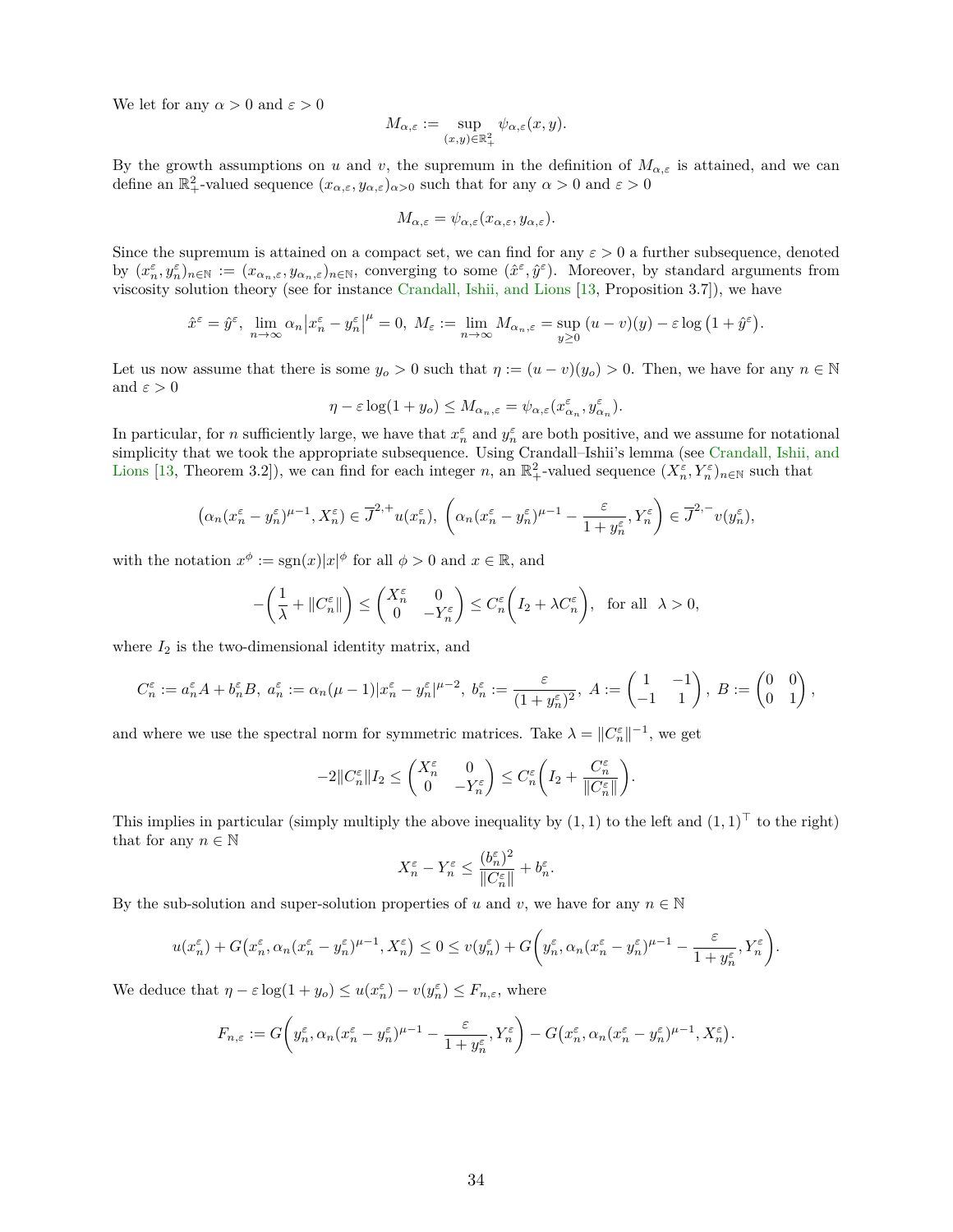We let for any $\alpha > 0$ and $\varepsilon > 0$

$$M_{\alpha,\varepsilon} := \sup_{(x,y)\in\mathbb{R}_+^2} \psi_{\alpha,\varepsilon}(x,y).$$

By the growth assumptions on $u$ and $v$, the supremum in the definition of $M_{\alpha,\varepsilon}$ is attained, and we can define an $\mathbb{R}_+^2$-valued sequence $(x_{\alpha,\varepsilon}, y_{\alpha,\varepsilon})_{\alpha>0}$ such that for any $\alpha > 0$ and $\varepsilon > 0$

$$M_{\alpha,\varepsilon} = \psi_{\alpha,\varepsilon}(x_{\alpha,\varepsilon}, y_{\alpha,\varepsilon}).$$

Since the supremum is attained on a compact set, we can find for any $\varepsilon > 0$ a further subsequence, denoted by $(x_n^\varepsilon, y_n^\varepsilon)_{n\in\mathbb{N}} := (x_{\alpha_n,\varepsilon}, y_{\alpha_n,\varepsilon})_{n\in\mathbb{N}}$, converging to some $(\hat{x}^\varepsilon, \hat{y}^\varepsilon)$. Moreover, by standard arguments from viscosity solution theory (see for instance Crandall, Ishii, and Lions [13, Proposition 3.7]), we have

$$\hat{x}^\varepsilon = \hat{y}^\varepsilon,\ \lim_{n\to\infty} \alpha_n \big|x_n^\varepsilon - y_n^\varepsilon\big|^\mu = 0,\ M_\varepsilon := \lim_{n\to\infty} M_{\alpha_n,\varepsilon} = \sup_{y\geq 0}\,(u-v)(y) - \varepsilon \log\big(1+\hat{y}^\varepsilon\big).$$

Let us now assume that there is some $y_o > 0$ such that $\eta := (u-v)(y_o) > 0$. Then, we have for any $n \in \mathbb{N}$ and $\varepsilon > 0$

$$\eta - \varepsilon \log(1+y_o) \leq M_{\alpha_n,\varepsilon} = \psi_{\alpha,\varepsilon}(x_{\alpha_n}^\varepsilon, y_{\alpha_n}^\varepsilon).$$

In particular, for $n$ sufficiently large, we have that $x_n^\varepsilon$ and $y_n^\varepsilon$ are both positive, and we assume for notational simplicity that we took the appropriate subsequence. Using Crandall–Ishii's lemma (see Crandall, Ishii, and Lions [13, Theorem 3.2]), we can find for each integer $n$, an $\mathbb{R}_+^2$-valued sequence $(X_n^\varepsilon, Y_n^\varepsilon)_{n\in\mathbb{N}}$ such that

$$\big(\alpha_n(x_n^\varepsilon - y_n^\varepsilon)^{\mu-1}, X_n^\varepsilon\big) \in \overline{J}^{2,+}u(x_n^\varepsilon),\ \left(\alpha_n(x_n^\varepsilon - y_n^\varepsilon)^{\mu-1} - \frac{\varepsilon}{1+y_n^\varepsilon}, Y_n^\varepsilon\right) \in \overline{J}^{2,-}v(y_n^\varepsilon),$$

with the notation $x^\phi := \operatorname{sgn}(x)|x|^\phi$ for all $\phi > 0$ and $x \in \mathbb{R}$, and

$$-\left(\frac{1}{\lambda} + \|C_n^\varepsilon\|\right) \leq \begin{pmatrix} X_n^\varepsilon & 0 \\ 0 & -Y_n^\varepsilon \end{pmatrix} \leq C_n^\varepsilon\Big(I_2 + \lambda C_n^\varepsilon\Big), \quad \text{for all } \ \lambda > 0,$$

where $I_2$ is the two-dimensional identity matrix, and

$$C_n^\varepsilon := a_n^\varepsilon A + b_n^\varepsilon B,\ a_n^\varepsilon := \alpha_n(\mu-1)|x_n^\varepsilon - y_n^\varepsilon|^{\mu-2},\ b_n^\varepsilon := \frac{\varepsilon}{(1+y_n^\varepsilon)^2},\ A := \begin{pmatrix} 1 & -1 \\ -1 & 1 \end{pmatrix},\ B := \begin{pmatrix} 0 & 0 \\ 0 & 1 \end{pmatrix},$$

and where we use the spectral norm for symmetric matrices. Take $\lambda = \|C_n^\varepsilon\|^{-1}$, we get

$$-2\|C_n^\varepsilon\| I_2 \leq \begin{pmatrix} X_n^\varepsilon & 0 \\ 0 & -Y_n^\varepsilon \end{pmatrix} \leq C_n^\varepsilon\left(I_2 + \frac{C_n^\varepsilon}{\|C_n^\varepsilon\|}\right).$$

This implies in particular (simply multiply the above inequality by $(1,1)$ to the left and $(1,1)^\top$ to the right) that for any $n \in \mathbb{N}$

$$X_n^\varepsilon - Y_n^\varepsilon \leq \frac{(b_n^\varepsilon)^2}{\|C_n^\varepsilon\|} + b_n^\varepsilon.$$

By the sub-solution and super-solution properties of $u$ and $v$, we have for any $n \in \mathbb{N}$

$$u(x_n^\varepsilon) + G\big(x_n^\varepsilon, \alpha_n(x_n^\varepsilon - y_n^\varepsilon)^{\mu-1}, X_n^\varepsilon\big) \leq 0 \leq v(y_n^\varepsilon) + G\left(y_n^\varepsilon, \alpha_n(x_n^\varepsilon - y_n^\varepsilon)^{\mu-1} - \frac{\varepsilon}{1+y_n^\varepsilon}, Y_n^\varepsilon\right).$$

We deduce that $\eta - \varepsilon\log(1+y_o) \leq u(x_n^\varepsilon) - v(y_n^\varepsilon) \leq F_{n,\varepsilon}$, where

$$F_{n,\varepsilon} := G\left(y_n^\varepsilon, \alpha_n(x_n^\varepsilon - y_n^\varepsilon)^{\mu-1} - \frac{\varepsilon}{1+y_n^\varepsilon}, Y_n^\varepsilon\right) - G\big(x_n^\varepsilon, \alpha_n(x_n^\varepsilon - y_n^\varepsilon)^{\mu-1}, X_n^\varepsilon\big).$$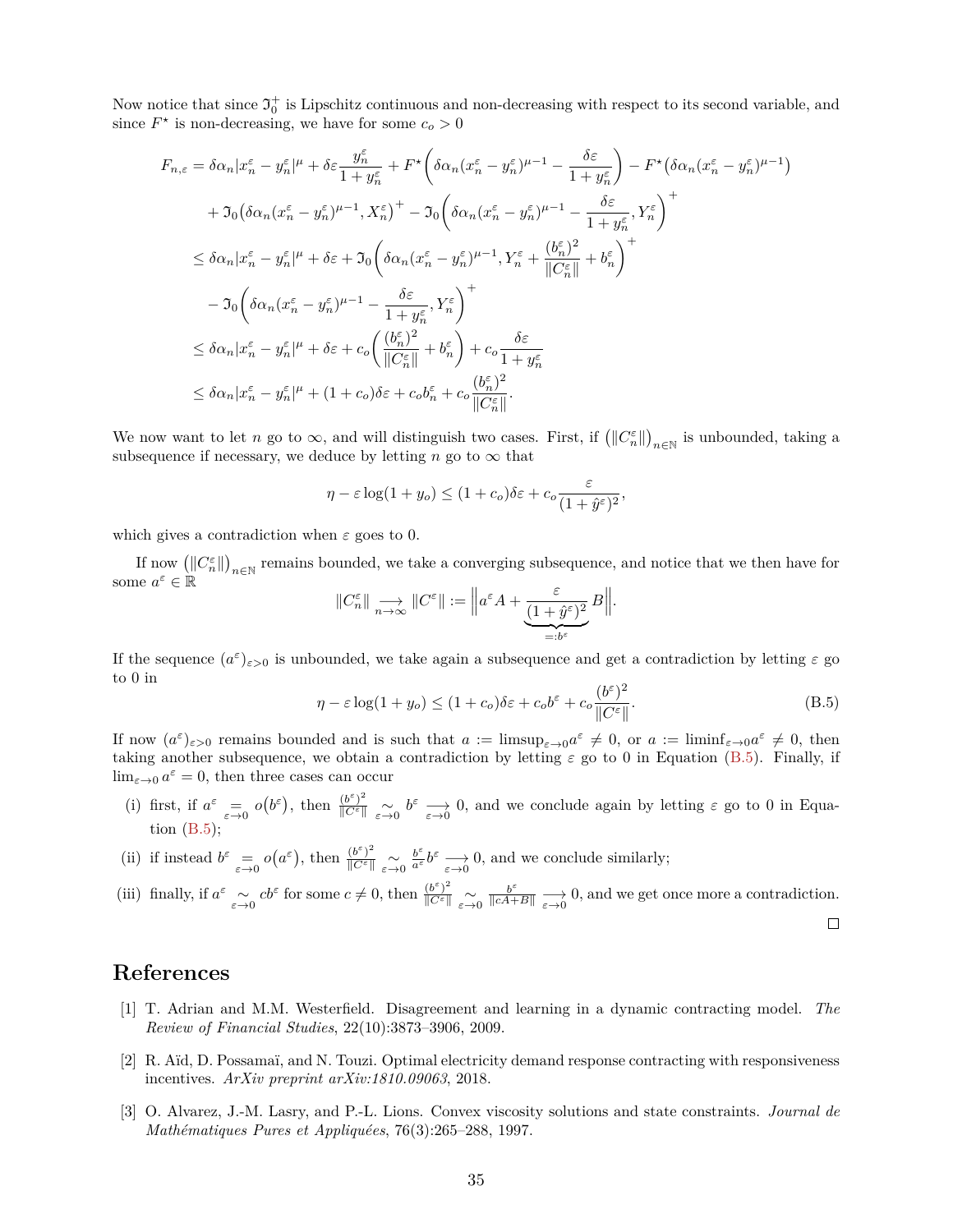Now notice that since $\mathfrak{I}_0^+$ is Lipschitz continuous and non-decreasing with respect to its second variable, and since $F^\star$ is non-decreasing, we have for some $c_o > 0$

$$
\begin{aligned}
F_{n,\varepsilon} &= \delta\alpha_n|x_n^\varepsilon - y_n^\varepsilon|^\mu + \delta\varepsilon\frac{y_n^\varepsilon}{1+y_n^\varepsilon} + F^\star\bigg(\delta\alpha_n(x_n^\varepsilon - y_n^\varepsilon)^{\mu-1} - \frac{\delta\varepsilon}{1+y_n^\varepsilon}\bigg) - F^\star\big(\delta\alpha_n(x_n^\varepsilon - y_n^\varepsilon)^{\mu-1}\big) \\
&\quad + \mathfrak{I}_0\big(\delta\alpha_n(x_n^\varepsilon - y_n^\varepsilon)^{\mu-1}, X_n^\varepsilon\big)^+ - \mathfrak{I}_0\bigg(\delta\alpha_n(x_n^\varepsilon - y_n^\varepsilon)^{\mu-1} - \frac{\delta\varepsilon}{1+y_n^\varepsilon}, Y_n^\varepsilon\bigg)^+ \\
&\leq \delta\alpha_n|x_n^\varepsilon - y_n^\varepsilon|^\mu + \delta\varepsilon + \mathfrak{I}_0\bigg(\delta\alpha_n(x_n^\varepsilon - y_n^\varepsilon)^{\mu-1}, Y_n^\varepsilon + \frac{(b_n^\varepsilon)^2}{\|C_n^\varepsilon\|} + b_n^\varepsilon\bigg)^+ \\
&\quad - \mathfrak{I}_0\bigg(\delta\alpha_n(x_n^\varepsilon - y_n^\varepsilon)^{\mu-1} - \frac{\delta\varepsilon}{1+y_n^\varepsilon}, Y_n^\varepsilon\bigg)^+ \\
&\leq \delta\alpha_n|x_n^\varepsilon - y_n^\varepsilon|^\mu + \delta\varepsilon + c_o\bigg(\frac{(b_n^\varepsilon)^2}{\|C_n^\varepsilon\|} + b_n^\varepsilon\bigg) + c_o\frac{\delta\varepsilon}{1+y_n^\varepsilon} \\
&\leq \delta\alpha_n|x_n^\varepsilon - y_n^\varepsilon|^\mu + (1+c_o)\delta\varepsilon + c_o b_n^\varepsilon + c_o\frac{(b_n^\varepsilon)^2}{\|C_n^\varepsilon\|}.
\end{aligned}
$$

We now want to let $n$ go to $\infty$, and will distinguish two cases. First, if $\big(\|C_n^\varepsilon\|\big)_{n\in\mathbb{N}}$ is unbounded, taking a subsequence if necessary, we deduce by letting $n$ go to $\infty$ that

$$
\eta - \varepsilon\log(1+y_o) \leq (1+c_o)\delta\varepsilon + c_o\frac{\varepsilon}{(1+\hat{y}^\varepsilon)^2},
$$

which gives a contradiction when $\varepsilon$ goes to 0.

If now $\big(\|C_n^\varepsilon\|\big)_{n\in\mathbb{N}}$ remains bounded, we take a converging subsequence, and notice that we then have for some $a^\varepsilon \in \mathbb{R}$

$$
\|C_n^\varepsilon\| \underset{n\to\infty}{\longrightarrow} \|C^\varepsilon\| := \bigg\|a^\varepsilon A + \underbrace{\frac{\varepsilon}{(1+\hat{y}^\varepsilon)^2}}_{=:b^\varepsilon} B\bigg\|.
$$

If the sequence $(a^\varepsilon)_{\varepsilon>0}$ is unbounded, we take again a subsequence and get a contradiction by letting $\varepsilon$ go to 0 in

$$
\eta - \varepsilon\log(1+y_o) \leq (1+c_o)\delta\varepsilon + c_o b^\varepsilon + c_o\frac{(b^\varepsilon)^2}{\|C^\varepsilon\|}. \tag{B.5}
$$

If now $(a^\varepsilon)_{\varepsilon>0}$ remains bounded and is such that $a := \limsup_{\varepsilon\to0} a^\varepsilon \neq 0$, or $a := \liminf_{\varepsilon\to0} a^\varepsilon \neq 0$, then taking another subsequence, we obtain a contradiction by letting $\varepsilon$ go to 0 in Equation (B.5). Finally, if $\lim_{\varepsilon\to0} a^\varepsilon = 0$, then three cases can occur

(i) first, if $a^\varepsilon \underset{\varepsilon\to0}{=} o\big(b^\varepsilon\big)$, then $\frac{(b^\varepsilon)^2}{\|C^\varepsilon\|} \underset{\varepsilon\to0}{\sim} b^\varepsilon \underset{\varepsilon\to0}{\longrightarrow} 0$, and we conclude again by letting $\varepsilon$ go to 0 in Equation (B.5);

(ii) if instead $b^\varepsilon \underset{\varepsilon\to0}{=} o\big(a^\varepsilon\big)$, then $\frac{(b^\varepsilon)^2}{\|C^\varepsilon\|} \underset{\varepsilon\to0}{\sim} \frac{b^\varepsilon}{a^\varepsilon} b^\varepsilon \underset{\varepsilon\to0}{\longrightarrow} 0$, and we conclude similarly;

(iii) finally, if $a^\varepsilon \underset{\varepsilon\to0}{\sim} cb^\varepsilon$ for some $c \neq 0$, then $\frac{(b^\varepsilon)^2}{\|C^\varepsilon\|} \underset{\varepsilon\to0}{\sim} \frac{b^\varepsilon}{\|cA+B\|} \underset{\varepsilon\to0}{\longrightarrow} 0$, and we get once more a contradiction.

□

# References

[1] T. Adrian and M.M. Westerfield. Disagreement and learning in a dynamic contracting model. *The Review of Financial Studies*, 22(10):3873–3906, 2009.

[2] R. Aïd, D. Possamaï, and N. Touzi. Optimal electricity demand response contracting with responsiveness incentives. *ArXiv preprint arXiv:1810.09063*, 2018.

[3] O. Alvarez, J.-M. Lasry, and P.-L. Lions. Convex viscosity solutions and state constraints. *Journal de Mathématiques Pures et Appliquées*, 76(3):265–288, 1997.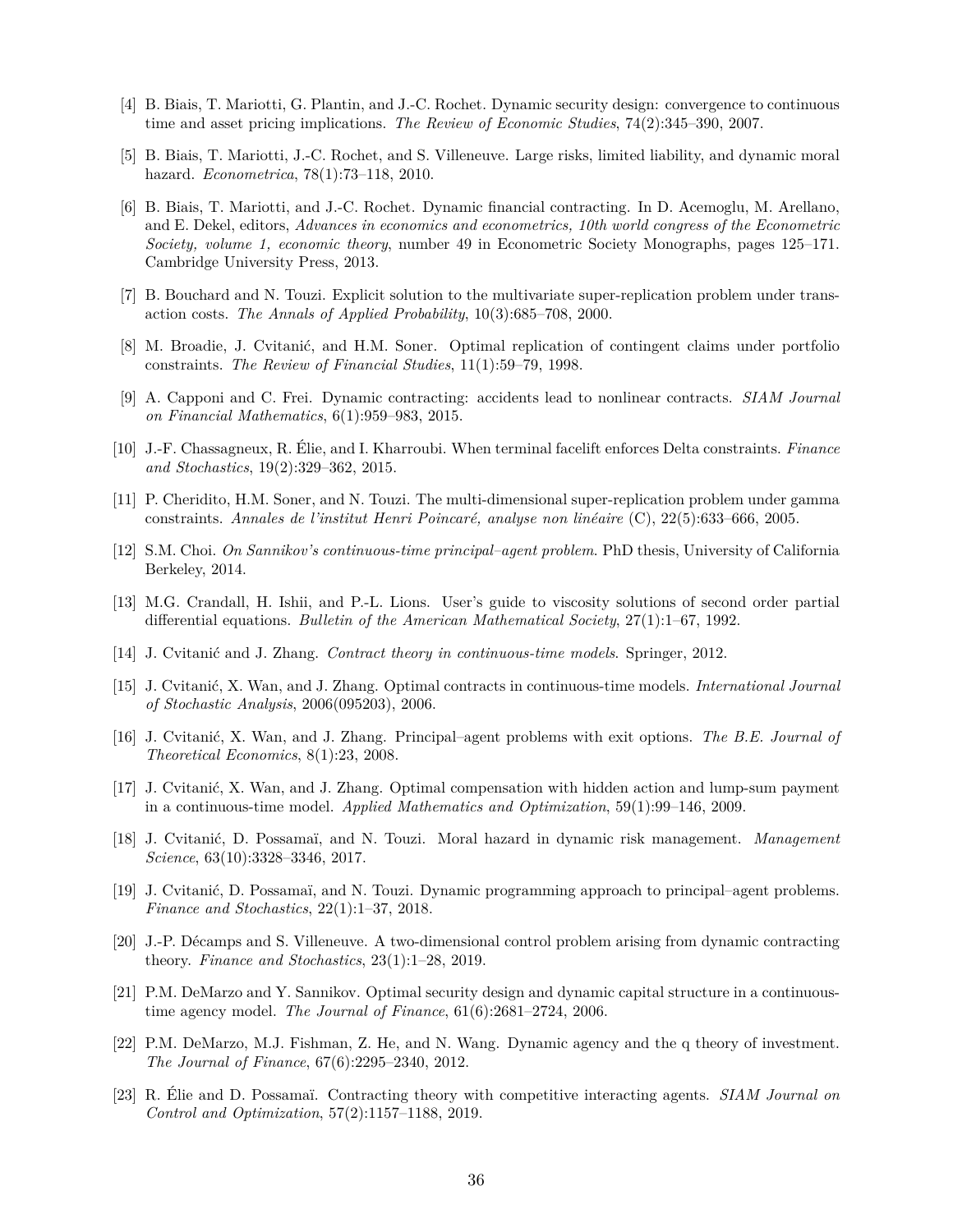[4] B. Biais, T. Mariotti, G. Plantin, and J.-C. Rochet. Dynamic security design: convergence to continuous time and asset pricing implications. *The Review of Economic Studies*, 74(2):345–390, 2007.

[5] B. Biais, T. Mariotti, J.-C. Rochet, and S. Villeneuve. Large risks, limited liability, and dynamic moral hazard. *Econometrica*, 78(1):73–118, 2010.

[6] B. Biais, T. Mariotti, and J.-C. Rochet. Dynamic financial contracting. In D. Acemoglu, M. Arellano, and E. Dekel, editors, *Advances in economics and econometrics, 10th world congress of the Econometric Society, volume 1, economic theory*, number 49 in Econometric Society Monographs, pages 125–171. Cambridge University Press, 2013.

[7] B. Bouchard and N. Touzi. Explicit solution to the multivariate super-replication problem under transaction costs. *The Annals of Applied Probability*, 10(3):685–708, 2000.

[8] M. Broadie, J. Cvitanić, and H.M. Soner. Optimal replication of contingent claims under portfolio constraints. *The Review of Financial Studies*, 11(1):59–79, 1998.

[9] A. Capponi and C. Frei. Dynamic contracting: accidents lead to nonlinear contracts. *SIAM Journal on Financial Mathematics*, 6(1):959–983, 2015.

[10] J.-F. Chassagneux, R. Élie, and I. Kharroubi. When terminal facelift enforces Delta constraints. *Finance and Stochastics*, 19(2):329–362, 2015.

[11] P. Cheridito, H.M. Soner, and N. Touzi. The multi-dimensional super-replication problem under gamma constraints. *Annales de l'institut Henri Poincaré, analyse non linéaire* (C), 22(5):633–666, 2005.

[12] S.M. Choi. *On Sannikov's continuous-time principal–agent problem*. PhD thesis, University of California Berkeley, 2014.

[13] M.G. Crandall, H. Ishii, and P.-L. Lions. User's guide to viscosity solutions of second order partial differential equations. *Bulletin of the American Mathematical Society*, 27(1):1–67, 1992.

[14] J. Cvitanić and J. Zhang. *Contract theory in continuous-time models*. Springer, 2012.

[15] J. Cvitanić, X. Wan, and J. Zhang. Optimal contracts in continuous-time models. *International Journal of Stochastic Analysis*, 2006(095203), 2006.

[16] J. Cvitanić, X. Wan, and J. Zhang. Principal–agent problems with exit options. *The B.E. Journal of Theoretical Economics*, 8(1):23, 2008.

[17] J. Cvitanić, X. Wan, and J. Zhang. Optimal compensation with hidden action and lump-sum payment in a continuous-time model. *Applied Mathematics and Optimization*, 59(1):99–146, 2009.

[18] J. Cvitanić, D. Possamaï, and N. Touzi. Moral hazard in dynamic risk management. *Management Science*, 63(10):3328–3346, 2017.

[19] J. Cvitanić, D. Possamaï, and N. Touzi. Dynamic programming approach to principal–agent problems. *Finance and Stochastics*, 22(1):1–37, 2018.

[20] J.-P. Décamps and S. Villeneuve. A two-dimensional control problem arising from dynamic contracting theory. *Finance and Stochastics*, 23(1):1–28, 2019.

[21] P.M. DeMarzo and Y. Sannikov. Optimal security design and dynamic capital structure in a continuous-time agency model. *The Journal of Finance*, 61(6):2681–2724, 2006.

[22] P.M. DeMarzo, M.J. Fishman, Z. He, and N. Wang. Dynamic agency and the q theory of investment. *The Journal of Finance*, 67(6):2295–2340, 2012.

[23] R. Élie and D. Possamaï. Contracting theory with competitive interacting agents. *SIAM Journal on Control and Optimization*, 57(2):1157–1188, 2019.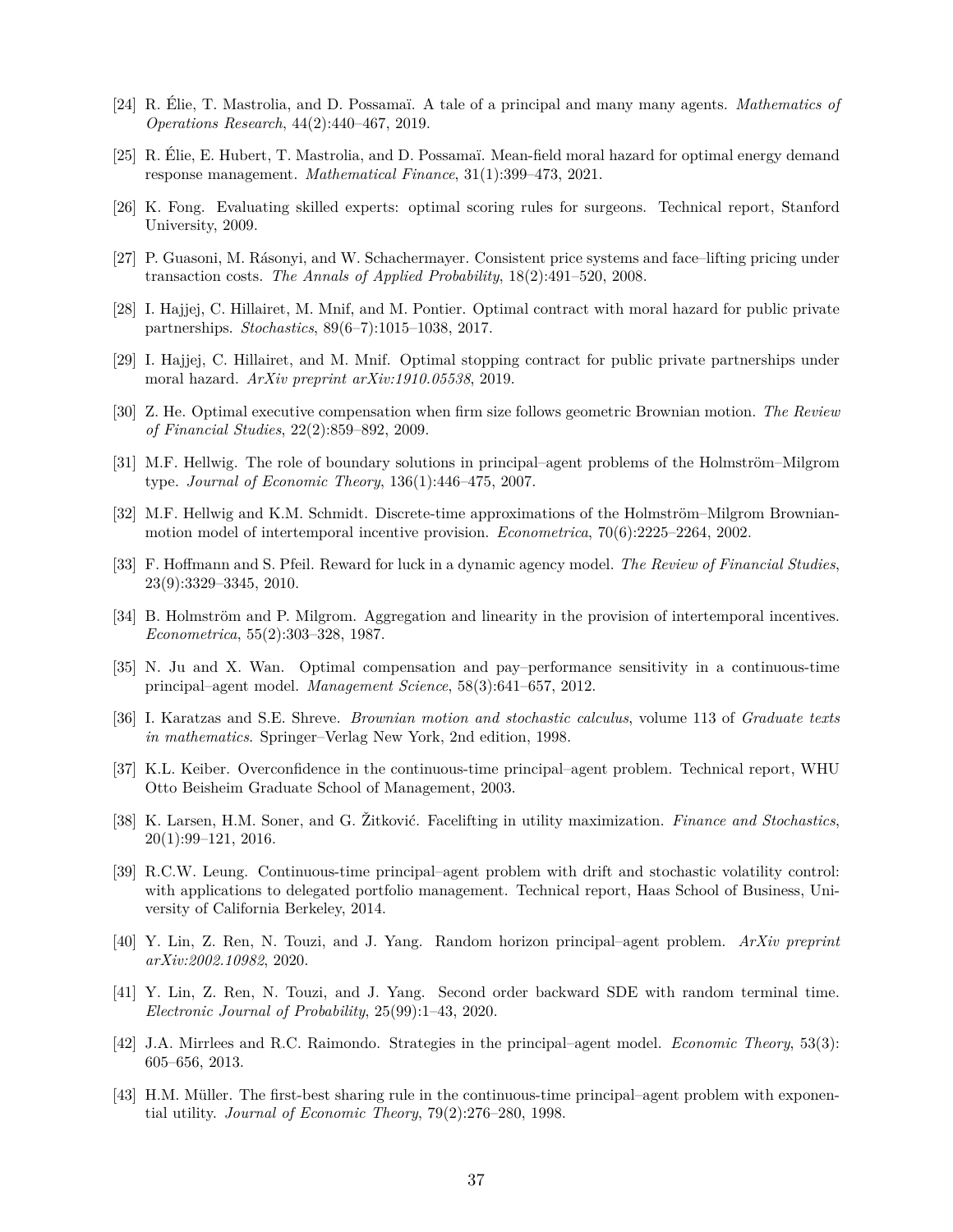[24] R. Élie, T. Mastrolia, and D. Possamaï. A tale of a principal and many many agents. *Mathematics of Operations Research*, 44(2):440–467, 2019.

[25] R. Élie, E. Hubert, T. Mastrolia, and D. Possamaï. Mean-field moral hazard for optimal energy demand response management. *Mathematical Finance*, 31(1):399–473, 2021.

[26] K. Fong. Evaluating skilled experts: optimal scoring rules for surgeons. Technical report, Stanford University, 2009.

[27] P. Guasoni, M. Rásonyi, and W. Schachermayer. Consistent price systems and face–lifting pricing under transaction costs. *The Annals of Applied Probability*, 18(2):491–520, 2008.

[28] I. Hajjej, C. Hillairet, M. Mnif, and M. Pontier. Optimal contract with moral hazard for public private partnerships. *Stochastics*, 89(6–7):1015–1038, 2017.

[29] I. Hajjej, C. Hillairet, and M. Mnif. Optimal stopping contract for public private partnerships under moral hazard. *ArXiv preprint arXiv:1910.05538*, 2019.

[30] Z. He. Optimal executive compensation when firm size follows geometric Brownian motion. *The Review of Financial Studies*, 22(2):859–892, 2009.

[31] M.F. Hellwig. The role of boundary solutions in principal–agent problems of the Holmström–Milgrom type. *Journal of Economic Theory*, 136(1):446–475, 2007.

[32] M.F. Hellwig and K.M. Schmidt. Discrete-time approximations of the Holmström–Milgrom Brownian-motion model of intertemporal incentive provision. *Econometrica*, 70(6):2225–2264, 2002.

[33] F. Hoffmann and S. Pfeil. Reward for luck in a dynamic agency model. *The Review of Financial Studies*, 23(9):3329–3345, 2010.

[34] B. Holmström and P. Milgrom. Aggregation and linearity in the provision of intertemporal incentives. *Econometrica*, 55(2):303–328, 1987.

[35] N. Ju and X. Wan. Optimal compensation and pay–performance sensitivity in a continuous-time principal–agent model. *Management Science*, 58(3):641–657, 2012.

[36] I. Karatzas and S.E. Shreve. *Brownian motion and stochastic calculus*, volume 113 of *Graduate texts in mathematics*. Springer–Verlag New York, 2nd edition, 1998.

[37] K.L. Keiber. Overconfidence in the continuous-time principal–agent problem. Technical report, WHU Otto Beisheim Graduate School of Management, 2003.

[38] K. Larsen, H.M. Soner, and G. Žitković. Facelifting in utility maximization. *Finance and Stochastics*, 20(1):99–121, 2016.

[39] R.C.W. Leung. Continuous-time principal–agent problem with drift and stochastic volatility control: with applications to delegated portfolio management. Technical report, Haas School of Business, University of California Berkeley, 2014.

[40] Y. Lin, Z. Ren, N. Touzi, and J. Yang. Random horizon principal–agent problem. *ArXiv preprint arXiv:2002.10982*, 2020.

[41] Y. Lin, Z. Ren, N. Touzi, and J. Yang. Second order backward SDE with random terminal time. *Electronic Journal of Probability*, 25(99):1–43, 2020.

[42] J.A. Mirrlees and R.C. Raimondo. Strategies in the principal–agent model. *Economic Theory*, 53(3): 605–656, 2013.

[43] H.M. Müller. The first-best sharing rule in the continuous-time principal–agent problem with exponential utility. *Journal of Economic Theory*, 79(2):276–280, 1998.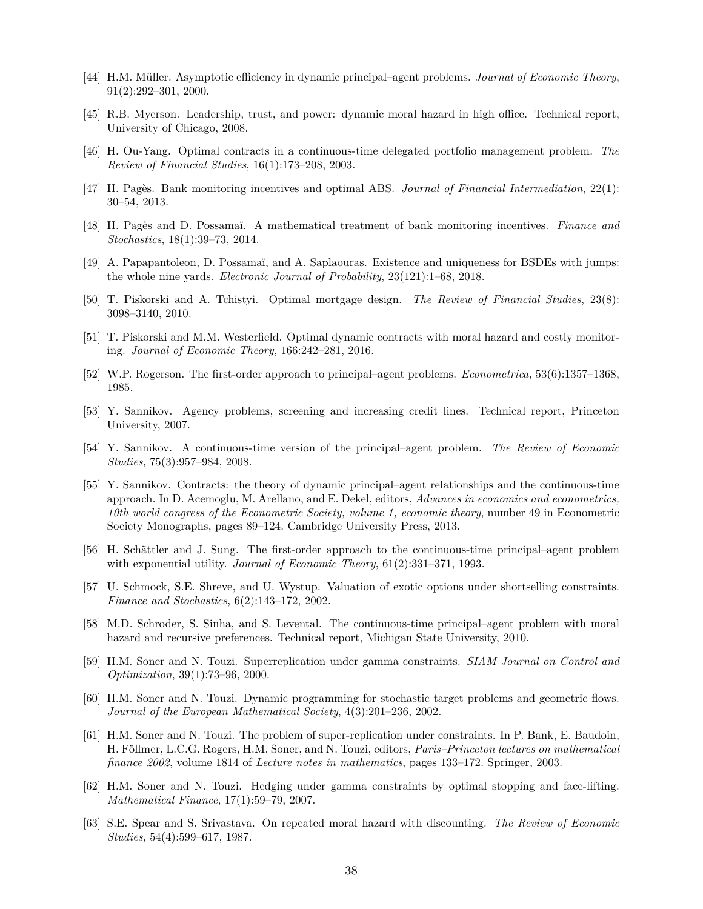[44] H.M. Müller. Asymptotic efficiency in dynamic principal–agent problems. *Journal of Economic Theory*, 91(2):292–301, 2000.

[45] R.B. Myerson. Leadership, trust, and power: dynamic moral hazard in high office. Technical report, University of Chicago, 2008.

[46] H. Ou-Yang. Optimal contracts in a continuous-time delegated portfolio management problem. *The Review of Financial Studies*, 16(1):173–208, 2003.

[47] H. Pagès. Bank monitoring incentives and optimal ABS. *Journal of Financial Intermediation*, 22(1): 30–54, 2013.

[48] H. Pagès and D. Possamaï. A mathematical treatment of bank monitoring incentives. *Finance and Stochastics*, 18(1):39–73, 2014.

[49] A. Papapantoleon, D. Possamaï, and A. Saplaouras. Existence and uniqueness for BSDEs with jumps: the whole nine yards. *Electronic Journal of Probability*, 23(121):1–68, 2018.

[50] T. Piskorski and A. Tchistyi. Optimal mortgage design. *The Review of Financial Studies*, 23(8): 3098–3140, 2010.

[51] T. Piskorski and M.M. Westerfield. Optimal dynamic contracts with moral hazard and costly monitoring. *Journal of Economic Theory*, 166:242–281, 2016.

[52] W.P. Rogerson. The first-order approach to principal–agent problems. *Econometrica*, 53(6):1357–1368, 1985.

[53] Y. Sannikov. Agency problems, screening and increasing credit lines. Technical report, Princeton University, 2007.

[54] Y. Sannikov. A continuous-time version of the principal–agent problem. *The Review of Economic Studies*, 75(3):957–984, 2008.

[55] Y. Sannikov. Contracts: the theory of dynamic principal–agent relationships and the continuous-time approach. In D. Acemoglu, M. Arellano, and E. Dekel, editors, *Advances in economics and econometrics, 10th world congress of the Econometric Society, volume 1, economic theory*, number 49 in Econometric Society Monographs, pages 89–124. Cambridge University Press, 2013.

[56] H. Schättler and J. Sung. The first-order approach to the continuous-time principal–agent problem with exponential utility. *Journal of Economic Theory*, 61(2):331–371, 1993.

[57] U. Schmock, S.E. Shreve, and U. Wystup. Valuation of exotic options under shortselling constraints. *Finance and Stochastics*, 6(2):143–172, 2002.

[58] M.D. Schroder, S. Sinha, and S. Levental. The continuous-time principal–agent problem with moral hazard and recursive preferences. Technical report, Michigan State University, 2010.

[59] H.M. Soner and N. Touzi. Superreplication under gamma constraints. *SIAM Journal on Control and Optimization*, 39(1):73–96, 2000.

[60] H.M. Soner and N. Touzi. Dynamic programming for stochastic target problems and geometric flows. *Journal of the European Mathematical Society*, 4(3):201–236, 2002.

[61] H.M. Soner and N. Touzi. The problem of super-replication under constraints. In P. Bank, E. Baudoin, H. Föllmer, L.C.G. Rogers, H.M. Soner, and N. Touzi, editors, *Paris–Princeton lectures on mathematical finance 2002*, volume 1814 of *Lecture notes in mathematics*, pages 133–172. Springer, 2003.

[62] H.M. Soner and N. Touzi. Hedging under gamma constraints by optimal stopping and face-lifting. *Mathematical Finance*, 17(1):59–79, 2007.

[63] S.E. Spear and S. Srivastava. On repeated moral hazard with discounting. *The Review of Economic Studies*, 54(4):599–617, 1987.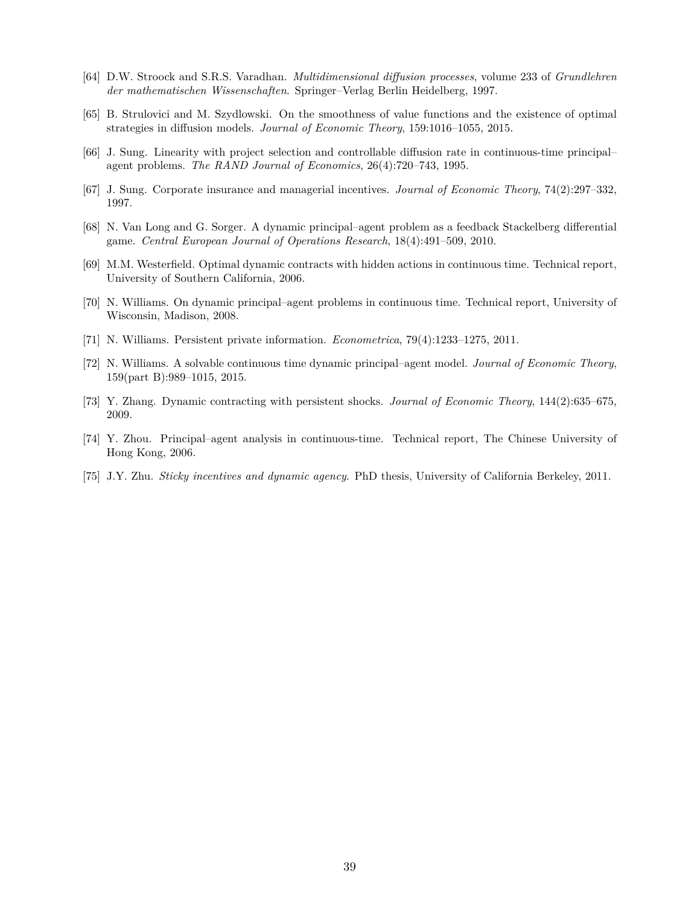[64] D.W. Stroock and S.R.S. Varadhan. *Multidimensional diffusion processes*, volume 233 of *Grundlehren der mathematischen Wissenschaften*. Springer–Verlag Berlin Heidelberg, 1997.

[65] B. Strulovici and M. Szydlowski. On the smoothness of value functions and the existence of optimal strategies in diffusion models. *Journal of Economic Theory*, 159:1016–1055, 2015.

[66] J. Sung. Linearity with project selection and controllable diffusion rate in continuous-time principal–agent problems. *The RAND Journal of Economics*, 26(4):720–743, 1995.

[67] J. Sung. Corporate insurance and managerial incentives. *Journal of Economic Theory*, 74(2):297–332, 1997.

[68] N. Van Long and G. Sorger. A dynamic principal–agent problem as a feedback Stackelberg differential game. *Central European Journal of Operations Research*, 18(4):491–509, 2010.

[69] M.M. Westerfield. Optimal dynamic contracts with hidden actions in continuous time. Technical report, University of Southern California, 2006.

[70] N. Williams. On dynamic principal–agent problems in continuous time. Technical report, University of Wisconsin, Madison, 2008.

[71] N. Williams. Persistent private information. *Econometrica*, 79(4):1233–1275, 2011.

[72] N. Williams. A solvable continuous time dynamic principal–agent model. *Journal of Economic Theory*, 159(part B):989–1015, 2015.

[73] Y. Zhang. Dynamic contracting with persistent shocks. *Journal of Economic Theory*, 144(2):635–675, 2009.

[74] Y. Zhou. Principal–agent analysis in continuous-time. Technical report, The Chinese University of Hong Kong, 2006.

[75] J.Y. Zhu. *Sticky incentives and dynamic agency*. PhD thesis, University of California Berkeley, 2011.